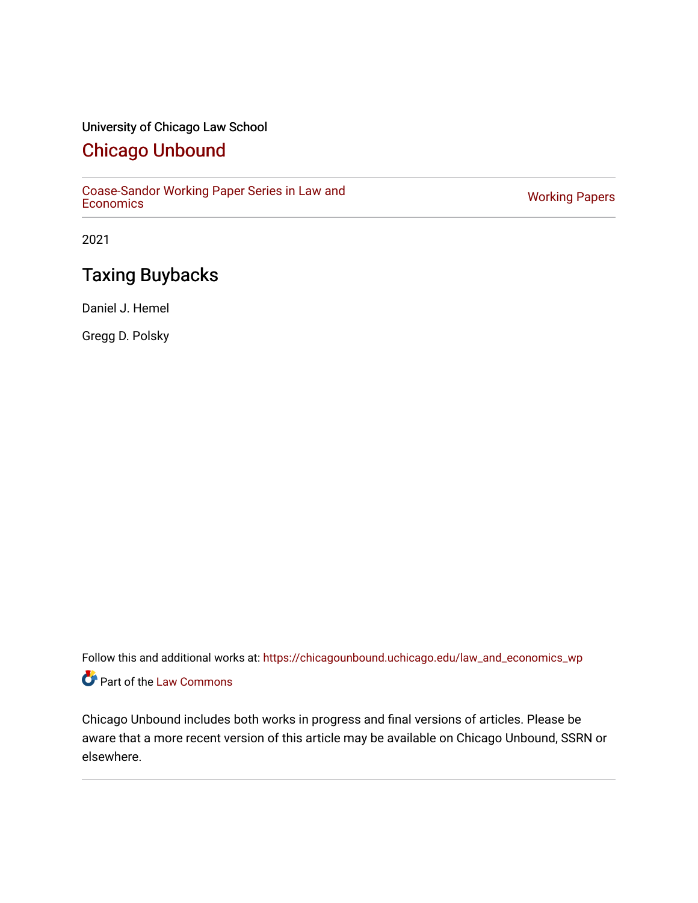University of Chicago Law School

# Chicago Unbound

Coase-Sandor Working Paper Series in Law and Economics | Working Papers

2021

## Taxing Buybacks

Daniel J. Hemel

Gregg D. Polsky

Follow this and additional works at: https://chicagounbound.uchicago.edu/law_and_economics_wp

Part of the Law Commons

Chicago Unbound includes both works in progress and final versions of articles. Please be aware that a more recent version of this article may be available on Chicago Unbound, SSRN or elsewhere.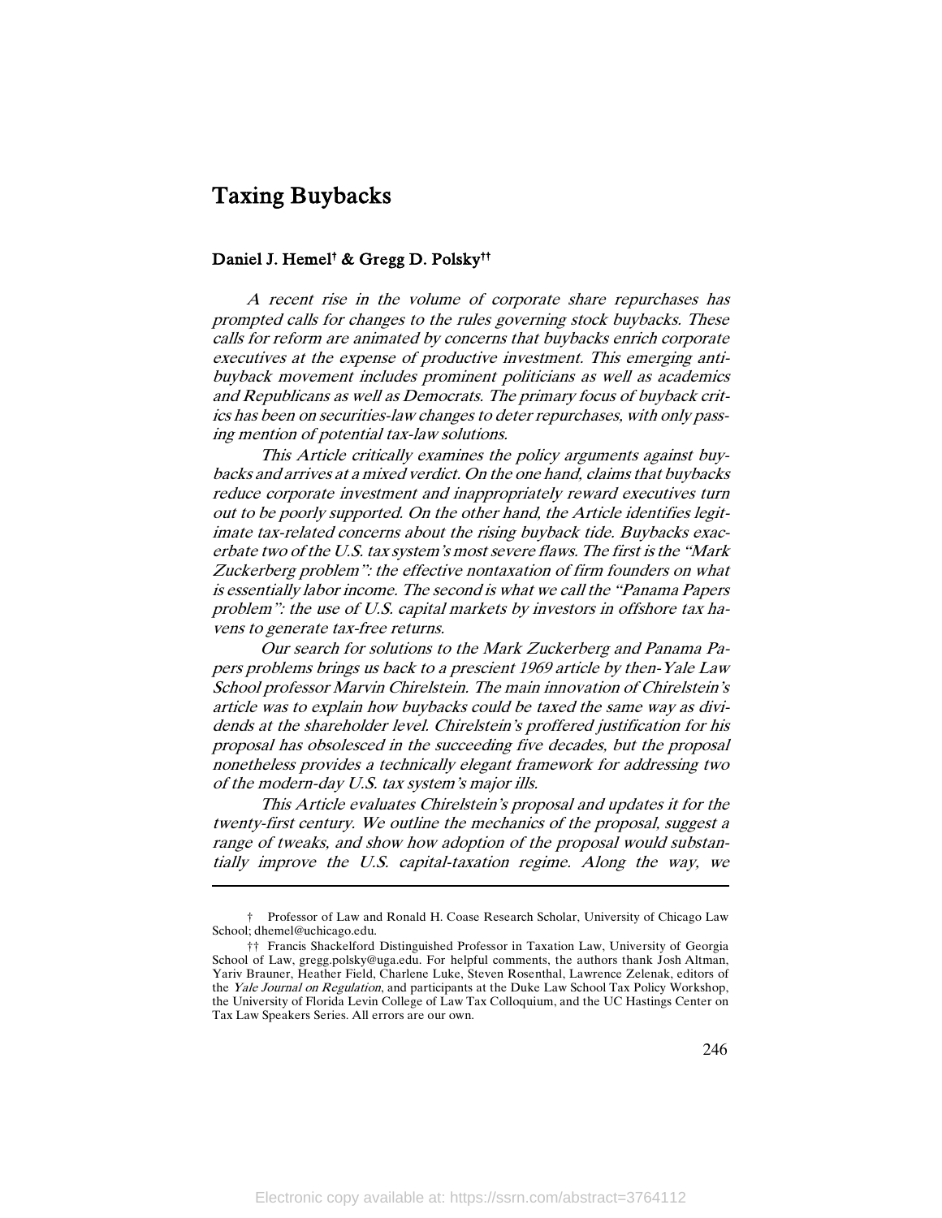# Taxing Buybacks

## Daniel J. Hemel[†] & Gregg D. Polsky[††]

*A recent rise in the volume of corporate share repurchases has prompted calls for changes to the rules governing stock buybacks. These calls for reform are animated by concerns that buybacks enrich corporate executives at the expense of productive investment. This emerging anti-buyback movement includes prominent politicians as well as academics and Republicans as well as Democrats. The primary focus of buyback critics has been on securities-law changes to deter repurchases, with only passing mention of potential tax-law solutions.*

*This Article critically examines the policy arguments against buybacks and arrives at a mixed verdict. On the one hand, claims that buybacks reduce corporate investment and inappropriately reward executives turn out to be poorly supported. On the other hand, the Article identifies legitimate tax-related concerns about the rising buyback tide. Buybacks exacerbate two of the U.S. tax system's most severe flaws. The first is the "Mark Zuckerberg problem": the effective nontaxation of firm founders on what is essentially labor income. The second is what we call the "Panama Papers problem": the use of U.S. capital markets by investors in offshore tax havens to generate tax-free returns.*

*Our search for solutions to the Mark Zuckerberg and Panama Papers problems brings us back to a prescient 1969 article by then-Yale Law School professor Marvin Chirelstein. The main innovation of Chirelstein's article was to explain how buybacks could be taxed the same way as dividends at the shareholder level. Chirelstein's proffered justification for his proposal has obsolesced in the succeeding five decades, but the proposal nonetheless provides a technically elegant framework for addressing two of the modern-day U.S. tax system's major ills.*

*This Article evaluates Chirelstein's proposal and updates it for the twenty-first century. We outline the mechanics of the proposal, suggest a range of tweaks, and show how adoption of the proposal would substantially improve the U.S. capital-taxation regime. Along the way, we*

---

[†] Professor of Law and Ronald H. Coase Research Scholar, University of Chicago Law School; dhemel@uchicago.edu.

[††] Francis Shackelford Distinguished Professor in Taxation Law, University of Georgia School of Law, gregg.polsky@uga.edu. For helpful comments, the authors thank Josh Altman, Yariv Brauner, Heather Field, Charlene Luke, Steven Rosenthal, Lawrence Zelenak, editors of the *Yale Journal on Regulation*, and participants at the Duke Law School Tax Policy Workshop, the University of Florida Levin College of Law Tax Colloquium, and the UC Hastings Center on Tax Law Speakers Series. All errors are our own.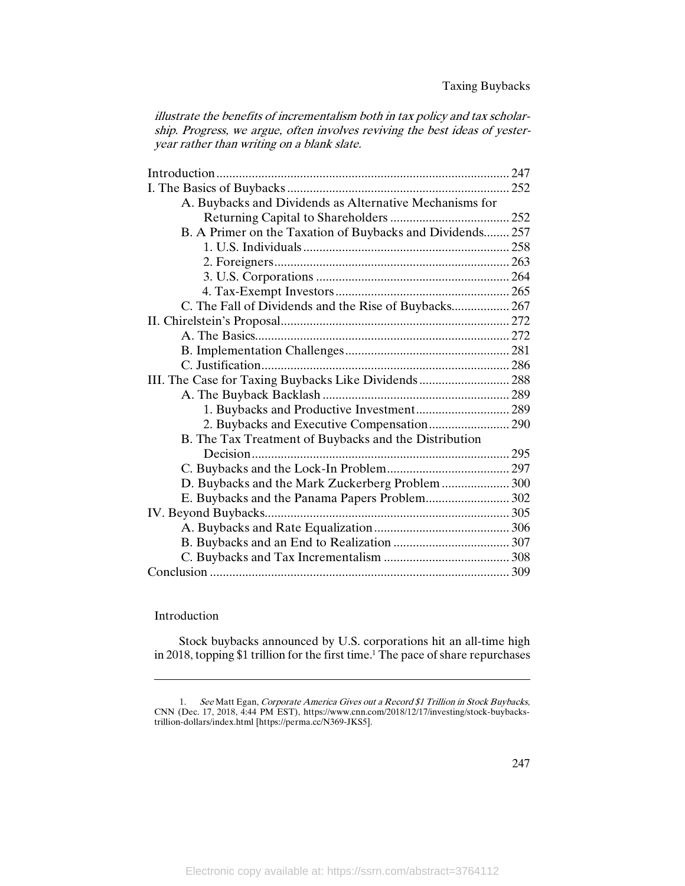*illustrate the benefits of incrementalism both in tax policy and tax scholarship. Progress, we argue, often involves reviving the best ideas of yesteryear rather than writing on a blank slate.*

Introduction .......... 247
I. The Basics of Buybacks .......... 252
    A. Buybacks and Dividends as Alternative Mechanisms for Returning Capital to Shareholders .......... 252
    B. A Primer on the Taxation of Buybacks and Dividends .......... 257
        1. U.S. Individuals .......... 258
        2. Foreigners .......... 263
        3. U.S. Corporations .......... 264
        4. Tax-Exempt Investors .......... 265
    C. The Fall of Dividends and the Rise of Buybacks .......... 267
II. Chirelstein's Proposal .......... 272
    A. The Basics .......... 272
    B. Implementation Challenges .......... 281
    C. Justification .......... 286
III. The Case for Taxing Buybacks Like Dividends .......... 288
    A. The Buyback Backlash .......... 289
        1. Buybacks and Productive Investment .......... 289
        2. Buybacks and Executive Compensation .......... 290
    B. The Tax Treatment of Buybacks and the Distribution Decision .......... 295
    C. Buybacks and the Lock-In Problem .......... 297
    D. Buybacks and the Mark Zuckerberg Problem .......... 300
    E. Buybacks and the Panama Papers Problem .......... 302
IV. Beyond Buybacks .......... 305
    A. Buybacks and Rate Equalization .......... 306
    B. Buybacks and an End to Realization .......... 307
    C. Buybacks and Tax Incrementalism .......... 308
Conclusion .......... 309

## Introduction

Stock buybacks announced by U.S. corporations hit an all-time high in 2018, topping $1 trillion for the first time.[1] The pace of share repurchases

---

1. *See* Matt Egan, *Corporate America Gives out a Record $1 Trillion in Stock Buybacks*, CNN (Dec. 17, 2018, 4:44 PM EST), https://www.cnn.com/2018/12/17/investing/stock-buybacks-trillion-dollars/index.html [https://perma.cc/N369-JKS5].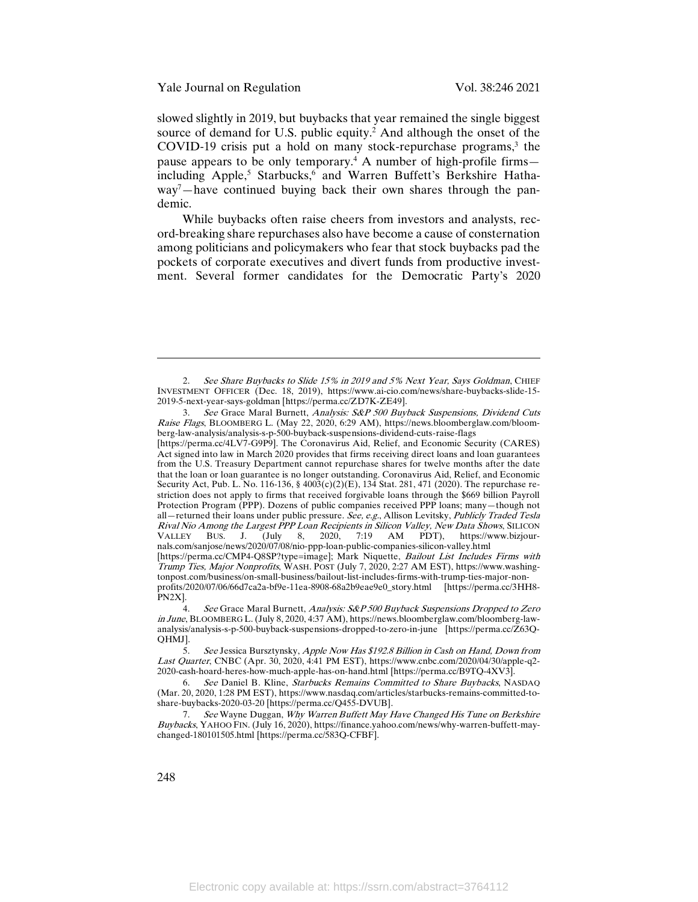slowed slightly in 2019, but buybacks that year remained the single biggest source of demand for U.S. public equity.[2] And although the onset of the COVID-19 crisis put a hold on many stock-repurchase programs,[3] the pause appears to be only temporary.[4] A number of high-profile firms—including Apple,[5] Starbucks,[6] and Warren Buffett's Berkshire Hathaway[7]—have continued buying back their own shares through the pandemic.

While buybacks often raise cheers from investors and analysts, record-breaking share repurchases also have become a cause of consternation among politicians and policymakers who fear that stock buybacks pad the pockets of corporate executives and divert funds from productive investment. Several former candidates for the Democratic Party's 2020

---

2. *See Share Buybacks to Slide 15% in 2019 and 5% Next Year, Says Goldman*, CHIEF INVESTMENT OFFICER (Dec. 18, 2019), https://www.ai-cio.com/news/share-buybacks-slide-15-2019-5-next-year-says-goldman [https://perma.cc/ZD7K-ZE49].

3. *See* Grace Maral Burnett, *Analysis: S&P 500 Buyback Suspensions, Dividend Cuts Raise Flags*, BLOOMBERG L. (May 22, 2020, 6:29 AM), https://news.bloomberglaw.com/bloomberg-law-analysis/analysis-s-p-500-buyback-suspensions-dividend-cuts-raise-flags [https://perma.cc/4LV7-G9P9]. The Coronavirus Aid, Relief, and Economic Security (CARES) Act signed into law in March 2020 provides that firms receiving direct loans and loan guarantees from the U.S. Treasury Department cannot repurchase shares for twelve months after the date that the loan or loan guarantee is no longer outstanding. Coronavirus Aid, Relief, and Economic Security Act, Pub. L. No. 116-136, § 4003(c)(2)(E), 134 Stat. 281, 471 (2020). The repurchase restriction does not apply to firms that received forgivable loans through the $669 billion Payroll Protection Program (PPP). Dozens of public companies received PPP loans; many—though not all—returned their loans under public pressure. *See, e.g.*, Allison Levitsky, *Publicly Traded Tesla Rival Nio Among the Largest PPP Loan Recipients in Silicon Valley, New Data Shows*, SILICON VALLEY BUS. J. (July 8, 2020, 7:19 AM PDT), https://www.bizjournals.com/sanjose/news/2020/07/08/nio-ppp-loan-public-companies-silicon-valley.html [https://perma.cc/CMP4-Q8SP?type=image]; Mark Niquette, *Bailout List Includes Firms with Trump Ties, Major Nonprofits*, WASH. POST (July 7, 2020, 2:27 AM EST), https://www.washingtonpost.com/business/on-small-business/bailout-list-includes-firms-with-trump-ties-major-nonprofits/2020/07/06/66d7ca2a-bf9e-11ea-8908-68a2b9eae9e0_story.html [https://perma.cc/3HH8-PN2X].

4. *See* Grace Maral Burnett, *Analysis: S&P 500 Buyback Suspensions Dropped to Zero in June*, BLOOMBERG L. (July 8, 2020, 4:37 AM), https://news.bloomberglaw.com/bloomberg-law-analysis/analysis-s-p-500-buyback-suspensions-dropped-to-zero-in-june [https://perma.cc/Z63Q-QHMJ].

5. *See* Jessica Bursztynsky, *Apple Now Has $192.8 Billion in Cash on Hand, Down from Last Quarter*, CNBC (Apr. 30, 2020, 4:41 PM EST), https://www.cnbc.com/2020/04/30/apple-q2-2020-cash-hoard-heres-how-much-apple-has-on-hand.html [https://perma.cc/B9TQ-4XV3].

6. *See* Daniel B. Kline, *Starbucks Remains Committed to Share Buybacks*, NASDAQ (Mar. 20, 2020, 1:28 PM EST), https://www.nasdaq.com/articles/starbucks-remains-committed-to-share-buybacks-2020-03-20 [https://perma.cc/Q455-DVUB].

7. *See* Wayne Duggan, *Why Warren Buffett May Have Changed His Tune on Berkshire Buybacks*, YAHOO FIN. (July 16, 2020), https://finance.yahoo.com/news/why-warren-buffett-may-changed-180101505.html [https://perma.cc/583Q-CFBF].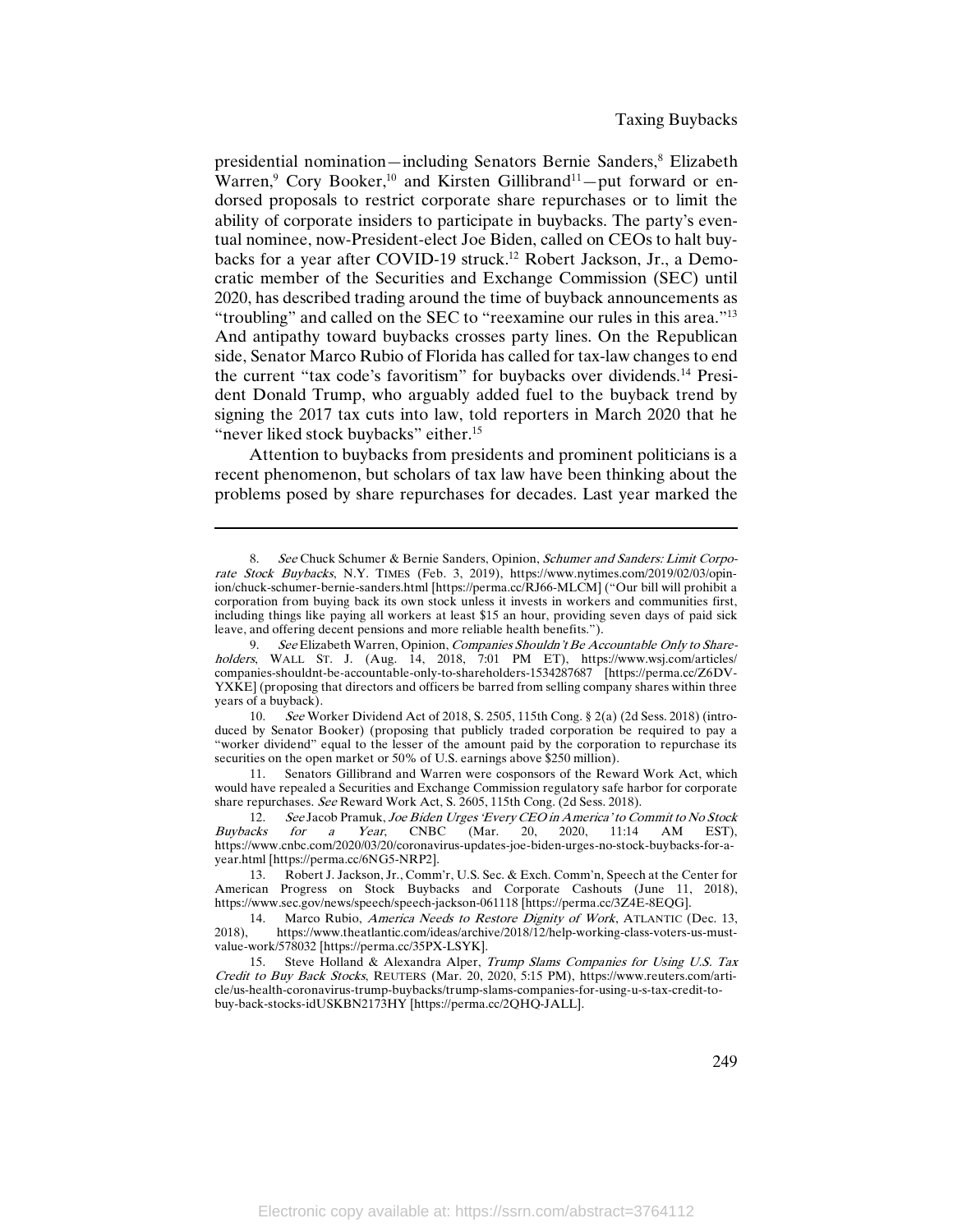presidential nomination—including Senators Bernie Sanders,[8] Elizabeth Warren,[9] Cory Booker,[10] and Kirsten Gillibrand[11]—put forward or endorsed proposals to restrict corporate share repurchases or to limit the ability of corporate insiders to participate in buybacks. The party's eventual nominee, now-President-elect Joe Biden, called on CEOs to halt buybacks for a year after COVID-19 struck.[12] Robert Jackson, Jr., a Democratic member of the Securities and Exchange Commission (SEC) until 2020, has described trading around the time of buyback announcements as "troubling" and called on the SEC to "reexamine our rules in this area."[13] And antipathy toward buybacks crosses party lines. On the Republican side, Senator Marco Rubio of Florida has called for tax-law changes to end the current "tax code's favoritism" for buybacks over dividends.[14] President Donald Trump, who arguably added fuel to the buyback trend by signing the 2017 tax cuts into law, told reporters in March 2020 that he "never liked stock buybacks" either.[15]

Attention to buybacks from presidents and prominent politicians is a recent phenomenon, but scholars of tax law have been thinking about the problems posed by share repurchases for decades. Last year marked the

---

8. *See* Chuck Schumer & Bernie Sanders, Opinion, *Schumer and Sanders: Limit Corporate Stock Buybacks*, N.Y. TIMES (Feb. 3, 2019), https://www.nytimes.com/2019/02/03/opinion/chuck-schumer-bernie-sanders.html [https://perma.cc/RJ66-MLCM] ("Our bill will prohibit a corporation from buying back its own stock unless it invests in workers and communities first, including things like paying all workers at least $15 an hour, providing seven days of paid sick leave, and offering decent pensions and more reliable health benefits.").

9. *See* Elizabeth Warren, Opinion, *Companies Shouldn't Be Accountable Only to Shareholders*, WALL ST. J. (Aug. 14, 2018, 7:01 PM ET), https://www.wsj.com/articles/companies-shouldnt-be-accountable-only-to-shareholders-1534287687 [https://perma.cc/Z6DV-YXKE] (proposing that directors and officers be barred from selling company shares within three years of a buyback).

10. *See* Worker Dividend Act of 2018, S. 2505, 115th Cong. § 2(a) (2d Sess. 2018) (introduced by Senator Booker) (proposing that publicly traded corporation be required to pay a "worker dividend" equal to the lesser of the amount paid by the corporation to repurchase its securities on the open market or 50% of U.S. earnings above $250 million).

11. Senators Gillibrand and Warren were cosponsors of the Reward Work Act, which would have repealed a Securities and Exchange Commission regulatory safe harbor for corporate share repurchases. *See* Reward Work Act, S. 2605, 115th Cong. (2d Sess. 2018).

12. *See* Jacob Pramuk, *Joe Biden Urges 'Every CEO in America' to Commit to No Stock Buybacks for a Year*, CNBC (Mar. 20, 2020, 11:14 AM EST), https://www.cnbc.com/2020/03/20/coronavirus-updates-joe-biden-urges-no-stock-buybacks-for-a-year.html [https://perma.cc/6NG5-NRP2].

13. Robert J. Jackson, Jr., Comm'r, U.S. Sec. & Exch. Comm'n, Speech at the Center for American Progress on Stock Buybacks and Corporate Cashouts (June 11, 2018), https://www.sec.gov/news/speech/speech-jackson-061118 [https://perma.cc/3Z4E-8EQG].

14. Marco Rubio, *America Needs to Restore Dignity of Work*, ATLANTIC (Dec. 13, 2018), https://www.theatlantic.com/ideas/archive/2018/12/help-working-class-voters-us-must-value-work/578032 [https://perma.cc/35PX-LSYK].

15. Steve Holland & Alexandra Alper, *Trump Slams Companies for Using U.S. Tax Credit to Buy Back Stocks*, REUTERS (Mar. 20, 2020, 5:15 PM), https://www.reuters.com/article/us-health-coronavirus-trump-buybacks/trump-slams-companies-for-using-u-s-tax-credit-to-buy-back-stocks-idUSKBN2173HY [https://perma.cc/2QHQ-JALL].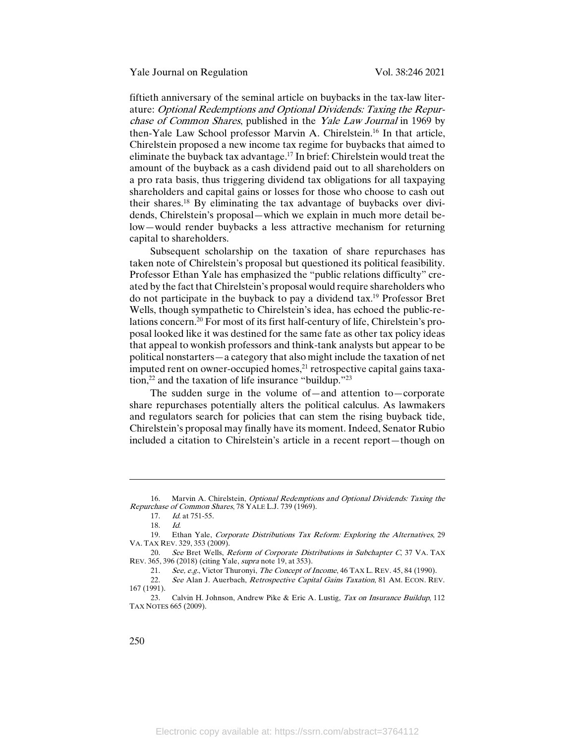fiftieth anniversary of the seminal article on buybacks in the tax-law literature: *Optional Redemptions and Optional Dividends: Taxing the Repurchase of Common Shares*, published in the *Yale Law Journal* in 1969 by then-Yale Law School professor Marvin A. Chirelstein.[16] In that article, Chirelstein proposed a new income tax regime for buybacks that aimed to eliminate the buyback tax advantage.[17] In brief: Chirelstein would treat the amount of the buyback as a cash dividend paid out to all shareholders on a pro rata basis, thus triggering dividend tax obligations for all taxpaying shareholders and capital gains or losses for those who choose to cash out their shares.[18] By eliminating the tax advantage of buybacks over dividends, Chirelstein's proposal—which we explain in much more detail below—would render buybacks a less attractive mechanism for returning capital to shareholders.

Subsequent scholarship on the taxation of share repurchases has taken note of Chirelstein's proposal but questioned its political feasibility. Professor Ethan Yale has emphasized the "public relations difficulty" created by the fact that Chirelstein's proposal would require shareholders who do not participate in the buyback to pay a dividend tax.[19] Professor Bret Wells, though sympathetic to Chirelstein's idea, has echoed the public-relations concern.[20] For most of its first half-century of life, Chirelstein's proposal looked like it was destined for the same fate as other tax policy ideas that appeal to wonkish professors and think-tank analysts but appear to be political nonstarters—a category that also might include the taxation of net imputed rent on owner-occupied homes,[21] retrospective capital gains taxation,[22] and the taxation of life insurance "buildup."[23]

The sudden surge in the volume of—and attention to—corporate share repurchases potentially alters the political calculus. As lawmakers and regulators search for policies that can stem the rising buyback tide, Chirelstein's proposal may finally have its moment. Indeed, Senator Rubio included a citation to Chirelstein's article in a recent report—though on

---

16. Marvin A. Chirelstein, *Optional Redemptions and Optional Dividends: Taxing the Repurchase of Common Shares*, 78 YALE L.J. 739 (1969).

17. *Id.* at 751-55.

18. *Id.*

19. Ethan Yale, *Corporate Distributions Tax Reform: Exploring the Alternatives*, 29 VA. TAX REV. 329, 353 (2009).

20. *See* Bret Wells, *Reform of Corporate Distributions in Subchapter C*, 37 VA. TAX REV. 365, 396 (2018) (citing Yale, *supra* note 19, at 353).

21. *See, e.g.*, Victor Thuronyi, *The Concept of Income*, 46 TAX L. REV. 45, 84 (1990).

22. *See* Alan J. Auerbach, *Retrospective Capital Gains Taxation*, 81 AM. ECON. REV. 167 (1991).

23. Calvin H. Johnson, Andrew Pike & Eric A. Lustig, *Tax on Insurance Buildup*, 112 TAX NOTES 665 (2009).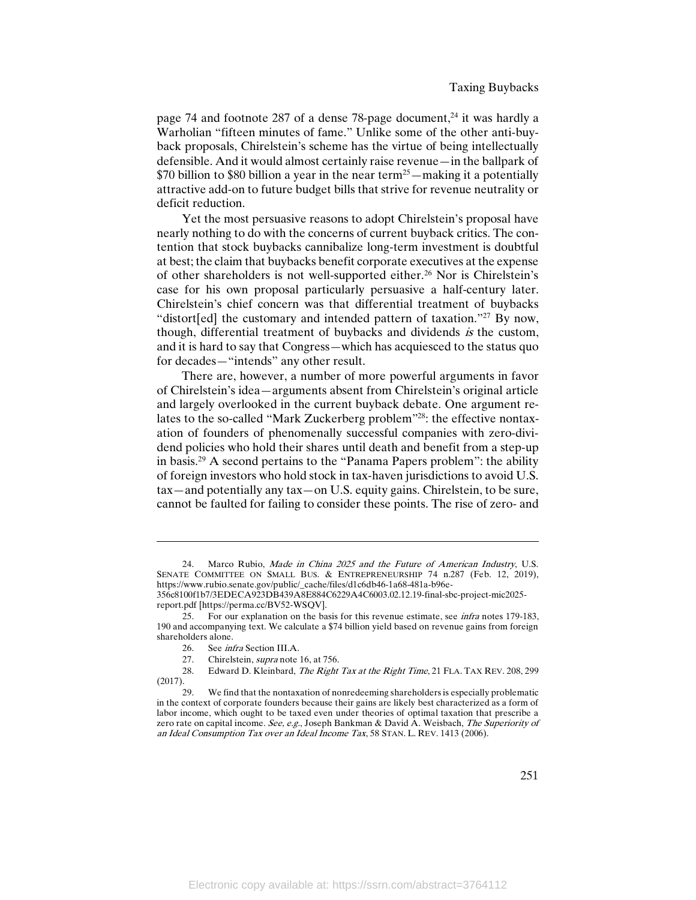page 74 and footnote 287 of a dense 78-page document,[24] it was hardly a Warholian "fifteen minutes of fame." Unlike some of the other anti-buyback proposals, Chirelstein's scheme has the virtue of being intellectually defensible. And it would almost certainly raise revenue—in the ballpark of $70 billion to $80 billion a year in the near term[25]—making it a potentially attractive add-on to future budget bills that strive for revenue neutrality or deficit reduction.

Yet the most persuasive reasons to adopt Chirelstein's proposal have nearly nothing to do with the concerns of current buyback critics. The contention that stock buybacks cannibalize long-term investment is doubtful at best; the claim that buybacks benefit corporate executives at the expense of other shareholders is not well-supported either.[26] Nor is Chirelstein's case for his own proposal particularly persuasive a half-century later. Chirelstein's chief concern was that differential treatment of buybacks "distort[ed] the customary and intended pattern of taxation."[27] By now, though, differential treatment of buybacks and dividends *is* the custom, and it is hard to say that Congress—which has acquiesced to the status quo for decades—"intends" any other result.

There are, however, a number of more powerful arguments in favor of Chirelstein's idea—arguments absent from Chirelstein's original article and largely overlooked in the current buyback debate. One argument relates to the so-called "Mark Zuckerberg problem"[28]: the effective nontaxation of founders of phenomenally successful companies with zero-dividend policies who hold their shares until death and benefit from a step-up in basis.[29] A second pertains to the "Panama Papers problem": the ability of foreign investors who hold stock in tax-haven jurisdictions to avoid U.S. tax—and potentially any tax—on U.S. equity gains. Chirelstein, to be sure, cannot be faulted for failing to consider these points. The rise of zero- and

---

24. Marco Rubio, *Made in China 2025 and the Future of American Industry*, U.S. SENATE COMMITTEE ON SMALL BUS. & ENTREPRENEURSHIP 74 n.287 (Feb. 12, 2019), https://www.rubio.senate.gov/public/_cache/files/d1c6db46-1a68-481a-b96e-356c8100f1b7/3EDECA923DB439A8E884C6229A4C6003.02.12.19-final-sbc-project-mic2025-report.pdf [https://perma.cc/BV52-WSQV].

25. For our explanation on the basis for this revenue estimate, see *infra* notes 179-183, 190 and accompanying text. We calculate a $74 billion yield based on revenue gains from foreign shareholders alone.

26. See *infra* Section III.A.

27. Chirelstein, *supra* note 16, at 756.

28. Edward D. Kleinbard, *The Right Tax at the Right Time*, 21 FLA. TAX REV. 208, 299 (2017).

29. We find that the nontaxation of nonredeeming shareholders is especially problematic in the context of corporate founders because their gains are likely best characterized as a form of labor income, which ought to be taxed even under theories of optimal taxation that prescribe a zero rate on capital income. *See, e.g.*, Joseph Bankman & David A. Weisbach, *The Superiority of an Ideal Consumption Tax over an Ideal Income Tax*, 58 STAN. L. REV. 1413 (2006).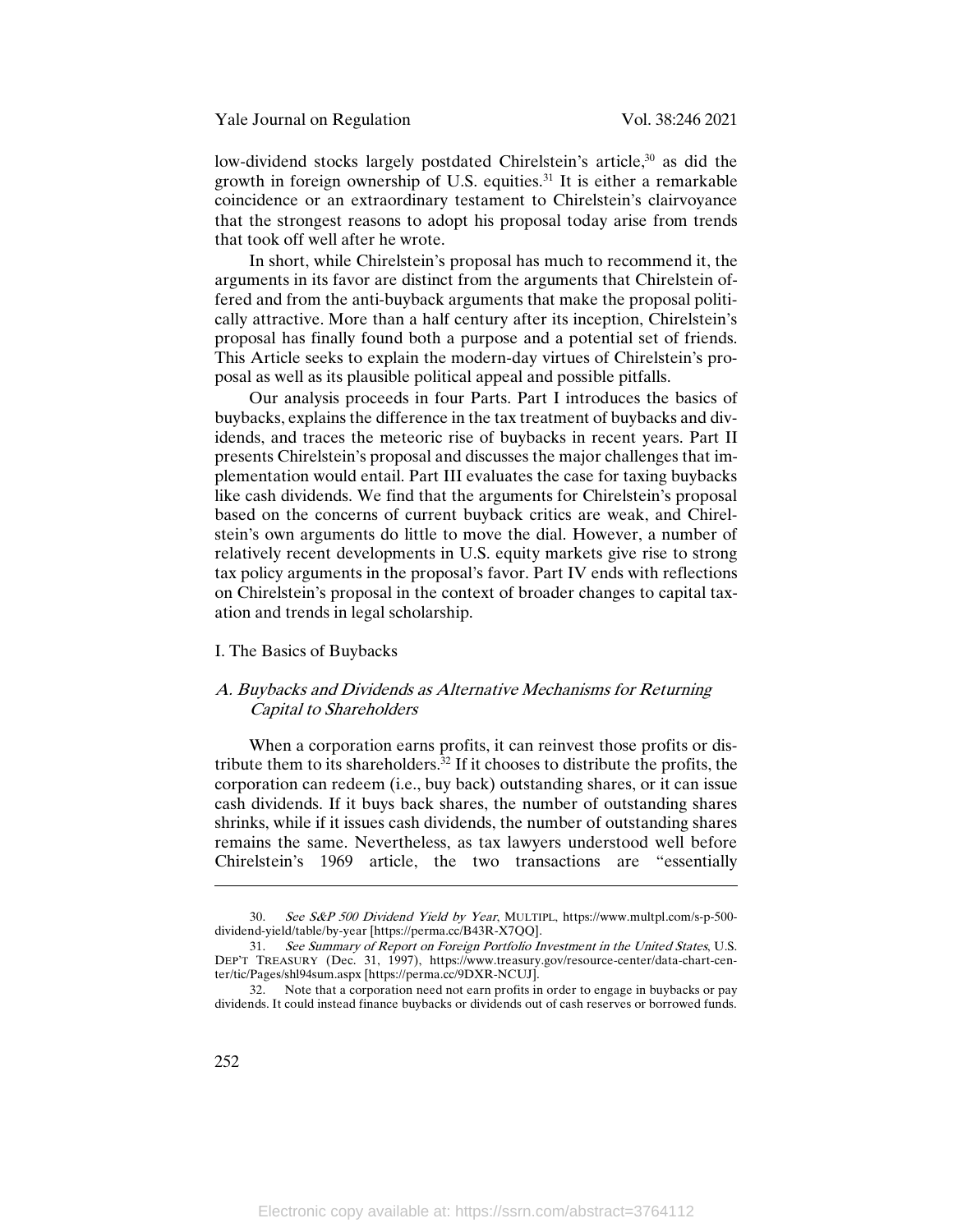low-dividend stocks largely postdated Chirelstein's article,[30] as did the growth in foreign ownership of U.S. equities.[31] It is either a remarkable coincidence or an extraordinary testament to Chirelstein's clairvoyance that the strongest reasons to adopt his proposal today arise from trends that took off well after he wrote.

In short, while Chirelstein's proposal has much to recommend it, the arguments in its favor are distinct from the arguments that Chirelstein offered and from the anti-buyback arguments that make the proposal politically attractive. More than a half century after its inception, Chirelstein's proposal has finally found both a purpose and a potential set of friends. This Article seeks to explain the modern-day virtues of Chirelstein's proposal as well as its plausible political appeal and possible pitfalls.

Our analysis proceeds in four Parts. Part I introduces the basics of buybacks, explains the difference in the tax treatment of buybacks and dividends, and traces the meteoric rise of buybacks in recent years. Part II presents Chirelstein's proposal and discusses the major challenges that implementation would entail. Part III evaluates the case for taxing buybacks like cash dividends. We find that the arguments for Chirelstein's proposal based on the concerns of current buyback critics are weak, and Chirelstein's own arguments do little to move the dial. However, a number of relatively recent developments in U.S. equity markets give rise to strong tax policy arguments in the proposal's favor. Part IV ends with reflections on Chirelstein's proposal in the context of broader changes to capital taxation and trends in legal scholarship.

## I. The Basics of Buybacks

### *A. Buybacks and Dividends as Alternative Mechanisms for Returning Capital to Shareholders*

When a corporation earns profits, it can reinvest those profits or distribute them to its shareholders.[32] If it chooses to distribute the profits, the corporation can redeem (i.e., buy back) outstanding shares, or it can issue cash dividends. If it buys back shares, the number of outstanding shares shrinks, while if it issues cash dividends, the number of outstanding shares remains the same. Nevertheless, as tax lawyers understood well before Chirelstein's 1969 article, the two transactions are "essentially

---

30. *See S&P 500 Dividend Yield by Year*, MULTIPL, https://www.multpl.com/s-p-500-dividend-yield/table/by-year [https://perma.cc/B43R-X7QQ].

31. *See Summary of Report on Foreign Portfolio Investment in the United States*, U.S. DEP'T TREASURY (Dec. 31, 1997), https://www.treasury.gov/resource-center/data-chart-center/tic/Pages/shl94sum.aspx [https://perma.cc/9DXR-NCUJ].

32. Note that a corporation need not earn profits in order to engage in buybacks or pay dividends. It could instead finance buybacks or dividends out of cash reserves or borrowed funds.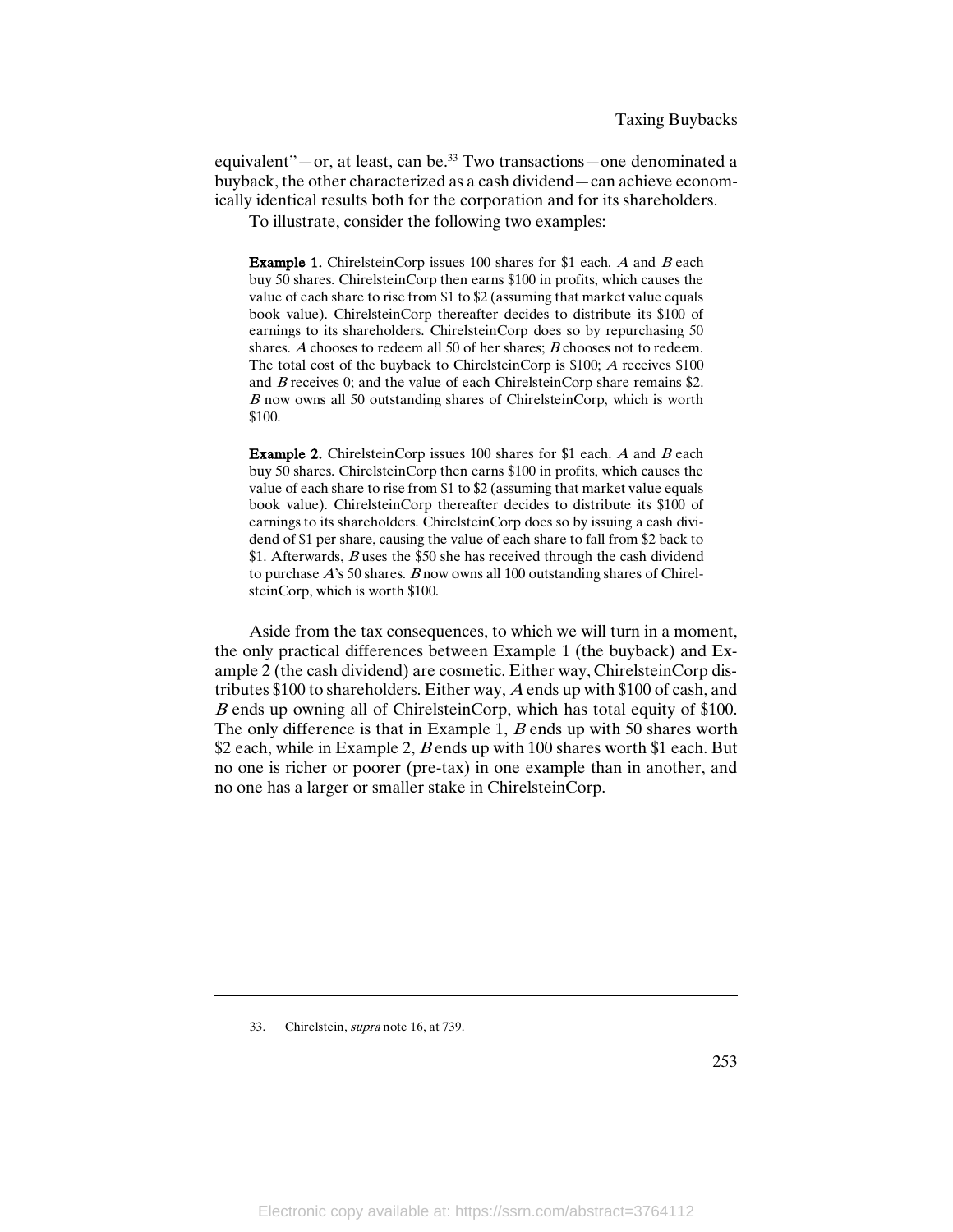equivalent"—or, at least, can be.[33] Two transactions—one denominated a buyback, the other characterized as a cash dividend—can achieve economically identical results both for the corporation and for its shareholders.

To illustrate, consider the following two examples:

> **Example 1.** ChirelsteinCorp issues 100 shares for $1 each. *A* and *B* each buy 50 shares. ChirelsteinCorp then earns $100 in profits, which causes the value of each share to rise from $1 to $2 (assuming that market value equals book value). ChirelsteinCorp thereafter decides to distribute its $100 of earnings to its shareholders. ChirelsteinCorp does so by repurchasing 50 shares. *A* chooses to redeem all 50 of her shares; *B* chooses not to redeem. The total cost of the buyback to ChirelsteinCorp is $100; *A* receives $100 and *B* receives 0; and the value of each ChirelsteinCorp share remains $2. *B* now owns all 50 outstanding shares of ChirelsteinCorp, which is worth $100.

> **Example 2.** ChirelsteinCorp issues 100 shares for $1 each. *A* and *B* each buy 50 shares. ChirelsteinCorp then earns $100 in profits, which causes the value of each share to rise from $1 to $2 (assuming that market value equals book value). ChirelsteinCorp thereafter decides to distribute its $100 of earnings to its shareholders. ChirelsteinCorp does so by issuing a cash dividend of $1 per share, causing the value of each share to fall from $2 back to $1. Afterwards, *B* uses the $50 she has received through the cash dividend to purchase *A*'s 50 shares. *B* now owns all 100 outstanding shares of ChirelsteinCorp, which is worth $100.

Aside from the tax consequences, to which we will turn in a moment, the only practical differences between Example 1 (the buyback) and Example 2 (the cash dividend) are cosmetic. Either way, ChirelsteinCorp distributes $100 to shareholders. Either way, *A* ends up with $100 of cash, and *B* ends up owning all of ChirelsteinCorp, which has total equity of $100. The only difference is that in Example 1, *B* ends up with 50 shares worth $2 each, while in Example 2, *B* ends up with 100 shares worth $1 each. But no one is richer or poorer (pre-tax) in one example than in another, and no one has a larger or smaller stake in ChirelsteinCorp.

---

33. Chirelstein, *supra* note 16, at 739.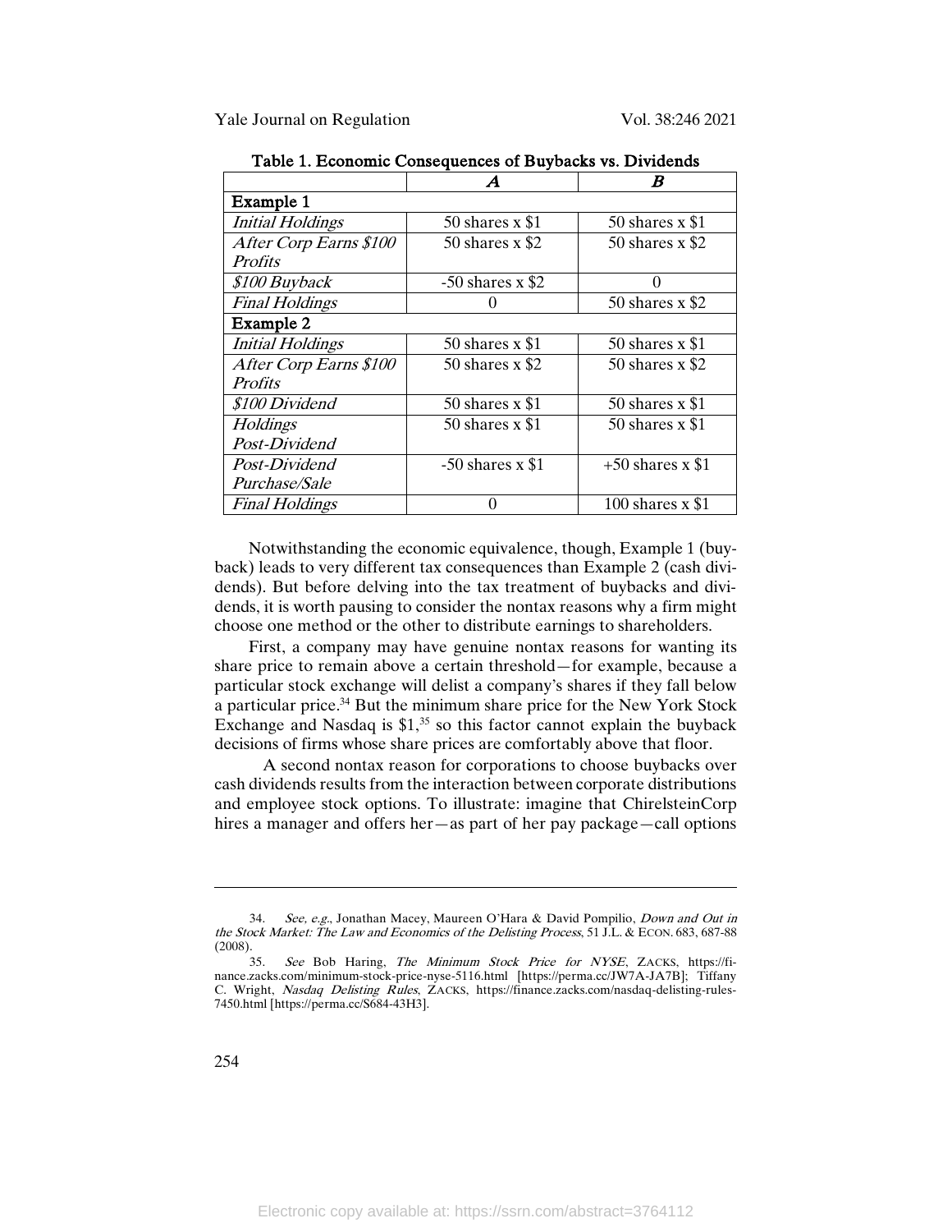Table 1. Economic Consequences of Buybacks vs. Dividends

| | ***A*** | ***B*** |
|---|---|---|
| **Example 1** | | |
| *Initial Holdings* | 50 shares x $1 | 50 shares x $1 |
| *After Corp Earns $100 Profits* | 50 shares x $2 | 50 shares x $2 |
| *$100 Buyback* | -50 shares x $2 | 0 |
| *Final Holdings* | 0 | 50 shares x $2 |
| **Example 2** | | |
| *Initial Holdings* | 50 shares x $1 | 50 shares x $1 |
| *After Corp Earns $100 Profits* | 50 shares x $2 | 50 shares x $2 |
| *$100 Dividend* | 50 shares x $1 | 50 shares x $1 |
| *Holdings Post-Dividend* | 50 shares x $1 | 50 shares x $1 |
| *Post-Dividend Purchase/Sale* | -50 shares x $1 | +50 shares x $1 |
| *Final Holdings* | 0 | 100 shares x $1 |

Notwithstanding the economic equivalence, though, Example 1 (buyback) leads to very different tax consequences than Example 2 (cash dividends). But before delving into the tax treatment of buybacks and dividends, it is worth pausing to consider the nontax reasons why a firm might choose one method or the other to distribute earnings to shareholders.

First, a company may have genuine nontax reasons for wanting its share price to remain above a certain threshold—for example, because a particular stock exchange will delist a company's shares if they fall below a particular price.[34] But the minimum share price for the New York Stock Exchange and Nasdaq is $1,[35] so this factor cannot explain the buyback decisions of firms whose share prices are comfortably above that floor.

A second nontax reason for corporations to choose buybacks over cash dividends results from the interaction between corporate distributions and employee stock options. To illustrate: imagine that ChirelsteinCorp hires a manager and offers her—as part of her pay package—call options

---

34. *See, e.g.*, Jonathan Macey, Maureen O'Hara & David Pompilio, *Down and Out in the Stock Market: The Law and Economics of the Delisting Process*, 51 J.L. & ECON. 683, 687-88 (2008).

35. *See* Bob Haring, *The Minimum Stock Price for NYSE*, ZACKS, https://finance.zacks.com/minimum-stock-price-nyse-5116.html [https://perma.cc/JW7A-JA7B]; Tiffany C. Wright, *Nasdaq Delisting Rules*, ZACKS, https://finance.zacks.com/nasdaq-delisting-rules-7450.html [https://perma.cc/S684-43H3].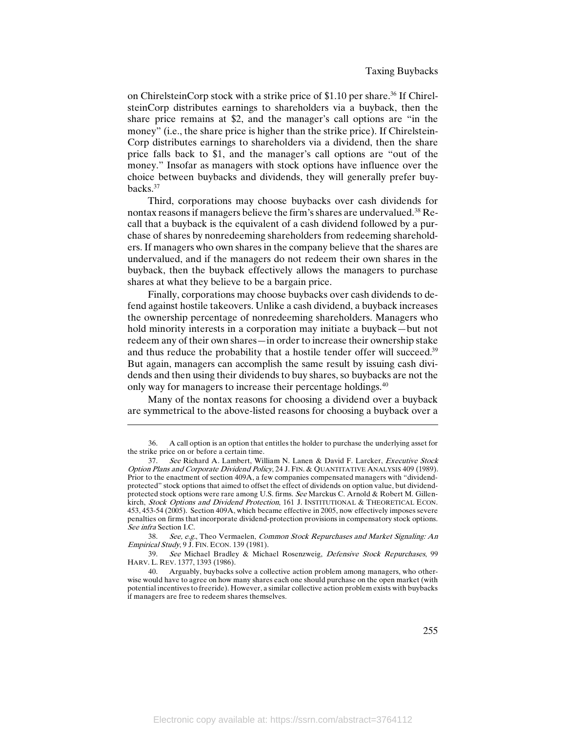on ChirelsteinCorp stock with a strike price of $1.10 per share.[36] If ChirelsteinCorp distributes earnings to shareholders via a buyback, then the share price remains at $2, and the manager's call options are "in the money" (i.e., the share price is higher than the strike price). If ChirelsteinCorp distributes earnings to shareholders via a dividend, then the share price falls back to $1, and the manager's call options are "out of the money." Insofar as managers with stock options have influence over the choice between buybacks and dividends, they will generally prefer buybacks.[37]

Third, corporations may choose buybacks over cash dividends for nontax reasons if managers believe the firm's shares are undervalued.[38] Recall that a buyback is the equivalent of a cash dividend followed by a purchase of shares by nonredeeming shareholders from redeeming shareholders. If managers who own shares in the company believe that the shares are undervalued, and if the managers do not redeem their own shares in the buyback, then the buyback effectively allows the managers to purchase shares at what they believe to be a bargain price.

Finally, corporations may choose buybacks over cash dividends to defend against hostile takeovers. Unlike a cash dividend, a buyback increases the ownership percentage of nonredeeming shareholders. Managers who hold minority interests in a corporation may initiate a buyback—but not redeem any of their own shares—in order to increase their ownership stake and thus reduce the probability that a hostile tender offer will succeed.[39] But again, managers can accomplish the same result by issuing cash dividends and then using their dividends to buy shares, so buybacks are not the only way for managers to increase their percentage holdings.[40]

Many of the nontax reasons for choosing a dividend over a buyback are symmetrical to the above-listed reasons for choosing a buyback over a

---

36. A call option is an option that entitles the holder to purchase the underlying asset for the strike price on or before a certain time.

37. *See* Richard A. Lambert, William N. Lanen & David F. Larcker, *Executive Stock Option Plans and Corporate Dividend Policy*, 24 J. FIN. & QUANTITATIVE ANALYSIS 409 (1989). Prior to the enactment of section 409A, a few companies compensated managers with "dividend-protected" stock options that aimed to offset the effect of dividends on option value, but dividend-protected stock options were rare among U.S. firms. *See* Marckus C. Arnold & Robert M. Gillenkirch, *Stock Options and Dividend Protection*, 161 J. INSTITUTIONAL & THEORETICAL ECON. 453, 453-54 (2005). Section 409A, which became effective in 2005, now effectively imposes severe penalties on firms that incorporate dividend-protection provisions in compensatory stock options. *See infra* Section I.C.

38. *See, e.g.*, Theo Vermaelen, *Common Stock Repurchases and Market Signaling: An Empirical Study*, 9 J. FIN. ECON. 139 (1981).

39. *See* Michael Bradley & Michael Rosenzweig, *Defensive Stock Repurchases*, 99 HARV. L. REV. 1377, 1393 (1986).

40. Arguably, buybacks solve a collective action problem among managers, who otherwise would have to agree on how many shares each one should purchase on the open market (with potential incentives to freeride). However, a similar collective action problem exists with buybacks if managers are free to redeem shares themselves.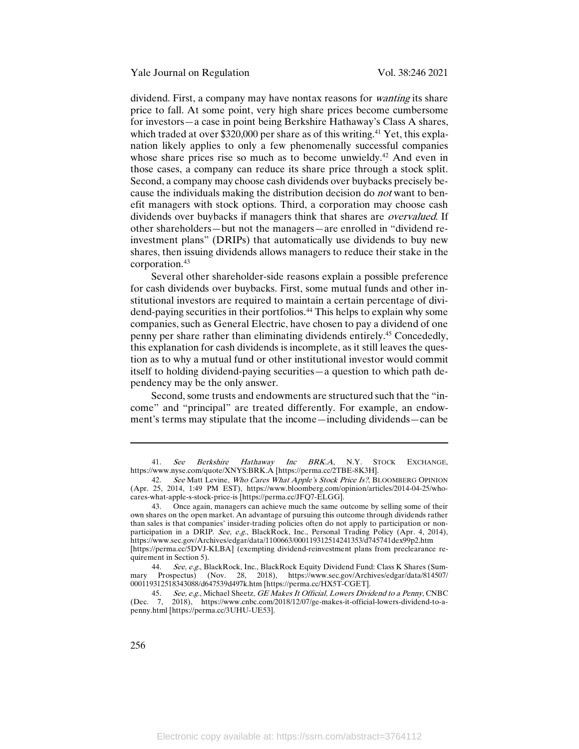dividend. First, a company may have nontax reasons for *wanting* its share price to fall. At some point, very high share prices become cumbersome for investors—a case in point being Berkshire Hathaway's Class A shares, which traded at over $320,000 per share as of this writing.[41] Yet, this explanation likely applies to only a few phenomenally successful companies whose share prices rise so much as to become unwieldy.[42] And even in those cases, a company can reduce its share price through a stock split. Second, a company may choose cash dividends over buybacks precisely because the individuals making the distribution decision do *not* want to benefit managers with stock options. Third, a corporation may choose cash dividends over buybacks if managers think that shares are *overvalued*. If other shareholders—but not the managers—are enrolled in "dividend reinvestment plans" (DRIPs) that automatically use dividends to buy new shares, then issuing dividends allows managers to reduce their stake in the corporation.[43]

Several other shareholder-side reasons explain a possible preference for cash dividends over buybacks. First, some mutual funds and other institutional investors are required to maintain a certain percentage of dividend-paying securities in their portfolios.[44] This helps to explain why some companies, such as General Electric, have chosen to pay a dividend of one penny per share rather than eliminating dividends entirely.[45] Concededly, this explanation for cash dividends is incomplete, as it still leaves the question as to why a mutual fund or other institutional investor would commit itself to holding dividend-paying securities—a question to which path dependency may be the only answer.

Second, some trusts and endowments are structured such that the "income" and "principal" are treated differently. For example, an endowment's terms may stipulate that the income—including dividends—can be

---

41. *See Berkshire Hathaway Inc BRK.A*, N.Y. STOCK EXCHANGE, https://www.nyse.com/quote/XNYS:BRK.A [https://perma.cc/2TBE-8K3H].

42. *See* Matt Levine, *Who Cares What Apple's Stock Price Is?*, BLOOMBERG OPINION (Apr. 25, 2014, 1:49 PM EST), https://www.bloomberg.com/opinion/articles/2014-04-25/who-cares-what-apple-s-stock-price-is [https://perma.cc/JFQ7-ELGG].

43. Once again, managers can achieve much the same outcome by selling some of their own shares on the open market. An advantage of pursuing this outcome through dividends rather than sales is that companies' insider-trading policies often do not apply to participation or non-participation in a DRIP. *See, e.g.*, BlackRock, Inc., Personal Trading Policy (Apr. 4, 2014), https://www.sec.gov/Archives/edgar/data/1100663/000119312514241353/d745741dex99p2.htm [https://perma.cc/5DVJ-KLBA] (exempting dividend-reinvestment plans from preclearance requirement in Section 5).

44. *See, e.g.*, BlackRock, Inc., BlackRock Equity Dividend Fund: Class K Shares (Summary Prospectus) (Nov. 28, 2018), https://www.sec.gov/Archives/edgar/data/814507/000119312518343088/d647539d497k.htm [https://perma.cc/HX5T-CGET].

45. *See, e.g.*, Michael Sheetz, *GE Makes It Official, Lowers Dividend to a Penny*, CNBC (Dec. 7, 2018), https://www.cnbc.com/2018/12/07/ge-makes-it-official-lowers-dividend-to-a-penny.html [https://perma.cc/3UHU-UE53].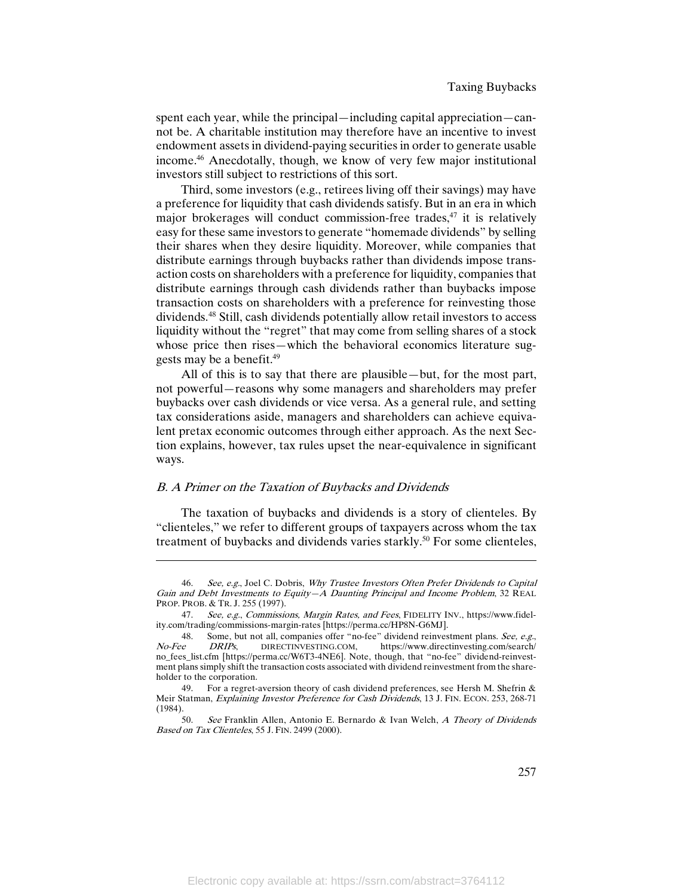spent each year, while the principal—including capital appreciation—cannot be. A charitable institution may therefore have an incentive to invest endowment assets in dividend-paying securities in order to generate usable income.[46] Anecdotally, though, we know of very few major institutional investors still subject to restrictions of this sort.

Third, some investors (e.g., retirees living off their savings) may have a preference for liquidity that cash dividends satisfy. But in an era in which major brokerages will conduct commission-free trades,[47] it is relatively easy for these same investors to generate "homemade dividends" by selling their shares when they desire liquidity. Moreover, while companies that distribute earnings through buybacks rather than dividends impose transaction costs on shareholders with a preference for liquidity, companies that distribute earnings through cash dividends rather than buybacks impose transaction costs on shareholders with a preference for reinvesting those dividends.[48] Still, cash dividends potentially allow retail investors to access liquidity without the "regret" that may come from selling shares of a stock whose price then rises—which the behavioral economics literature suggests may be a benefit.[49]

All of this is to say that there are plausible—but, for the most part, not powerful—reasons why some managers and shareholders may prefer buybacks over cash dividends or vice versa. As a general rule, and setting tax considerations aside, managers and shareholders can achieve equivalent pretax economic outcomes through either approach. As the next Section explains, however, tax rules upset the near-equivalence in significant ways.

### *B. A Primer on the Taxation of Buybacks and Dividends*

The taxation of buybacks and dividends is a story of clienteles. By "clienteles," we refer to different groups of taxpayers across whom the tax treatment of buybacks and dividends varies starkly.[50] For some clienteles,

---

46. *See, e.g.*, Joel C. Dobris, *Why Trustee Investors Often Prefer Dividends to Capital Gain and Debt Investments to Equity—A Daunting Principal and Income Problem*, 32 REAL PROP. PROB. & TR. J. 255 (1997).

47. *See, e.g.*, *Commissions, Margin Rates, and Fees*, FIDELITY INV., https://www.fidelity.com/trading/commissions-margin-rates [https://perma.cc/HP8N-G6MJ].

48. Some, but not all, companies offer "no-fee" dividend reinvestment plans. *See, e.g.*, *No-Fee DRIPs*, DIRECTINVESTING.COM, https://www.directinvesting.com/search/no_fees_list.cfm [https://perma.cc/W6T3-4NE6]. Note, though, that "no-fee" dividend-reinvestment plans simply shift the transaction costs associated with dividend reinvestment from the shareholder to the corporation.

49. For a regret-aversion theory of cash dividend preferences, see Hersh M. Shefrin & Meir Statman, *Explaining Investor Preference for Cash Dividends*, 13 J. FIN. ECON. 253, 268-71 (1984).

50. *See* Franklin Allen, Antonio E. Bernardo & Ivan Welch, *A Theory of Dividends Based on Tax Clienteles*, 55 J. FIN. 2499 (2000).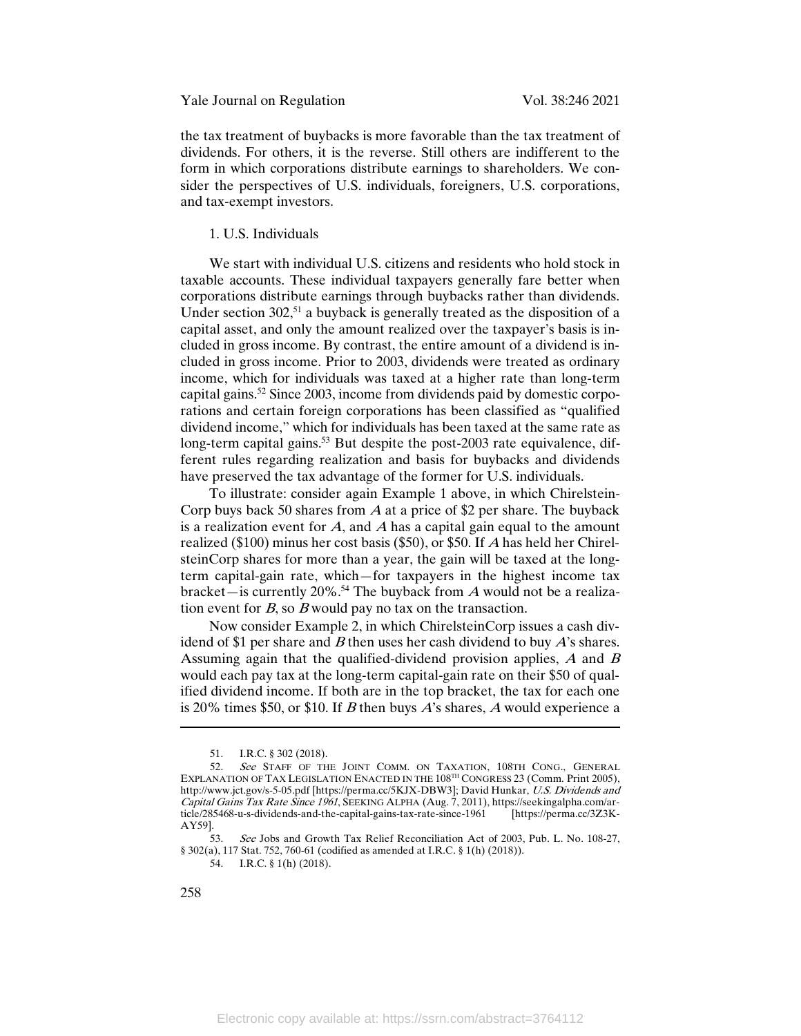the tax treatment of buybacks is more favorable than the tax treatment of dividends. For others, it is the reverse. Still others are indifferent to the form in which corporations distribute earnings to shareholders. We consider the perspectives of U.S. individuals, foreigners, U.S. corporations, and tax-exempt investors.

#### 1. U.S. Individuals

We start with individual U.S. citizens and residents who hold stock in taxable accounts. These individual taxpayers generally fare better when corporations distribute earnings through buybacks rather than dividends. Under section 302,[51] a buyback is generally treated as the disposition of a capital asset, and only the amount realized over the taxpayer's basis is included in gross income. By contrast, the entire amount of a dividend is included in gross income. Prior to 2003, dividends were treated as ordinary income, which for individuals was taxed at a higher rate than long-term capital gains.[52] Since 2003, income from dividends paid by domestic corporations and certain foreign corporations has been classified as "qualified dividend income," which for individuals has been taxed at the same rate as long-term capital gains.[53] But despite the post-2003 rate equivalence, different rules regarding realization and basis for buybacks and dividends have preserved the tax advantage of the former for U.S. individuals.

To illustrate: consider again Example 1 above, in which ChirelsteinCorp buys back 50 shares from *A* at a price of $2 per share. The buyback is a realization event for *A*, and *A* has a capital gain equal to the amount realized ($100) minus her cost basis ($50), or $50. If *A* has held her ChirelsteinCorp shares for more than a year, the gain will be taxed at the long-term capital-gain rate, which—for taxpayers in the highest income tax bracket—is currently 20%.[54] The buyback from *A* would not be a realization event for *B*, so *B* would pay no tax on the transaction.

Now consider Example 2, in which ChirelsteinCorp issues a cash dividend of $1 per share and *B* then uses her cash dividend to buy *A*'s shares. Assuming again that the qualified-dividend provision applies, *A* and *B* would each pay tax at the long-term capital-gain rate on their $50 of qualified dividend income. If both are in the top bracket, the tax for each one is 20% times $50, or $10. If *B* then buys *A*'s shares, *A* would experience a

---

51. I.R.C. § 302 (2018).

52. *See* STAFF OF THE JOINT COMM. ON TAXATION, 108TH CONG., GENERAL EXPLANATION OF TAX LEGISLATION ENACTED IN THE 108TH CONGRESS 23 (Comm. Print 2005), http://www.jct.gov/s-5-05.pdf [https://perma.cc/5KJX-DBW3]; David Hunkar, *U.S. Dividends and Capital Gains Tax Rate Since 1961*, SEEKING ALPHA (Aug. 7, 2011), https://seekingalpha.com/article/285468-u-s-dividends-and-the-capital-gains-tax-rate-since-1961 [https://perma.cc/3Z3K-AY59].

53. *See* Jobs and Growth Tax Relief Reconciliation Act of 2003, Pub. L. No. 108-27, § 302(a), 117 Stat. 752, 760-61 (codified as amended at I.R.C. § 1(h) (2018)).

54. I.R.C. § 1(h) (2018).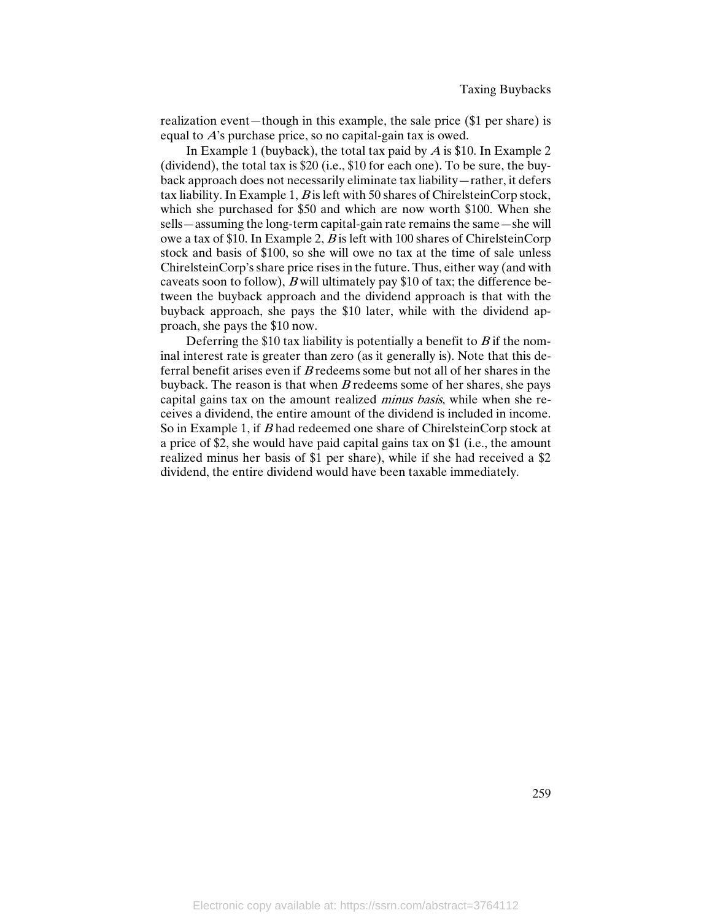realization event—though in this example, the sale price ($1 per share) is equal to *A*'s purchase price, so no capital-gain tax is owed.

In Example 1 (buyback), the total tax paid by *A* is $10. In Example 2 (dividend), the total tax is $20 (i.e., $10 for each one). To be sure, the buyback approach does not necessarily eliminate tax liability—rather, it defers tax liability. In Example 1, *B* is left with 50 shares of ChirelsteinCorp stock, which she purchased for $50 and which are now worth $100. When she sells—assuming the long-term capital-gain rate remains the same—she will owe a tax of $10. In Example 2, *B* is left with 100 shares of ChirelsteinCorp stock and basis of $100, so she will owe no tax at the time of sale unless ChirelsteinCorp's share price rises in the future. Thus, either way (and with caveats soon to follow), *B* will ultimately pay $10 of tax; the difference between the buyback approach and the dividend approach is that with the buyback approach, she pays the $10 later, while with the dividend approach, she pays the $10 now.

Deferring the $10 tax liability is potentially a benefit to *B* if the nominal interest rate is greater than zero (as it generally is). Note that this deferral benefit arises even if *B* redeems some but not all of her shares in the buyback. The reason is that when *B* redeems some of her shares, she pays capital gains tax on the amount realized *minus basis*, while when she receives a dividend, the entire amount of the dividend is included in income. So in Example 1, if *B* had redeemed one share of ChirelsteinCorp stock at a price of $2, she would have paid capital gains tax on $1 (i.e., the amount realized minus her basis of $1 per share), while if she had received a $2 dividend, the entire dividend would have been taxable immediately.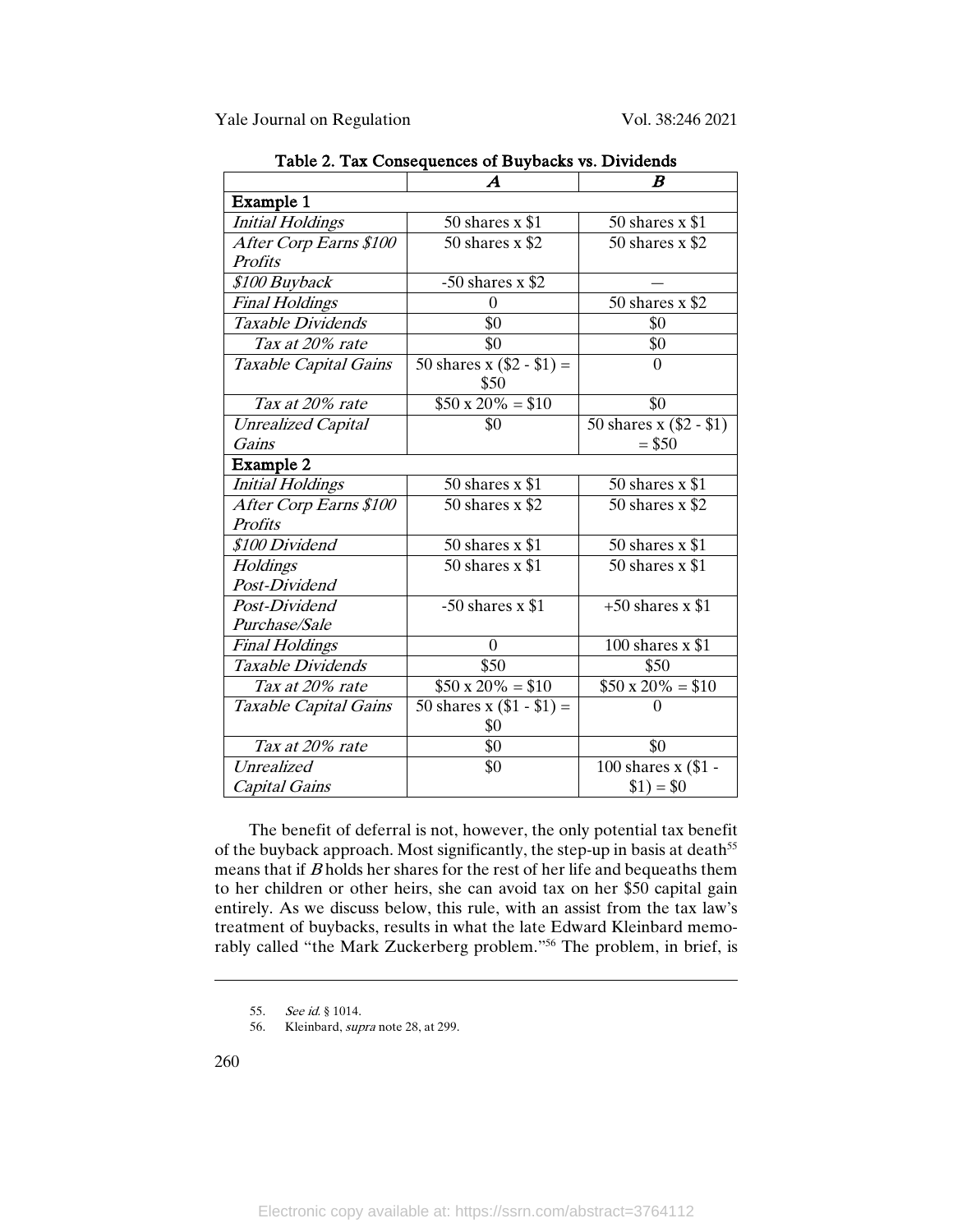**Table 2. Tax Consequences of Buybacks vs. Dividends**

| | ***A*** | ***B*** |
|---|---|---|
| **Example 1** | | |
| *Initial Holdings* | 50 shares x $1 | 50 shares x $1 |
| *After Corp Earns $100 Profits* | 50 shares x $2 | 50 shares x $2 |
| *$100 Buyback* | -50 shares x $2 | — |
| *Final Holdings* | 0 | 50 shares x $2 |
| *Taxable Dividends* | $0 | $0 |
| *Tax at 20% rate* | $0 | $0 |
| *Taxable Capital Gains* | 50 shares x ($2 - $1) = $50 | 0 |
| *Tax at 20% rate* | $50 x 20% = $10 | $0 |
| *Unrealized Capital Gains* | $0 | 50 shares x ($2 - $1) = $50 |
| **Example 2** | | |
| *Initial Holdings* | 50 shares x $1 | 50 shares x $1 |
| *After Corp Earns $100 Profits* | 50 shares x $2 | 50 shares x $2 |
| *$100 Dividend* | 50 shares x $1 | 50 shares x $1 |
| *Holdings Post-Dividend* | 50 shares x $1 | 50 shares x $1 |
| *Post-Dividend Purchase/Sale* | -50 shares x $1 | +50 shares x $1 |
| *Final Holdings* | 0 | 100 shares x $1 |
| *Taxable Dividends* | $50 | $50 |
| *Tax at 20% rate* | $50 x 20% = $10 | $50 x 20% = $10 |
| *Taxable Capital Gains* | 50 shares x ($1 - $1) = $0 | 0 |
| *Tax at 20% rate* | $0 | $0 |
| *Unrealized Capital Gains* | $0 | 100 shares x ($1 - $1) = $0 |

The benefit of deferral is not, however, the only potential tax benefit of the buyback approach. Most significantly, the step-up in basis at death[55] means that if *B* holds her shares for the rest of her life and bequeaths them to her children or other heirs, she can avoid tax on her $50 capital gain entirely. As we discuss below, this rule, with an assist from the tax law's treatment of buybacks, results in what the late Edward Kleinbard memorably called "the Mark Zuckerberg problem."[56] The problem, in brief, is

55. *See id.* § 1014.

56. Kleinbard, *supra* note 28, at 299.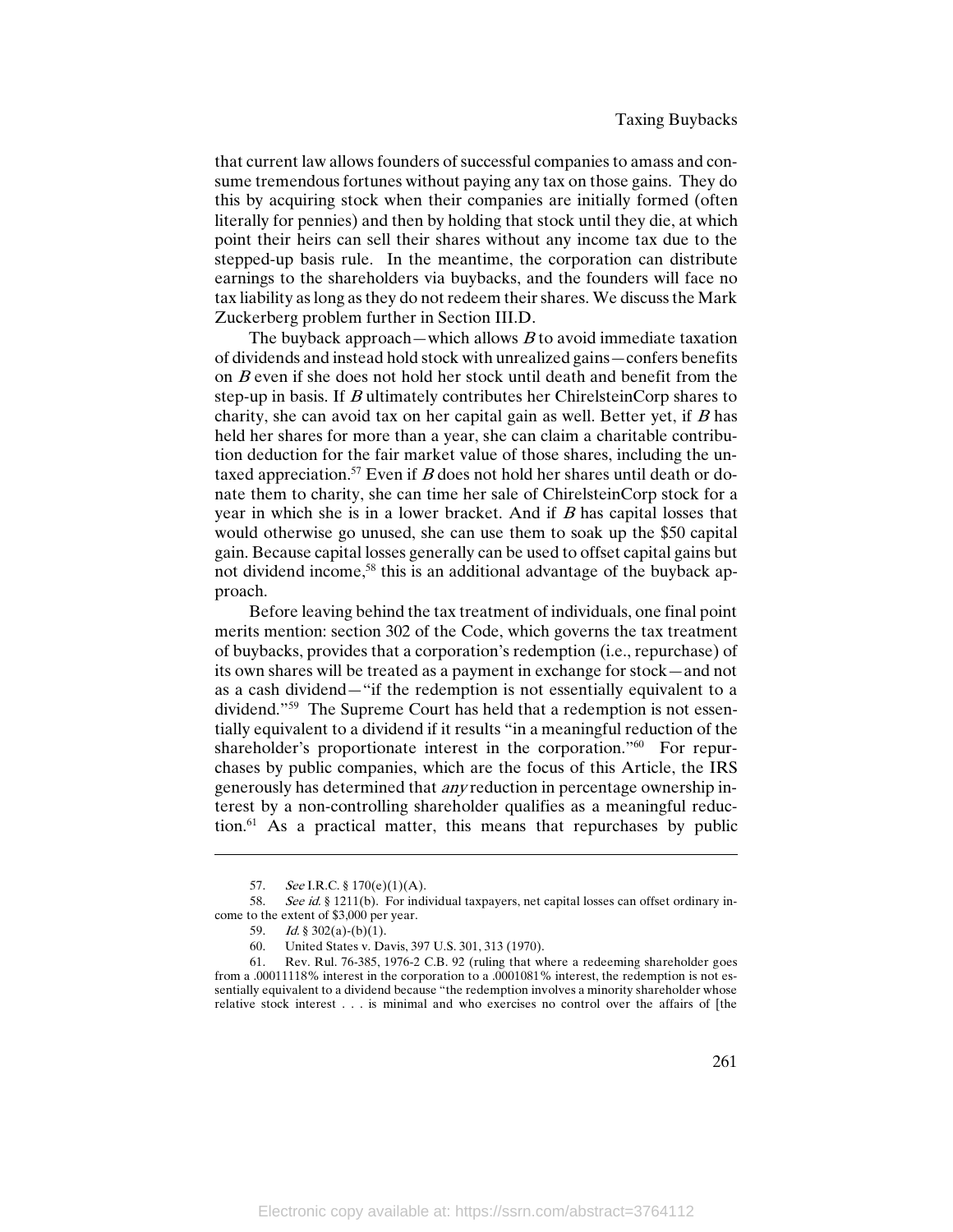that current law allows founders of successful companies to amass and consume tremendous fortunes without paying any tax on those gains. They do this by acquiring stock when their companies are initially formed (often literally for pennies) and then by holding that stock until they die, at which point their heirs can sell their shares without any income tax due to the stepped-up basis rule. In the meantime, the corporation can distribute earnings to the shareholders via buybacks, and the founders will face no tax liability as long as they do not redeem their shares. We discuss the Mark Zuckerberg problem further in Section III.D.

The buyback approach—which allows *B* to avoid immediate taxation of dividends and instead hold stock with unrealized gains—confers benefits on *B* even if she does not hold her stock until death and benefit from the step-up in basis. If *B* ultimately contributes her ChirelsteinCorp shares to charity, she can avoid tax on her capital gain as well. Better yet, if *B* has held her shares for more than a year, she can claim a charitable contribution deduction for the fair market value of those shares, including the untaxed appreciation.[57] Even if *B* does not hold her shares until death or donate them to charity, she can time her sale of ChirelsteinCorp stock for a year in which she is in a lower bracket. And if *B* has capital losses that would otherwise go unused, she can use them to soak up the \$50 capital gain. Because capital losses generally can be used to offset capital gains but not dividend income,[58] this is an additional advantage of the buyback approach.

Before leaving behind the tax treatment of individuals, one final point merits mention: section 302 of the Code, which governs the tax treatment of buybacks, provides that a corporation's redemption (i.e., repurchase) of its own shares will be treated as a payment in exchange for stock—and not as a cash dividend—"if the redemption is not essentially equivalent to a dividend."[59] The Supreme Court has held that a redemption is not essentially equivalent to a dividend if it results "in a meaningful reduction of the shareholder's proportionate interest in the corporation."[60] For repurchases by public companies, which are the focus of this Article, the IRS generously has determined that *any* reduction in percentage ownership interest by a non-controlling shareholder qualifies as a meaningful reduction.[61] As a practical matter, this means that repurchases by public

---

57. *See* I.R.C. § 170(e)(1)(A).

58. *See id.* § 1211(b). For individual taxpayers, net capital losses can offset ordinary income to the extent of \$3,000 per year.

59. *Id.* § 302(a)-(b)(1).

60. United States v. Davis, 397 U.S. 301, 313 (1970).

61. Rev. Rul. 76-385, 1976-2 C.B. 92 (ruling that where a redeeming shareholder goes from a .00011118% interest in the corporation to a .0001081% interest, the redemption is not essentially equivalent to a dividend because "the redemption involves a minority shareholder whose relative stock interest . . . is minimal and who exercises no control over the affairs of [the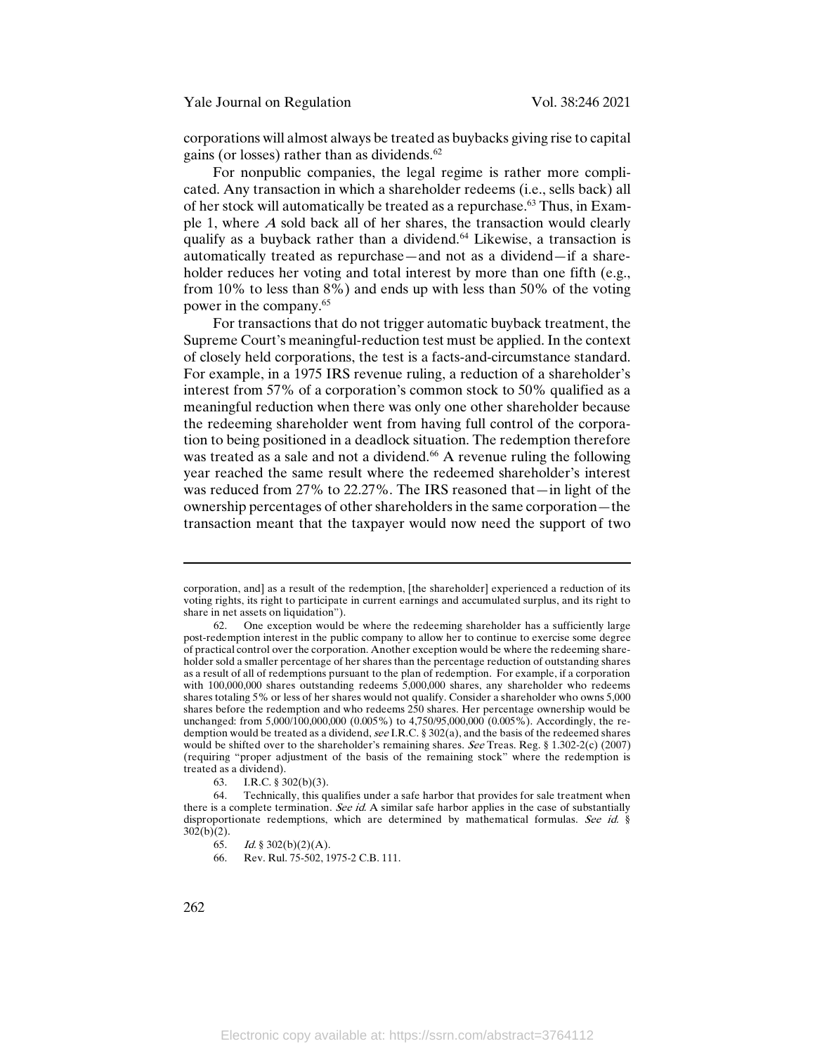corporations will almost always be treated as buybacks giving rise to capital gains (or losses) rather than as dividends.[62]

For nonpublic companies, the legal regime is rather more complicated. Any transaction in which a shareholder redeems (i.e., sells back) all of her stock will automatically be treated as a repurchase.[63] Thus, in Example 1, where *A* sold back all of her shares, the transaction would clearly qualify as a buyback rather than a dividend.[64] Likewise, a transaction is automatically treated as repurchase—and not as a dividend—if a shareholder reduces her voting and total interest by more than one fifth (e.g., from 10% to less than 8%) and ends up with less than 50% of the voting power in the company.[65]

For transactions that do not trigger automatic buyback treatment, the Supreme Court's meaningful-reduction test must be applied. In the context of closely held corporations, the test is a facts-and-circumstance standard. For example, in a 1975 IRS revenue ruling, a reduction of a shareholder's interest from 57% of a corporation's common stock to 50% qualified as a meaningful reduction when there was only one other shareholder because the redeeming shareholder went from having full control of the corporation to being positioned in a deadlock situation. The redemption therefore was treated as a sale and not a dividend.[66] A revenue ruling the following year reached the same result where the redeemed shareholder's interest was reduced from 27% to 22.27%. The IRS reasoned that—in light of the ownership percentages of other shareholders in the same corporation—the transaction meant that the taxpayer would now need the support of two

---

corporation, and] as a result of the redemption, [the shareholder] experienced a reduction of its voting rights, its right to participate in current earnings and accumulated surplus, and its right to share in net assets on liquidation").

62. One exception would be where the redeeming shareholder has a sufficiently large post-redemption interest in the public company to allow her to continue to exercise some degree of practical control over the corporation. Another exception would be where the redeeming shareholder sold a smaller percentage of her shares than the percentage reduction of outstanding shares as a result of all of redemptions pursuant to the plan of redemption. For example, if a corporation with 100,000,000 shares outstanding redeems 5,000,000 shares, any shareholder who redeems shares totaling 5% or less of her shares would not qualify. Consider a shareholder who owns 5,000 shares before the redemption and who redeems 250 shares. Her percentage ownership would be unchanged: from 5,000/100,000,000 (0.005%) to 4,750/95,000,000 (0.005%). Accordingly, the redemption would be treated as a dividend, *see* I.R.C. § 302(a), and the basis of the redeemed shares would be shifted over to the shareholder's remaining shares. *See* Treas. Reg. § 1.302-2(c) (2007) (requiring "proper adjustment of the basis of the remaining stock" where the redemption is treated as a dividend).

63. I.R.C. § 302(b)(3).

64. Technically, this qualifies under a safe harbor that provides for sale treatment when there is a complete termination. *See id.* A similar safe harbor applies in the case of substantially disproportionate redemptions, which are determined by mathematical formulas. *See id.* § 302(b)(2).

65. *Id.* § 302(b)(2)(A).

66. Rev. Rul. 75-502, 1975-2 C.B. 111.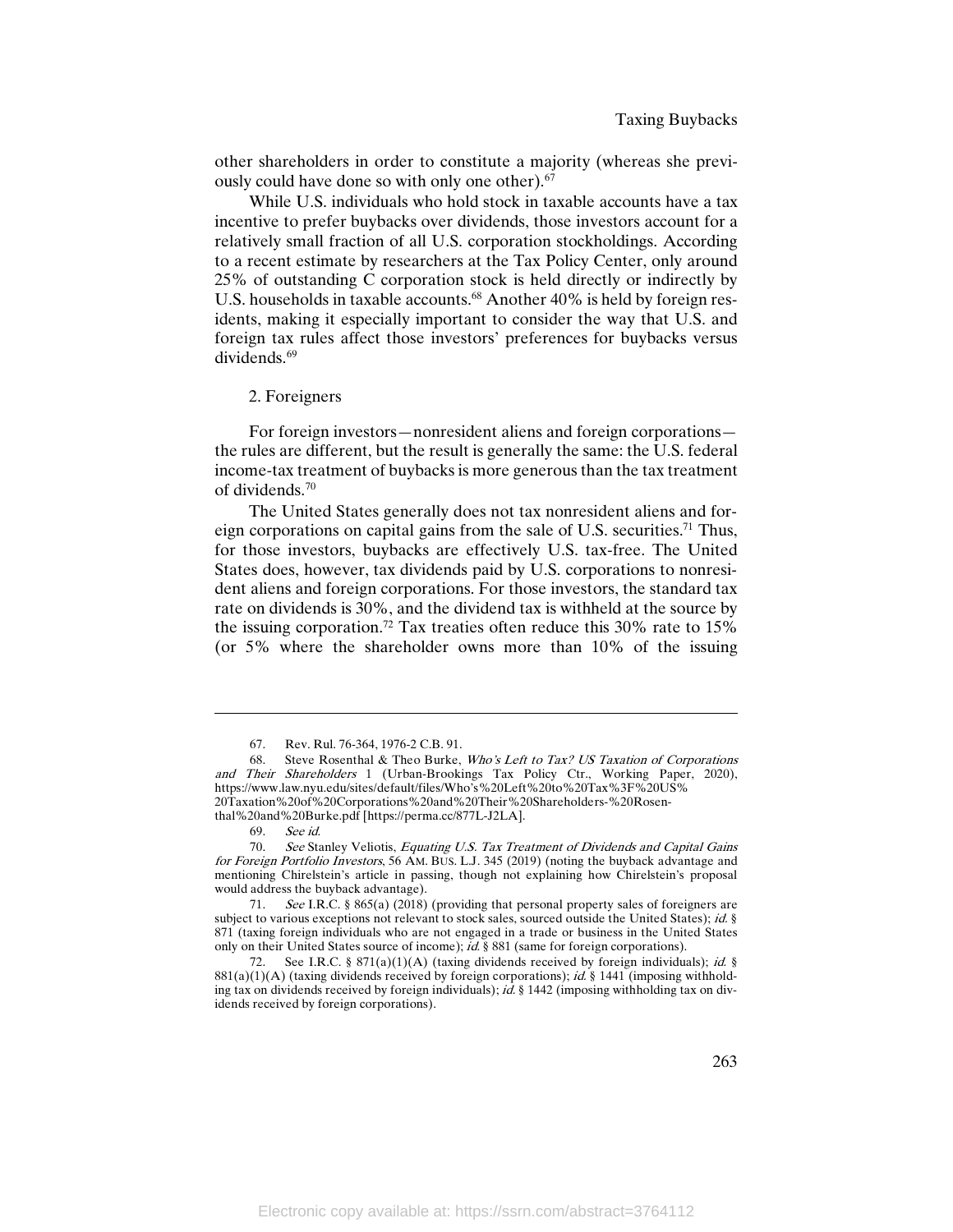other shareholders in order to constitute a majority (whereas she previously could have done so with only one other).[67]

While U.S. individuals who hold stock in taxable accounts have a tax incentive to prefer buybacks over dividends, those investors account for a relatively small fraction of all U.S. corporation stockholdings. According to a recent estimate by researchers at the Tax Policy Center, only around 25% of outstanding C corporation stock is held directly or indirectly by U.S. households in taxable accounts.[68] Another 40% is held by foreign residents, making it especially important to consider the way that U.S. and foreign tax rules affect those investors' preferences for buybacks versus dividends.[69]

2. Foreigners

For foreign investors—nonresident aliens and foreign corporations—the rules are different, but the result is generally the same: the U.S. federal income-tax treatment of buybacks is more generous than the tax treatment of dividends.[70]

The United States generally does not tax nonresident aliens and foreign corporations on capital gains from the sale of U.S. securities.[71] Thus, for those investors, buybacks are effectively U.S. tax-free. The United States does, however, tax dividends paid by U.S. corporations to nonresident aliens and foreign corporations. For those investors, the standard tax rate on dividends is 30%, and the dividend tax is withheld at the source by the issuing corporation.[72] Tax treaties often reduce this 30% rate to 15% (or 5% where the shareholder owns more than 10% of the issuing

---

67. Rev. Rul. 76-364, 1976-2 C.B. 91.

68. Steve Rosenthal & Theo Burke, *Who's Left to Tax? US Taxation of Corporations and Their Shareholders* 1 (Urban-Brookings Tax Policy Ctr., Working Paper, 2020), https://www.law.nyu.edu/sites/default/files/Who's%20Left%20to%20Tax%3F%20US%20Taxation%20of%20Corporations%20and%20Their%20Shareholders-%20Rosenthal%20and%20Burke.pdf [https://perma.cc/877L-J2LA].

69. *See id.*

70. *See* Stanley Veliotis, *Equating U.S. Tax Treatment of Dividends and Capital Gains for Foreign Portfolio Investors*, 56 AM. BUS. L.J. 345 (2019) (noting the buyback advantage and mentioning Chirelstein's article in passing, though not explaining how Chirelstein's proposal would address the buyback advantage).

71. *See* I.R.C. § 865(a) (2018) (providing that personal property sales of foreigners are subject to various exceptions not relevant to stock sales, sourced outside the United States); *id.* § 871 (taxing foreign individuals who are not engaged in a trade or business in the United States only on their United States source of income); *id.* § 881 (same for foreign corporations).

72. See I.R.C. § 871(a)(1)(A) (taxing dividends received by foreign individuals); *id.* § 881(a)(1)(A) (taxing dividends received by foreign corporations); *id.* § 1441 (imposing withholding tax on dividends received by foreign individuals); *id.* § 1442 (imposing withholding tax on dividends received by foreign corporations).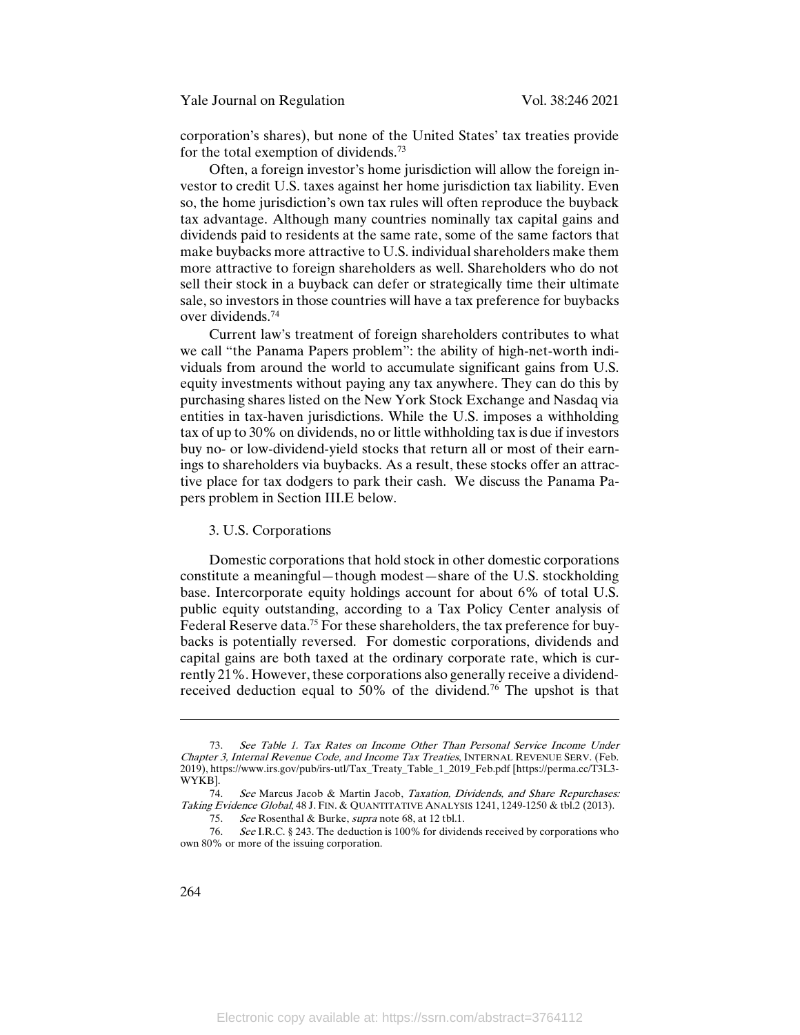corporation's shares), but none of the United States' tax treaties provide for the total exemption of dividends.[73]

Often, a foreign investor's home jurisdiction will allow the foreign investor to credit U.S. taxes against her home jurisdiction tax liability. Even so, the home jurisdiction's own tax rules will often reproduce the buyback tax advantage. Although many countries nominally tax capital gains and dividends paid to residents at the same rate, some of the same factors that make buybacks more attractive to U.S. individual shareholders make them more attractive to foreign shareholders as well. Shareholders who do not sell their stock in a buyback can defer or strategically time their ultimate sale, so investors in those countries will have a tax preference for buybacks over dividends.[74]

Current law's treatment of foreign shareholders contributes to what we call "the Panama Papers problem": the ability of high-net-worth individuals from around the world to accumulate significant gains from U.S. equity investments without paying any tax anywhere. They can do this by purchasing shares listed on the New York Stock Exchange and Nasdaq via entities in tax-haven jurisdictions. While the U.S. imposes a withholding tax of up to 30% on dividends, no or little withholding tax is due if investors buy no- or low-dividend-yield stocks that return all or most of their earnings to shareholders via buybacks. As a result, these stocks offer an attractive place for tax dodgers to park their cash. We discuss the Panama Papers problem in Section III.E below.

### 3. U.S. Corporations

Domestic corporations that hold stock in other domestic corporations constitute a meaningful—though modest—share of the U.S. stockholding base. Intercorporate equity holdings account for about 6% of total U.S. public equity outstanding, according to a Tax Policy Center analysis of Federal Reserve data.[75] For these shareholders, the tax preference for buybacks is potentially reversed. For domestic corporations, dividends and capital gains are both taxed at the ordinary corporate rate, which is currently 21%. However, these corporations also generally receive a dividend-received deduction equal to 50% of the dividend.[76] The upshot is that

---

73. *See Table 1. Tax Rates on Income Other Than Personal Service Income Under Chapter 3, Internal Revenue Code, and Income Tax Treaties*, INTERNAL REVENUE SERV. (Feb. 2019), https://www.irs.gov/pub/irs-utl/Tax_Treaty_Table_1_2019_Feb.pdf [https://perma.cc/T3L3-WYKB].

74. *See* Marcus Jacob & Martin Jacob, *Taxation, Dividends, and Share Repurchases: Taking Evidence Global*, 48 J. FIN. & QUANTITATIVE ANALYSIS 1241, 1249-1250 & tbl.2 (2013).

75. *See* Rosenthal & Burke, *supra* note 68, at 12 tbl.1.

76. *See* I.R.C. § 243. The deduction is 100% for dividends received by corporations who own 80% or more of the issuing corporation.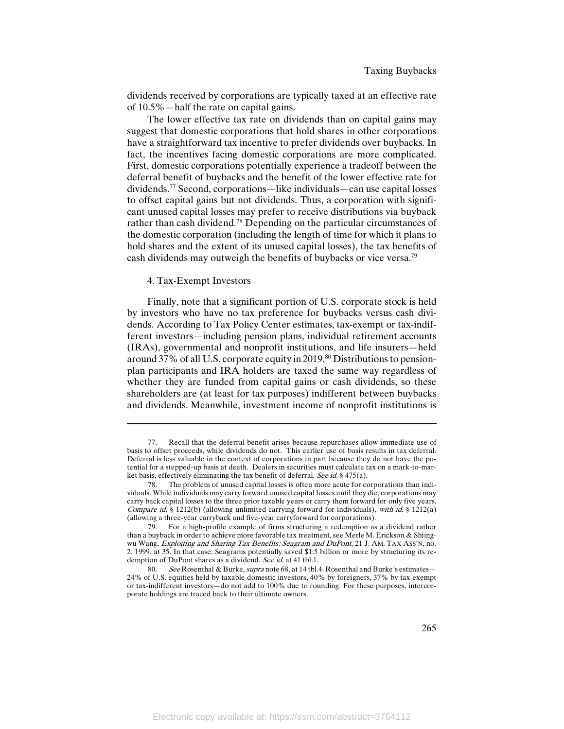dividends received by corporations are typically taxed at an effective rate of 10.5%—half the rate on capital gains.

The lower effective tax rate on dividends than on capital gains may suggest that domestic corporations that hold shares in other corporations have a straightforward tax incentive to prefer dividends over buybacks. In fact, the incentives facing domestic corporations are more complicated. First, domestic corporations potentially experience a tradeoff between the deferral benefit of buybacks and the benefit of the lower effective rate for dividends.[77] Second, corporations—like individuals—can use capital losses to offset capital gains but not dividends. Thus, a corporation with significant unused capital losses may prefer to receive distributions via buyback rather than cash dividend.[78] Depending on the particular circumstances of the domestic corporation (including the length of time for which it plans to hold shares and the extent of its unused capital losses), the tax benefits of cash dividends may outweigh the benefits of buybacks or vice versa.[79]

#### 4. Tax-Exempt Investors

Finally, note that a significant portion of U.S. corporate stock is held by investors who have no tax preference for buybacks versus cash dividends. According to Tax Policy Center estimates, tax-exempt or tax-indifferent investors—including pension plans, individual retirement accounts (IRAs), governmental and nonprofit institutions, and life insurers—held around 37% of all U.S. corporate equity in 2019.[80] Distributions to pension-plan participants and IRA holders are taxed the same way regardless of whether they are funded from capital gains or cash dividends, so these shareholders are (at least for tax purposes) indifferent between buybacks and dividends. Meanwhile, investment income of nonprofit institutions is

---

77. Recall that the deferral benefit arises because repurchases allow immediate use of basis to offset proceeds, while dividends do not. This earlier use of basis results in tax deferral. Deferral is less valuable in the context of corporations in part because they do not have the potential for a stepped-up basis at death. Dealers in securities must calculate tax on a mark-to-market basis, effectively eliminating the tax benefit of deferral. *See id.* § 475(a).

78. The problem of unused capital losses is often more acute for corporations than individuals. While individuals may carry forward unused capital losses until they die, corporations may carry back capital losses to the three prior taxable years or carry them forward for only five years. *Compare id.* § 1212(b) (allowing unlimited carrying forward for individuals), *with id.* § 1212(a) (allowing a three-year carryback and five-year carryforward for corporations).

79. For a high-profile example of firms structuring a redemption as a dividend rather than a buyback in order to achieve more favorable tax treatment, see Merle M. Erickson & Shiing-wu Wang, *Exploiting and Sharing Tax Benefits: Seagram and DuPont*, 21 J. AM. TAX ASS'N, no. 2, 1999, at 35. In that case, Seagrams potentially saved $1.5 billion or more by structuring its redemption of DuPont shares as a dividend. *See id.* at 41 tbl.1.

80. *See* Rosenthal & Burke, *supra* note 68, at 14 tbl.4. Rosenthal and Burke's estimates—24% of U.S. equities held by taxable domestic investors, 40% by foreigners, 37% by tax-exempt or tax-indifferent investors—do not add to 100% due to rounding. For these purposes, intercorporate holdings are traced back to their ultimate owners.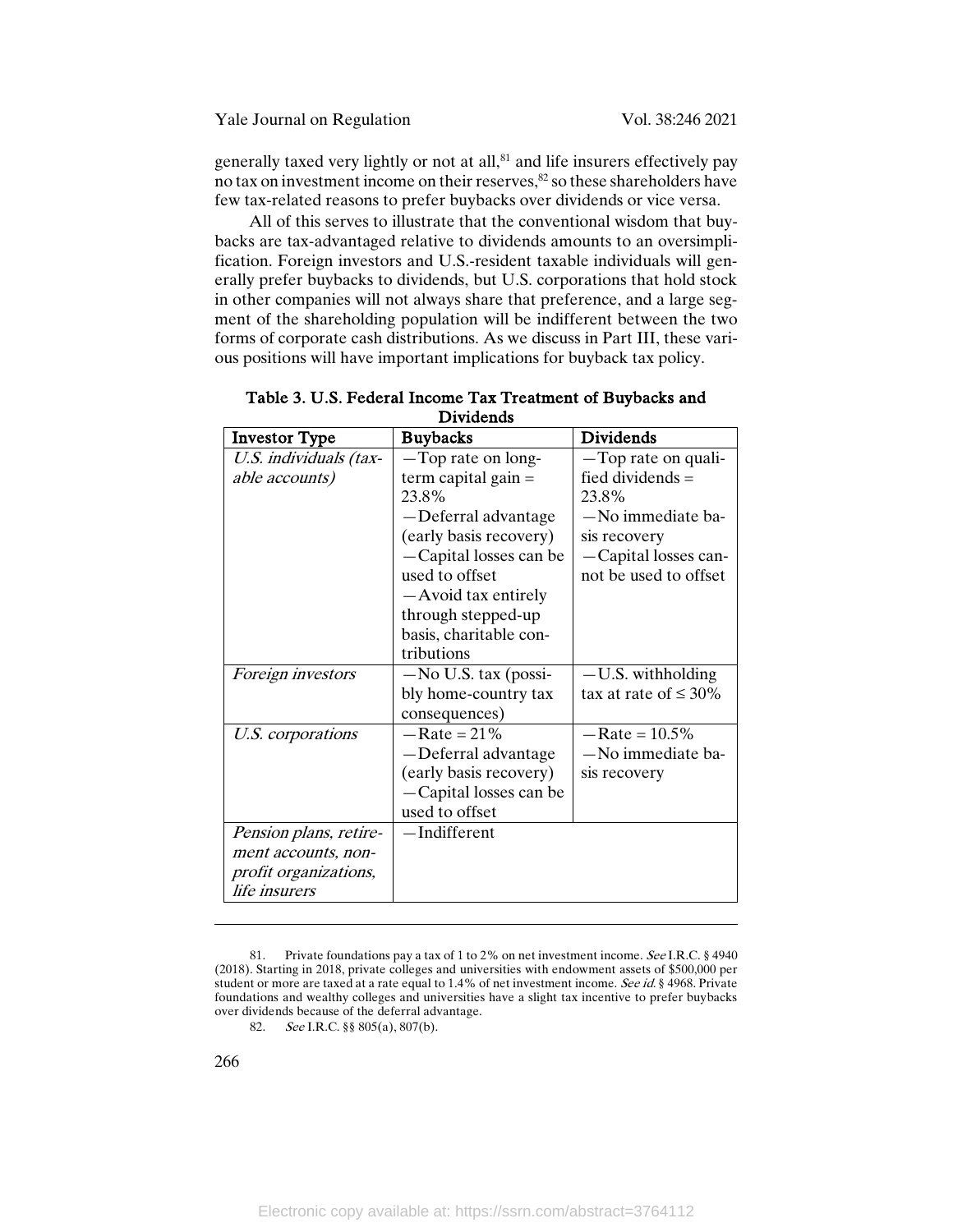generally taxed very lightly or not at all,[81] and life insurers effectively pay no tax on investment income on their reserves,[82] so these shareholders have few tax-related reasons to prefer buybacks over dividends or vice versa.

All of this serves to illustrate that the conventional wisdom that buybacks are tax-advantaged relative to dividends amounts to an oversimplification. Foreign investors and U.S.-resident taxable individuals will generally prefer buybacks to dividends, but U.S. corporations that hold stock in other companies will not always share that preference, and a large segment of the shareholding population will be indifferent between the two forms of corporate cash distributions. As we discuss in Part III, these various positions will have important implications for buyback tax policy.

**Table 3. U.S. Federal Income Tax Treatment of Buybacks and Dividends**

| Investor Type | Buybacks | Dividends |
|---|---|---|
| *U.S. individuals (taxable accounts)* | —Top rate on long-term capital gain = 23.8%<br>—Deferral advantage (early basis recovery)<br>—Capital losses can be used to offset<br>—Avoid tax entirely through stepped-up basis, charitable contributions | —Top rate on qualified dividends = 23.8%<br>—No immediate basis recovery<br>—Capital losses cannot be used to offset |
| *Foreign investors* | —No U.S. tax (possibly home-country tax consequences) | —U.S. withholding tax at rate of ≤ 30% |
| *U.S. corporations* | —Rate = 21%<br>—Deferral advantage (early basis recovery)<br>—Capital losses can be used to offset | —Rate = 10.5%<br>—No immediate basis recovery |
| *Pension plans, retirement accounts, nonprofit organizations, life insurers* | —Indifferent | |

81. Private foundations pay a tax of 1 to 2% on net investment income. *See* I.R.C. § 4940 (2018). Starting in 2018, private colleges and universities with endowment assets of $500,000 per student or more are taxed at a rate equal to 1.4% of net investment income. *See id.* § 4968. Private foundations and wealthy colleges and universities have a slight tax incentive to prefer buybacks over dividends because of the deferral advantage.

82. *See* I.R.C. §§ 805(a), 807(b).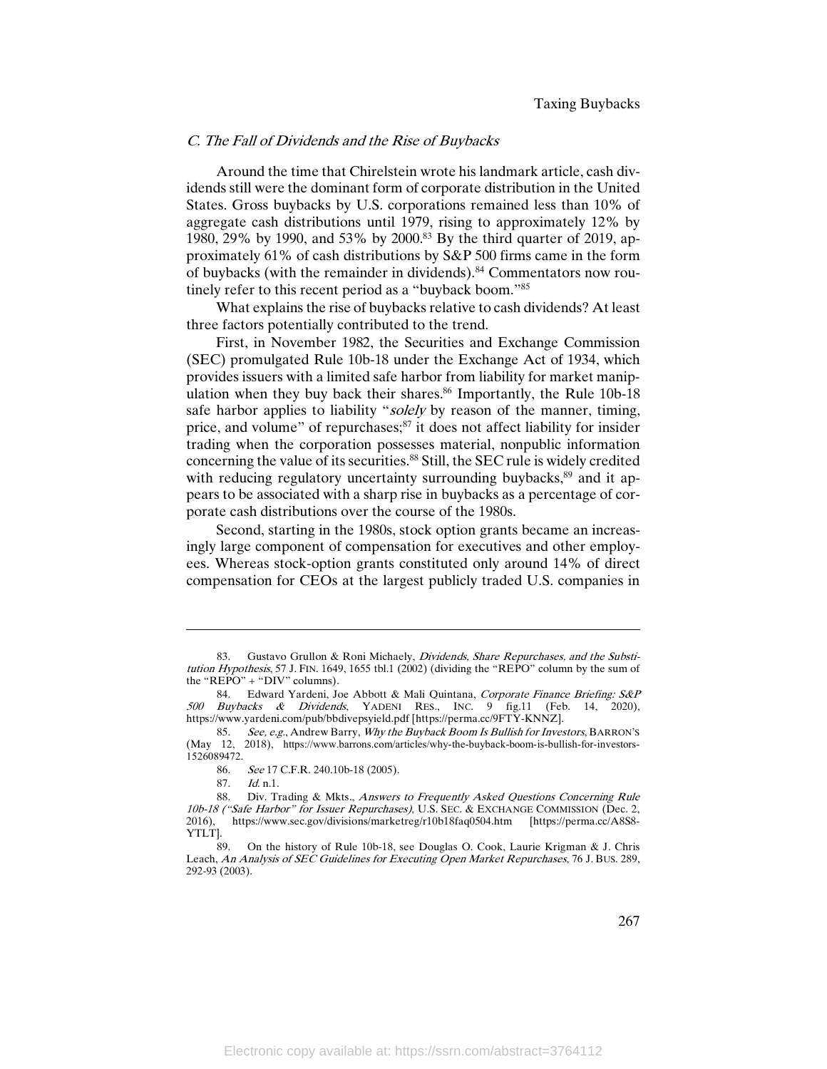### *C. The Fall of Dividends and the Rise of Buybacks*

Around the time that Chirelstein wrote his landmark article, cash dividends still were the dominant form of corporate distribution in the United States. Gross buybacks by U.S. corporations remained less than 10% of aggregate cash distributions until 1979, rising to approximately 12% by 1980, 29% by 1990, and 53% by 2000.[83] By the third quarter of 2019, approximately 61% of cash distributions by S&P 500 firms came in the form of buybacks (with the remainder in dividends).[84] Commentators now routinely refer to this recent period as a "buyback boom."[85]

What explains the rise of buybacks relative to cash dividends? At least three factors potentially contributed to the trend.

First, in November 1982, the Securities and Exchange Commission (SEC) promulgated Rule 10b-18 under the Exchange Act of 1934, which provides issuers with a limited safe harbor from liability for market manipulation when they buy back their shares.[86] Importantly, the Rule 10b-18 safe harbor applies to liability "*solely* by reason of the manner, timing, price, and volume" of repurchases;[87] it does not affect liability for insider trading when the corporation possesses material, nonpublic information concerning the value of its securities.[88] Still, the SEC rule is widely credited with reducing regulatory uncertainty surrounding buybacks,[89] and it appears to be associated with a sharp rise in buybacks as a percentage of corporate cash distributions over the course of the 1980s.

Second, starting in the 1980s, stock option grants became an increasingly large component of compensation for executives and other employees. Whereas stock-option grants constituted only around 14% of direct compensation for CEOs at the largest publicly traded U.S. companies in

---

83. Gustavo Grullon & Roni Michaely, *Dividends, Share Repurchases, and the Substitution Hypothesis*, 57 J. FIN. 1649, 1655 tbl.1 (2002) (dividing the "REPO" column by the sum of the "REPO" + "DIV" columns).

84. Edward Yardeni, Joe Abbott & Mali Quintana, *Corporate Finance Briefing: S&P 500 Buybacks & Dividends*, YADENI RES., INC. 9 fig.11 (Feb. 14, 2020), https://www.yardeni.com/pub/bbdivepsyield.pdf [https://perma.cc/9FTY-KNNZ].

85. *See, e.g.*, Andrew Barry, *Why the Buyback Boom Is Bullish for Investors*, BARRON'S (May 12, 2018), https://www.barrons.com/articles/why-the-buyback-boom-is-bullish-for-investors-1526089472.

86. *See* 17 C.F.R. 240.10b-18 (2005).

87. *Id.* n.1.

88. Div. Trading & Mkts., *Answers to Frequently Asked Questions Concerning Rule 10b-18 ("Safe Harbor" for Issuer Repurchases)*, U.S. SEC. & EXCHANGE COMMISSION (Dec. 2, 2016), https://www.sec.gov/divisions/marketreg/r10b18faq0504.htm [https://perma.cc/A8S8-YTLT].

89. On the history of Rule 10b-18, see Douglas O. Cook, Laurie Krigman & J. Chris Leach, *An Analysis of SEC Guidelines for Executing Open Market Repurchases*, 76 J. BUS. 289, 292-93 (2003).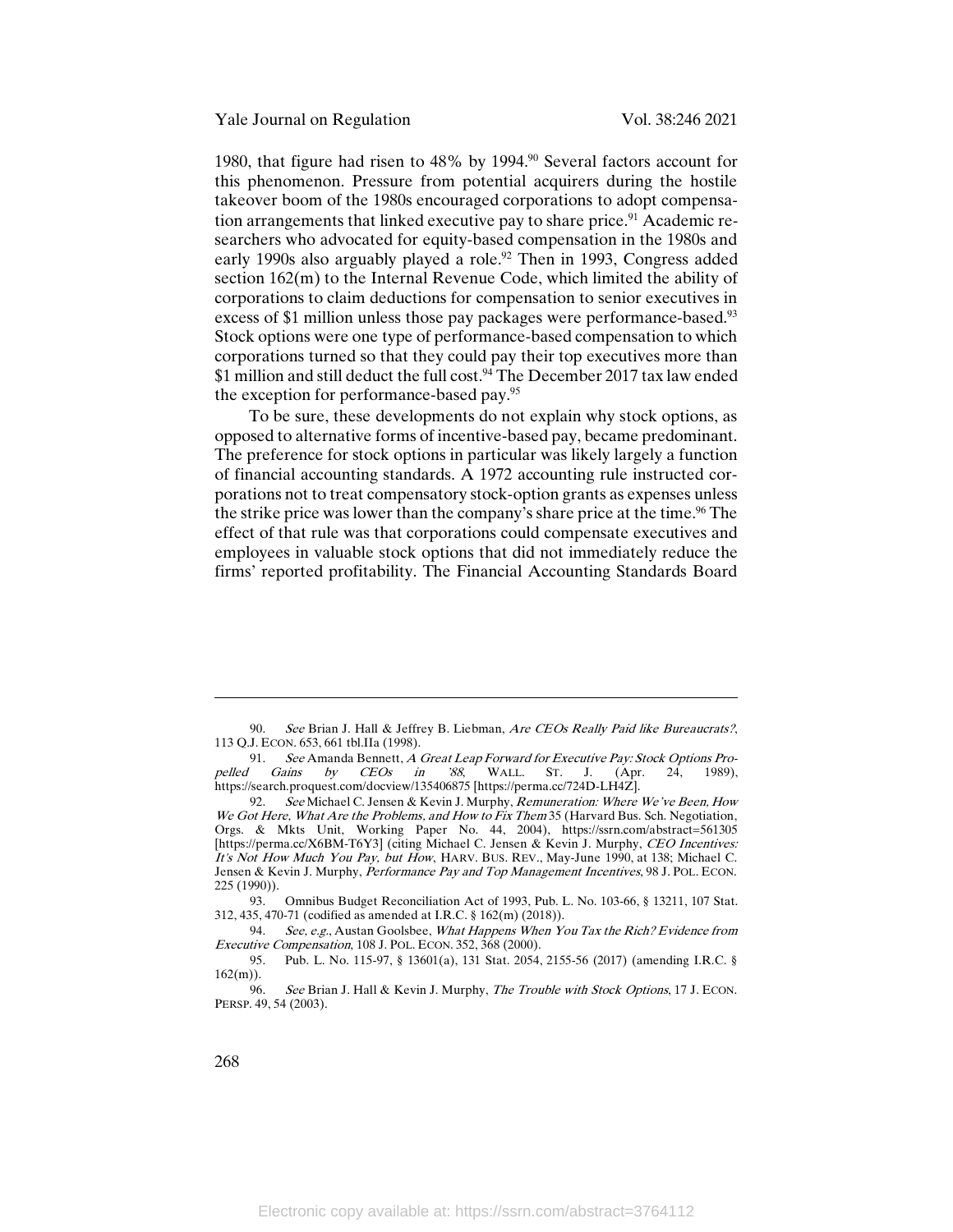1980, that figure had risen to 48% by 1994.[90] Several factors account for this phenomenon. Pressure from potential acquirers during the hostile takeover boom of the 1980s encouraged corporations to adopt compensation arrangements that linked executive pay to share price.[91] Academic researchers who advocated for equity-based compensation in the 1980s and early 1990s also arguably played a role.[92] Then in 1993, Congress added section 162(m) to the Internal Revenue Code, which limited the ability of corporations to claim deductions for compensation to senior executives in excess of $1 million unless those pay packages were performance-based.[93] Stock options were one type of performance-based compensation to which corporations turned so that they could pay their top executives more than $1 million and still deduct the full cost.[94] The December 2017 tax law ended the exception for performance-based pay.[95]

To be sure, these developments do not explain why stock options, as opposed to alternative forms of incentive-based pay, became predominant. The preference for stock options in particular was likely largely a function of financial accounting standards. A 1972 accounting rule instructed corporations not to treat compensatory stock-option grants as expenses unless the strike price was lower than the company's share price at the time.[96] The effect of that rule was that corporations could compensate executives and employees in valuable stock options that did not immediately reduce the firms' reported profitability. The Financial Accounting Standards Board

---

90. *See* Brian J. Hall & Jeffrey B. Liebman, *Are CEOs Really Paid like Bureaucrats?*, 113 Q.J. ECON. 653, 661 tbl.IIa (1998).

91. *See* Amanda Bennett, *A Great Leap Forward for Executive Pay: Stock Options Propelled Gains by CEOs in '88*, WALL. ST. J. (Apr. 24, 1989), https://search.proquest.com/docview/135406875 [https://perma.cc/724D-LH4Z].

92. *See* Michael C. Jensen & Kevin J. Murphy, *Remuneration: Where We've Been, How We Got Here, What Are the Problems, and How to Fix Them* 35 (Harvard Bus. Sch. Negotiation, Orgs. & Mkts Unit, Working Paper No. 44, 2004), https://ssrn.com/abstract=561305 [https://perma.cc/X6BM-T6Y3] (citing Michael C. Jensen & Kevin J. Murphy, *CEO Incentives: It's Not How Much You Pay, but How*, HARV. BUS. REV., May-June 1990, at 138; Michael C. Jensen & Kevin J. Murphy, *Performance Pay and Top Management Incentives*, 98 J. POL. ECON. 225 (1990)).

93. Omnibus Budget Reconciliation Act of 1993, Pub. L. No. 103-66, § 13211, 107 Stat. 312, 435, 470-71 (codified as amended at I.R.C. § 162(m) (2018)).

94. *See, e.g.*, Austan Goolsbee, *What Happens When You Tax the Rich? Evidence from Executive Compensation*, 108 J. POL. ECON. 352, 368 (2000).

95. Pub. L. No. 115-97, § 13601(a), 131 Stat. 2054, 2155-56 (2017) (amending I.R.C. § 162(m)).

96. *See* Brian J. Hall & Kevin J. Murphy, *The Trouble with Stock Options*, 17 J. ECON. PERSP. 49, 54 (2003).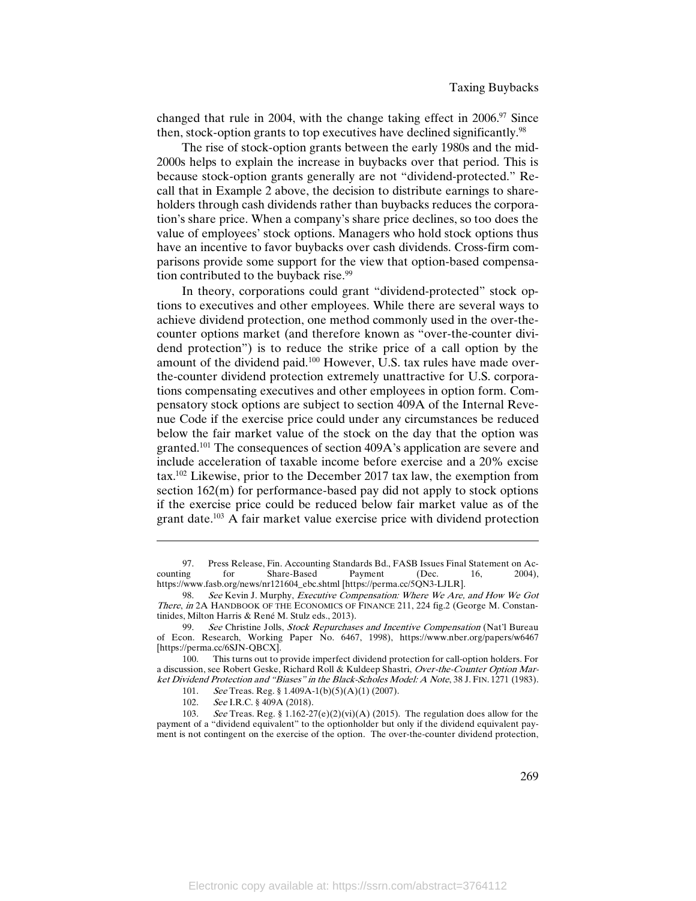changed that rule in 2004, with the change taking effect in 2006.[97] Since then, stock-option grants to top executives have declined significantly.[98]

The rise of stock-option grants between the early 1980s and the mid-2000s helps to explain the increase in buybacks over that period. This is because stock-option grants generally are not "dividend-protected." Recall that in Example 2 above, the decision to distribute earnings to shareholders through cash dividends rather than buybacks reduces the corporation's share price. When a company's share price declines, so too does the value of employees' stock options. Managers who hold stock options thus have an incentive to favor buybacks over cash dividends. Cross-firm comparisons provide some support for the view that option-based compensation contributed to the buyback rise.[99]

In theory, corporations could grant "dividend-protected" stock options to executives and other employees. While there are several ways to achieve dividend protection, one method commonly used in the over-the-counter options market (and therefore known as "over-the-counter dividend protection") is to reduce the strike price of a call option by the amount of the dividend paid.[100] However, U.S. tax rules have made over-the-counter dividend protection extremely unattractive for U.S. corporations compensating executives and other employees in option form. Compensatory stock options are subject to section 409A of the Internal Revenue Code if the exercise price could under any circumstances be reduced below the fair market value of the stock on the day that the option was granted.[101] The consequences of section 409A's application are severe and include acceleration of taxable income before exercise and a 20% excise tax.[102] Likewise, prior to the December 2017 tax law, the exemption from section 162(m) for performance-based pay did not apply to stock options if the exercise price could be reduced below fair market value as of the grant date.[103] A fair market value exercise price with dividend protection

---

97. Press Release, Fin. Accounting Standards Bd., FASB Issues Final Statement on Accounting for Share-Based Payment (Dec. 16, 2004), https://www.fasb.org/news/nr121604_ebc.shtml [https://perma.cc/5QN3-LJLR].

98. *See* Kevin J. Murphy, *Executive Compensation: Where We Are, and How We Got There*, *in* 2A HANDBOOK OF THE ECONOMICS OF FINANCE 211, 224 fig.2 (George M. Constantinides, Milton Harris & René M. Stulz eds., 2013).

99. *See* Christine Jolls, *Stock Repurchases and Incentive Compensation* (Nat'l Bureau of Econ. Research, Working Paper No. 6467, 1998), https://www.nber.org/papers/w6467 [https://perma.cc/6SJN-QBCX].

100. This turns out to provide imperfect dividend protection for call-option holders. For a discussion, see Robert Geske, Richard Roll & Kuldeep Shastri, *Over-the-Counter Option Market Dividend Protection and "Biases" in the Black-Scholes Model: A Note*, 38 J. FIN. 1271 (1983).

101. *See* Treas. Reg. § 1.409A-1(b)(5)(A)(1) (2007).

102. *See* I.R.C. § 409A (2018).

103. *See* Treas. Reg. § 1.162-27(e)(2)(vi)(A) (2015). The regulation does allow for the payment of a "dividend equivalent" to the optionholder but only if the dividend equivalent payment is not contingent on the exercise of the option. The over-the-counter dividend protection,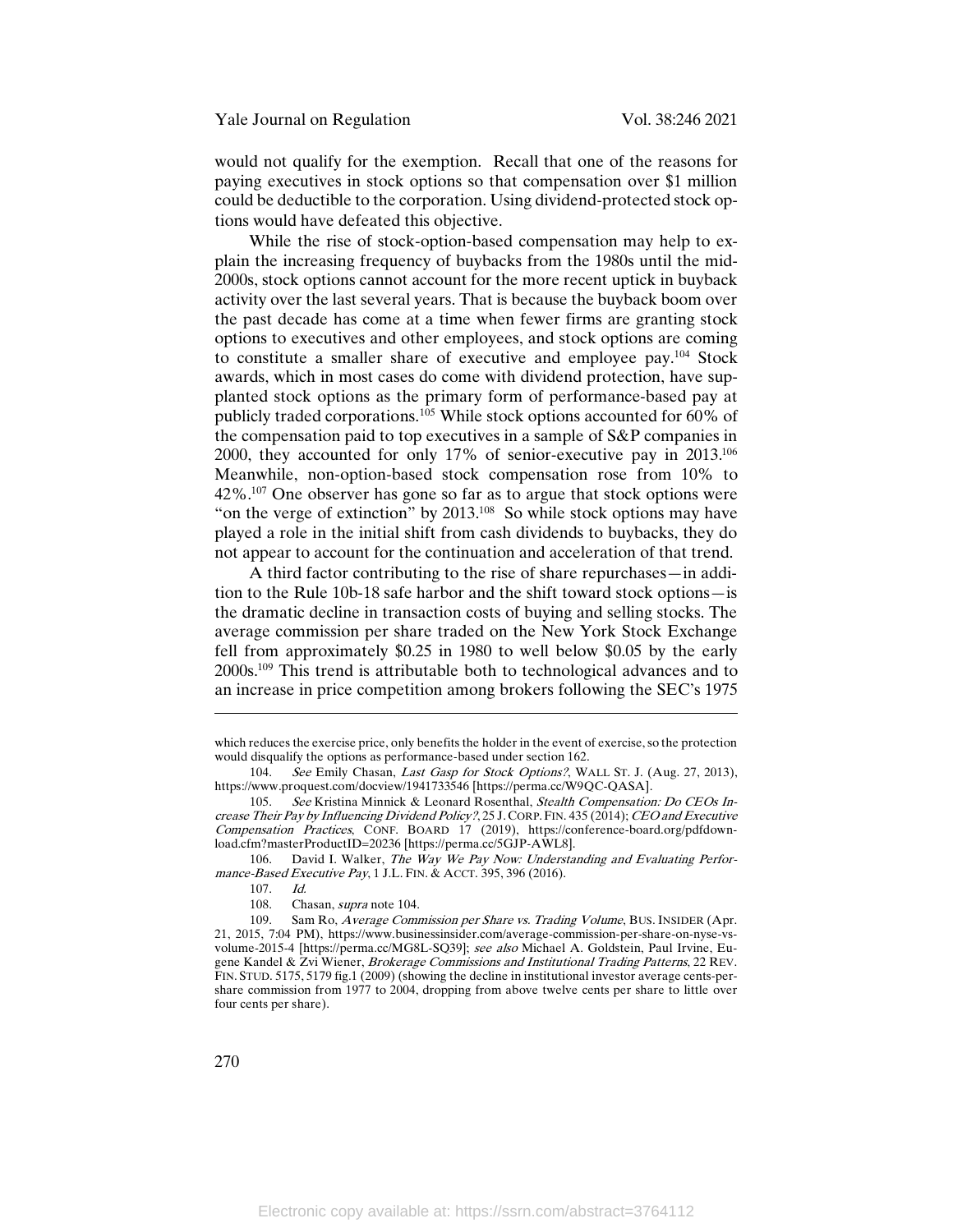would not qualify for the exemption. Recall that one of the reasons for paying executives in stock options so that compensation over $1 million could be deductible to the corporation. Using dividend-protected stock options would have defeated this objective.

While the rise of stock-option-based compensation may help to explain the increasing frequency of buybacks from the 1980s until the mid-2000s, stock options cannot account for the more recent uptick in buyback activity over the last several years. That is because the buyback boom over the past decade has come at a time when fewer firms are granting stock options to executives and other employees, and stock options are coming to constitute a smaller share of executive and employee pay.[104] Stock awards, which in most cases do come with dividend protection, have supplanted stock options as the primary form of performance-based pay at publicly traded corporations.[105] While stock options accounted for 60% of the compensation paid to top executives in a sample of S&P companies in 2000, they accounted for only 17% of senior-executive pay in 2013.[106] Meanwhile, non-option-based stock compensation rose from 10% to 42%.[107] One observer has gone so far as to argue that stock options were "on the verge of extinction" by 2013.[108] So while stock options may have played a role in the initial shift from cash dividends to buybacks, they do not appear to account for the continuation and acceleration of that trend.

A third factor contributing to the rise of share repurchases—in addition to the Rule 10b-18 safe harbor and the shift toward stock options—is the dramatic decline in transaction costs of buying and selling stocks. The average commission per share traded on the New York Stock Exchange fell from approximately $0.25 in 1980 to well below $0.05 by the early 2000s.[109] This trend is attributable both to technological advances and to an increase in price competition among brokers following the SEC's 1975

---

which reduces the exercise price, only benefits the holder in the event of exercise, so the protection would disqualify the options as performance-based under section 162.

104. *See* Emily Chasan, *Last Gasp for Stock Options?*, WALL ST. J. (Aug. 27, 2013), https://www.proquest.com/docview/1941733546 [https://perma.cc/W9QC-QASA].

105. *See* Kristina Minnick & Leonard Rosenthal, *Stealth Compensation: Do CEOs Increase Their Pay by Influencing Dividend Policy?*, 25 J. CORP. FIN. 435 (2014); *CEO and Executive Compensation Practices*, CONF. BOARD 17 (2019), https://conference-board.org/pdfdownload.cfm?masterProductID=20236 [https://perma.cc/5GJP-AWL8].

106. David I. Walker, *The Way We Pay Now: Understanding and Evaluating Performance-Based Executive Pay*, 1 J.L. FIN. & ACCT. 395, 396 (2016).

107. *Id.*

108. Chasan, *supra* note 104.

109. Sam Ro, *Average Commission per Share vs. Trading Volume*, BUS. INSIDER (Apr. 21, 2015, 7:04 PM), https://www.businessinsider.com/average-commission-per-share-on-nyse-vs-volume-2015-4 [https://perma.cc/MG8L-SQ39]; *see also* Michael A. Goldstein, Paul Irvine, Eugene Kandel & Zvi Wiener, *Brokerage Commissions and Institutional Trading Patterns*, 22 REV. FIN. STUD. 5175, 5179 fig.1 (2009) (showing the decline in institutional investor average cents-per-share commission from 1977 to 2004, dropping from above twelve cents per share to little over four cents per share).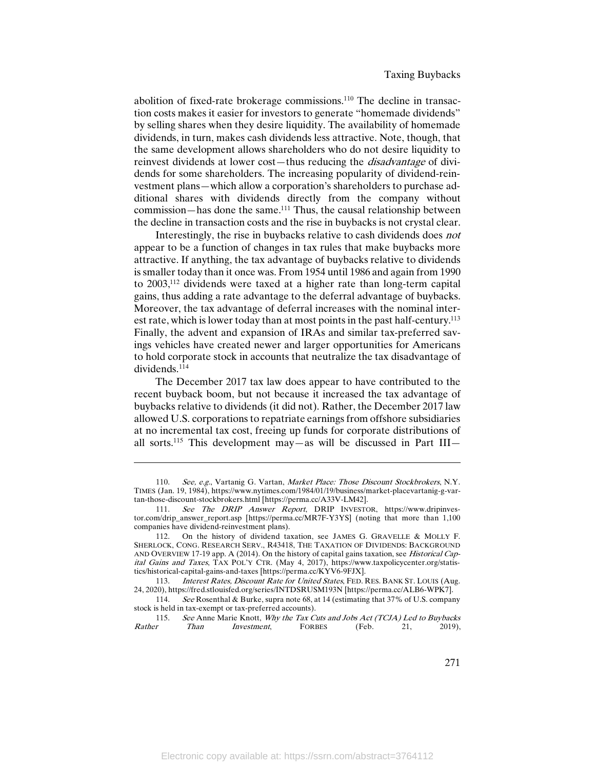abolition of fixed-rate brokerage commissions.[110] The decline in transaction costs makes it easier for investors to generate "homemade dividends" by selling shares when they desire liquidity. The availability of homemade dividends, in turn, makes cash dividends less attractive. Note, though, that the same development allows shareholders who do not desire liquidity to reinvest dividends at lower cost—thus reducing the *disadvantage* of dividends for some shareholders. The increasing popularity of dividend-reinvestment plans—which allow a corporation's shareholders to purchase additional shares with dividends directly from the company without commission—has done the same.[111] Thus, the causal relationship between the decline in transaction costs and the rise in buybacks is not crystal clear.

Interestingly, the rise in buybacks relative to cash dividends does *not* appear to be a function of changes in tax rules that make buybacks more attractive. If anything, the tax advantage of buybacks relative to dividends is smaller today than it once was. From 1954 until 1986 and again from 1990 to 2003,[112] dividends were taxed at a higher rate than long-term capital gains, thus adding a rate advantage to the deferral advantage of buybacks. Moreover, the tax advantage of deferral increases with the nominal interest rate, which is lower today than at most points in the past half-century.[113] Finally, the advent and expansion of IRAs and similar tax-preferred savings vehicles have created newer and larger opportunities for Americans to hold corporate stock in accounts that neutralize the tax disadvantage of dividends.[114]

The December 2017 tax law does appear to have contributed to the recent buyback boom, but not because it increased the tax advantage of buybacks relative to dividends (it did not). Rather, the December 2017 law allowed U.S. corporations to repatriate earnings from offshore subsidiaries at no incremental tax cost, freeing up funds for corporate distributions of all sorts.[115] This development may—as will be discussed in Part III—

---

110. *See, e.g.*, Vartanig G. Vartan, *Market Place: Those Discount Stockbrokers*, N.Y. TIMES (Jan. 19, 1984), https://www.nytimes.com/1984/01/19/business/market-placevartanig-g-vartan-those-discount-stockbrokers.html [https://perma.cc/A33V-LM42].

111. *See The DRIP Answer Report*, DRIP INVESTOR, https://www.dripinvestor.com/drip_answer_report.asp [https://perma.cc/MR7F-Y3YS] (noting that more than 1,100 companies have dividend-reinvestment plans).

112. On the history of dividend taxation, see JAMES G. GRAVELLE & MOLLY F. SHERLOCK, CONG. RESEARCH SERV., R43418, THE TAXATION OF DIVIDENDS: BACKGROUND AND OVERVIEW 17-19 app. A (2014). On the history of capital gains taxation, see *Historical Capital Gains and Taxes*, TAX POL'Y CTR. (May 4, 2017), https://www.taxpolicycenter.org/statistics/historical-capital-gains-and-taxes [https://perma.cc/KYV6-9FJX].

113. *Interest Rates, Discount Rate for United States*, FED. RES. BANK ST. LOUIS (Aug. 24, 2020), https://fred.stlouisfed.org/series/INTDSRUSM193N [https://perma.cc/ALB6-WPK7].

114. *See* Rosenthal & Burke, supra note 68, at 14 (estimating that 37% of U.S. company stock is held in tax-exempt or tax-preferred accounts).

115. *See* Anne Marie Knott, *Why the Tax Cuts and Jobs Act (TCJA) Led to Buybacks Rather Than Investment*, FORBES (Feb. 21, 2019),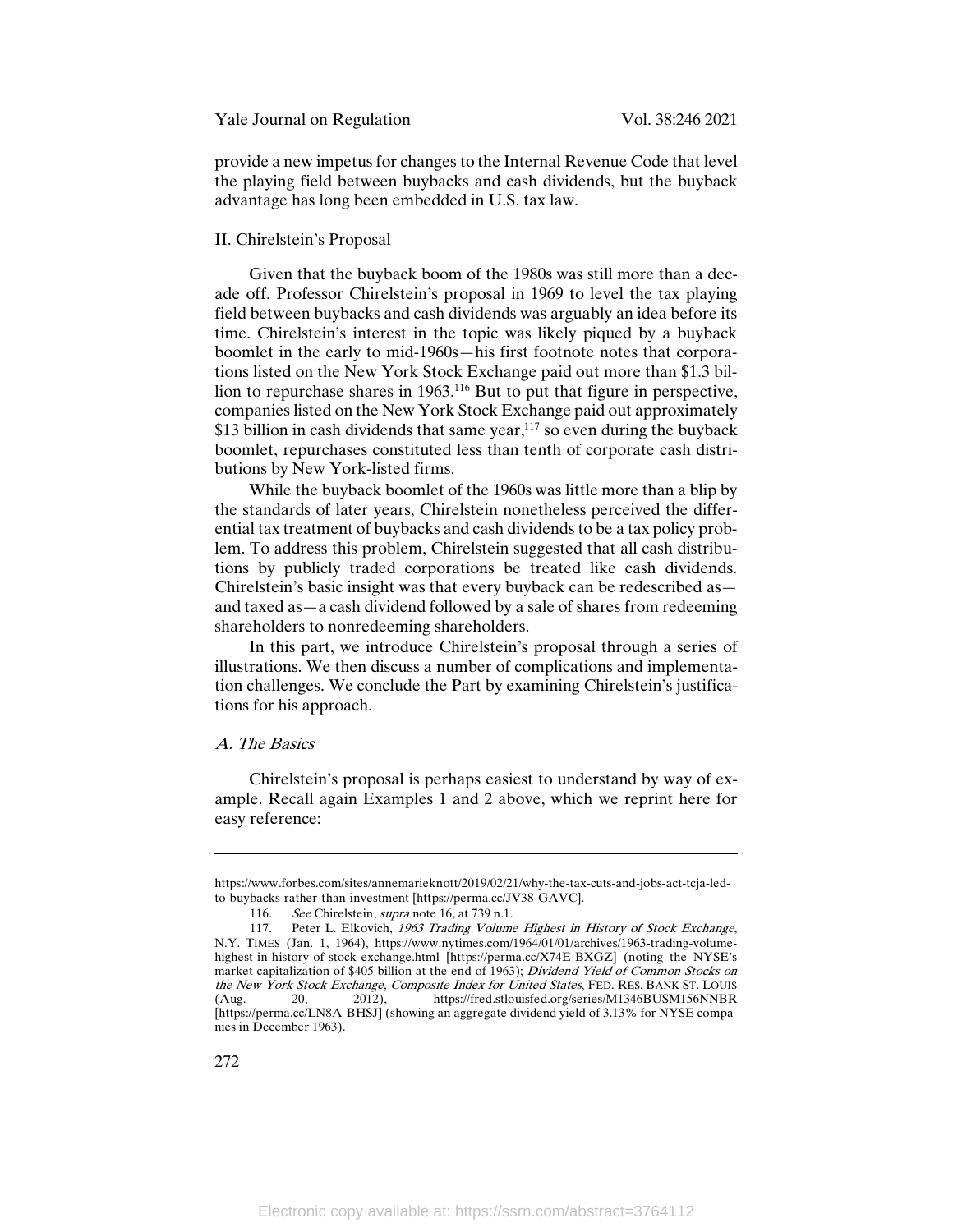provide a new impetus for changes to the Internal Revenue Code that level the playing field between buybacks and cash dividends, but the buyback advantage has long been embedded in U.S. tax law.

## II. Chirelstein's Proposal

Given that the buyback boom of the 1980s was still more than a decade off, Professor Chirelstein's proposal in 1969 to level the tax playing field between buybacks and cash dividends was arguably an idea before its time. Chirelstein's interest in the topic was likely piqued by a buyback boomlet in the early to mid-1960s—his first footnote notes that corporations listed on the New York Stock Exchange paid out more than $1.3 billion to repurchase shares in 1963.[116] But to put that figure in perspective, companies listed on the New York Stock Exchange paid out approximately $13 billion in cash dividends that same year,[117] so even during the buyback boomlet, repurchases constituted less than tenth of corporate cash distributions by New York-listed firms.

While the buyback boomlet of the 1960s was little more than a blip by the standards of later years, Chirelstein nonetheless perceived the differential tax treatment of buybacks and cash dividends to be a tax policy problem. To address this problem, Chirelstein suggested that all cash distributions by publicly traded corporations be treated like cash dividends. Chirelstein's basic insight was that every buyback can be redescribed as—and taxed as—a cash dividend followed by a sale of shares from redeeming shareholders to nonredeeming shareholders.

In this part, we introduce Chirelstein's proposal through a series of illustrations. We then discuss a number of complications and implementation challenges. We conclude the Part by examining Chirelstein's justifications for his approach.

### *A. The Basics*

Chirelstein's proposal is perhaps easiest to understand by way of example. Recall again Examples 1 and 2 above, which we reprint here for easy reference:

---

https://www.forbes.com/sites/annemarieknott/2019/02/21/why-the-tax-cuts-and-jobs-act-tcja-led-to-buybacks-rather-than-investment [https://perma.cc/JV38-GAVC].

116. *See* Chirelstein, *supra* note 16, at 739 n.1.

117. Peter L. Elkovich, *1963 Trading Volume Highest in History of Stock Exchange*, N.Y. TIMES (Jan. 1, 1964), https://www.nytimes.com/1964/01/01/archives/1963-trading-volume-highest-in-history-of-stock-exchange.html [https://perma.cc/X74E-BXGZ] (noting the NYSE's market capitalization of $405 billion at the end of 1963); *Dividend Yield of Common Stocks on the New York Stock Exchange, Composite Index for United States*, FED. RES. BANK ST. LOUIS (Aug. 20, 2012), https://fred.stlouisfed.org/series/M1346BUSM156NNBR [https://perma.cc/LN8A-BHSJ] (showing an aggregate dividend yield of 3.13% for NYSE companies in December 1963).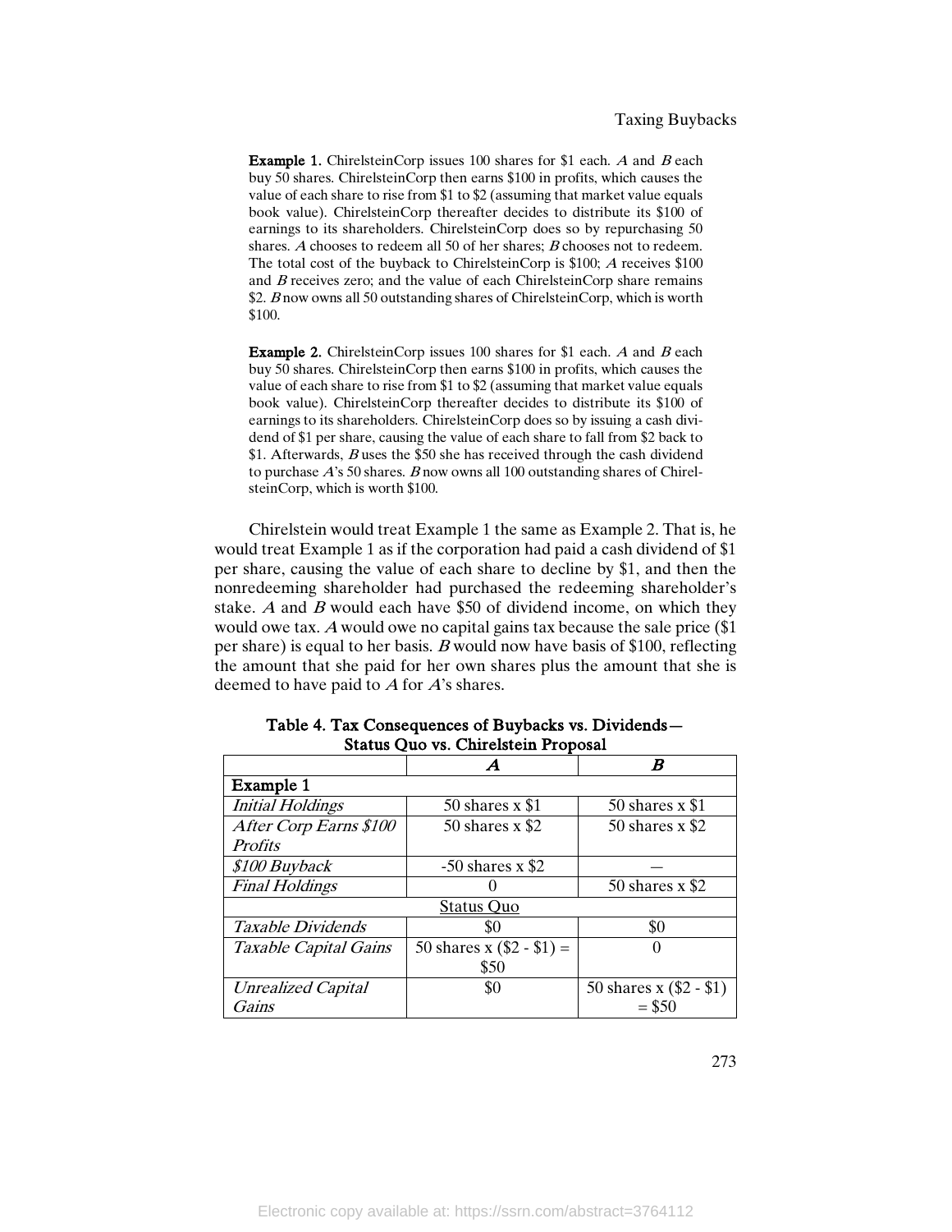**Example 1.** ChirelsteinCorp issues 100 shares for $1 each. *A* and *B* each buy 50 shares. ChirelsteinCorp then earns $100 in profits, which causes the value of each share to rise from $1 to $2 (assuming that market value equals book value). ChirelsteinCorp thereafter decides to distribute its $100 of earnings to its shareholders. ChirelsteinCorp does so by repurchasing 50 shares. *A* chooses to redeem all 50 of her shares; *B* chooses not to redeem. The total cost of the buyback to ChirelsteinCorp is $100; *A* receives $100 and *B* receives zero; and the value of each ChirelsteinCorp share remains $2. *B* now owns all 50 outstanding shares of ChirelsteinCorp, which is worth $100.

**Example 2.** ChirelsteinCorp issues 100 shares for $1 each. *A* and *B* each buy 50 shares. ChirelsteinCorp then earns $100 in profits, which causes the value of each share to rise from $1 to $2 (assuming that market value equals book value). ChirelsteinCorp thereafter decides to distribute its $100 of earnings to its shareholders. ChirelsteinCorp does so by issuing a cash dividend of $1 per share, causing the value of each share to fall from $2 back to $1. Afterwards, *B* uses the $50 she has received through the cash dividend to purchase *A*'s 50 shares. *B* now owns all 100 outstanding shares of ChirelsteinCorp, which is worth $100.

Chirelstein would treat Example 1 the same as Example 2. That is, he would treat Example 1 as if the corporation had paid a cash dividend of $1 per share, causing the value of each share to decline by $1, and then the nonredeeming shareholder had purchased the redeeming shareholder's stake. *A* and *B* would each have $50 of dividend income, on which they would owe tax. *A* would owe no capital gains tax because the sale price ($1 per share) is equal to her basis. *B* would now have basis of $100, reflecting the amount that she paid for her own shares plus the amount that she is deemed to have paid to *A* for *A*'s shares.

**Table 4. Tax Consequences of Buybacks vs. Dividends—Status Quo vs. Chirelstein Proposal**

| | *A* | *B* |
|---|---|---|
| **Example 1** | | |
| *Initial Holdings* | 50 shares x $1 | 50 shares x $1 |
| *After Corp Earns $100 Profits* | 50 shares x $2 | 50 shares x $2 |
| *$100 Buyback* | -50 shares x $2 | — |
| *Final Holdings* | 0 | 50 shares x $2 |
| Status Quo | | |
| *Taxable Dividends* | $0 | $0 |
| *Taxable Capital Gains* | 50 shares x ($2 - $1) = $50 | 0 |
| *Unrealized Capital Gains* | $0 | 50 shares x ($2 - $1) = $50 |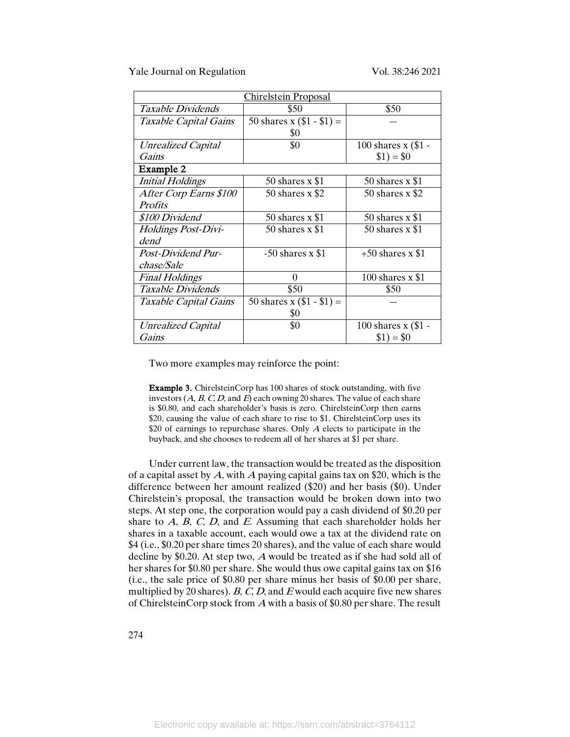| Chirelstein Proposal | | |
|---|---|---|
| *Taxable Dividends* | \$50 | \$50 |
| *Taxable Capital Gains* | 50 shares x (\$1 - \$1) = \$0 | — |
| *Unrealized Capital Gains* | \$0 | 100 shares x (\$1 - \$1) = \$0 |
| **Example 2** | | |
| *Initial Holdings* | 50 shares x \$1 | 50 shares x \$1 |
| *After Corp Earns \$100 Profits* | 50 shares x \$2 | 50 shares x \$2 |
| *\$100 Dividend* | 50 shares x \$1 | 50 shares x \$1 |
| *Holdings Post-Dividend* | 50 shares x \$1 | 50 shares x \$1 |
| *Post-Dividend Purchase/Sale* | -50 shares x \$1 | +50 shares x \$1 |
| *Final Holdings* | 0 | 100 shares x \$1 |
| *Taxable Dividends* | \$50 | \$50 |
| *Taxable Capital Gains* | 50 shares x (\$1 - \$1) = \$0 | — |
| *Unrealized Capital Gains* | \$0 | 100 shares x (\$1 - \$1) = \$0 |

Two more examples may reinforce the point:

> **Example 3.** ChirelsteinCorp has 100 shares of stock outstanding, with five investors (*A*, *B*, *C*, *D*, and *E*) each owning 20 shares. The value of each share is \$0.80, and each shareholder's basis is zero. ChirelsteinCorp then earns \$20, causing the value of each share to rise to \$1. ChirelsteinCorp uses its \$20 of earnings to repurchase shares. Only *A* elects to participate in the buyback, and she chooses to redeem all of her shares at \$1 per share.

Under current law, the transaction would be treated as the disposition of a capital asset by *A*, with *A* paying capital gains tax on \$20, which is the difference between her amount realized (\$20) and her basis (\$0). Under Chirelstein's proposal, the transaction would be broken down into two steps. At step one, the corporation would pay a cash dividend of \$0.20 per share to *A*, *B*, *C*, *D*, and *E*. Assuming that each shareholder holds her shares in a taxable account, each would owe a tax at the dividend rate on \$4 (i.e., \$0.20 per share times 20 shares), and the value of each share would decline by \$0.20. At step two, *A* would be treated as if she had sold all of her shares for \$0.80 per share. She would thus owe capital gains tax on \$16 (i.e., the sale price of \$0.80 per share minus her basis of \$0.00 per share, multiplied by 20 shares). *B*, *C*, *D*, and *E* would each acquire five new shares of ChirelsteinCorp stock from *A* with a basis of \$0.80 per share. The result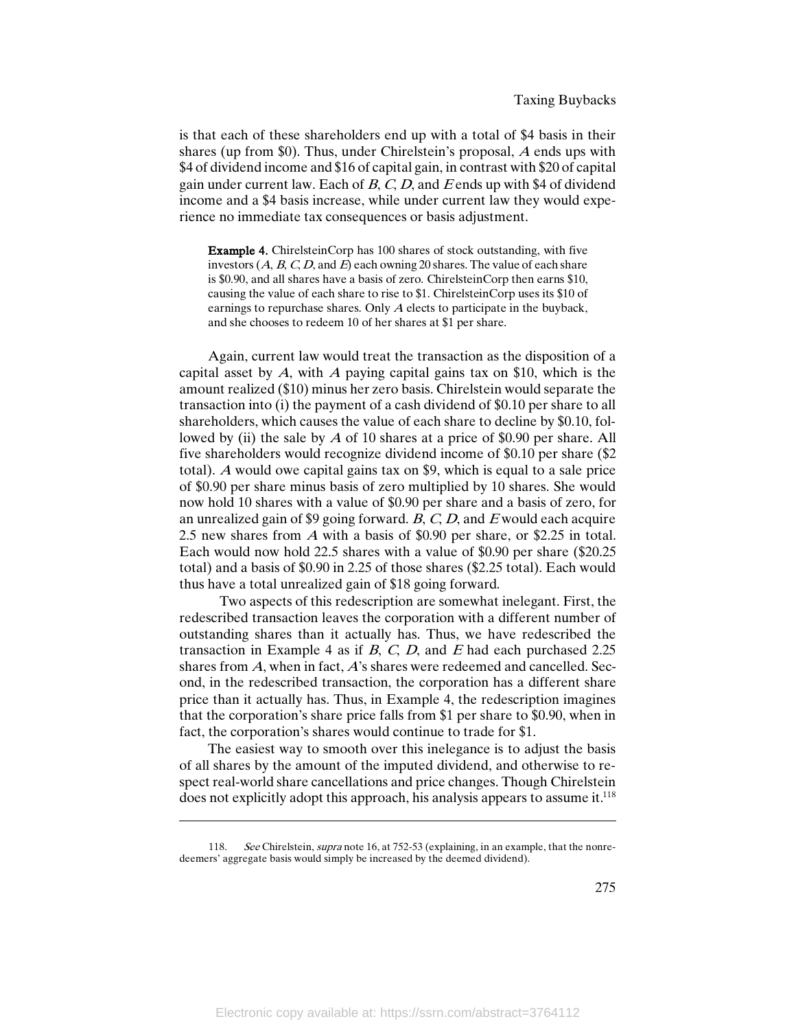is that each of these shareholders end up with a total of $4 basis in their shares (up from $0). Thus, under Chirelstein's proposal, *A* ends ups with $4 of dividend income and $16 of capital gain, in contrast with $20 of capital gain under current law. Each of *B*, *C*, *D*, and *E* ends up with $4 of dividend income and a $4 basis increase, while under current law they would experience no immediate tax consequences or basis adjustment.

> **Example 4.** ChirelsteinCorp has 100 shares of stock outstanding, with five investors (*A*, *B*, *C*, *D*, and *E*) each owning 20 shares. The value of each share is $0.90, and all shares have a basis of zero. ChirelsteinCorp then earns $10, causing the value of each share to rise to $1. ChirelsteinCorp uses its $10 of earnings to repurchase shares. Only *A* elects to participate in the buyback, and she chooses to redeem 10 of her shares at $1 per share.

Again, current law would treat the transaction as the disposition of a capital asset by *A*, with *A* paying capital gains tax on $10, which is the amount realized ($10) minus her zero basis. Chirelstein would separate the transaction into (i) the payment of a cash dividend of $0.10 per share to all shareholders, which causes the value of each share to decline by $0.10, followed by (ii) the sale by *A* of 10 shares at a price of $0.90 per share. All five shareholders would recognize dividend income of $0.10 per share ($2 total). *A* would owe capital gains tax on $9, which is equal to a sale price of $0.90 per share minus basis of zero multiplied by 10 shares. She would now hold 10 shares with a value of $0.90 per share and a basis of zero, for an unrealized gain of $9 going forward. *B*, *C*, *D*, and *E* would each acquire 2.5 new shares from *A* with a basis of $0.90 per share, or $2.25 in total. Each would now hold 22.5 shares with a value of $0.90 per share ($20.25 total) and a basis of $0.90 in 2.25 of those shares ($2.25 total). Each would thus have a total unrealized gain of $18 going forward.

Two aspects of this redescription are somewhat inelegant. First, the redescribed transaction leaves the corporation with a different number of outstanding shares than it actually has. Thus, we have redescribed the transaction in Example 4 as if *B*, *C*, *D*, and *E* had each purchased 2.25 shares from *A*, when in fact, *A*'s shares were redeemed and cancelled. Second, in the redescribed transaction, the corporation has a different share price than it actually has. Thus, in Example 4, the redescription imagines that the corporation's share price falls from $1 per share to $0.90, when in fact, the corporation's shares would continue to trade for $1.

The easiest way to smooth over this inelegance is to adjust the basis of all shares by the amount of the imputed dividend, and otherwise to respect real-world share cancellations and price changes. Though Chirelstein does not explicitly adopt this approach, his analysis appears to assume it.[118]

---

118. *See* Chirelstein, *supra* note 16, at 752-53 (explaining, in an example, that the nonredeemers' aggregate basis would simply be increased by the deemed dividend).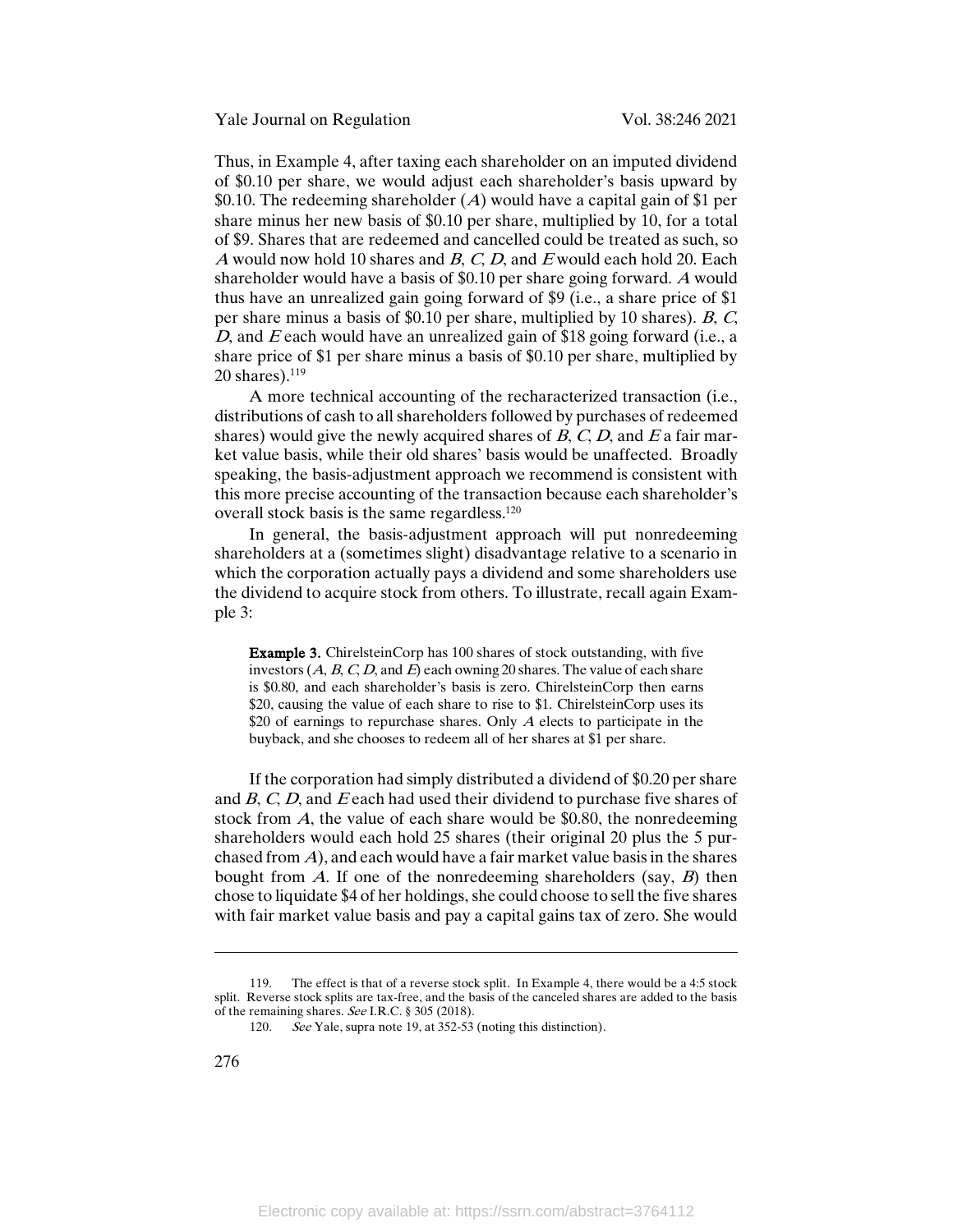Thus, in Example 4, after taxing each shareholder on an imputed dividend of $0.10 per share, we would adjust each shareholder's basis upward by $0.10. The redeeming shareholder (*A*) would have a capital gain of $1 per share minus her new basis of $0.10 per share, multiplied by 10, for a total of $9. Shares that are redeemed and cancelled could be treated as such, so *A* would now hold 10 shares and *B*, *C*, *D*, and *E* would each hold 20. Each shareholder would have a basis of $0.10 per share going forward. *A* would thus have an unrealized gain going forward of $9 (i.e., a share price of $1 per share minus a basis of $0.10 per share, multiplied by 10 shares). *B*, *C*, *D*, and *E* each would have an unrealized gain of $18 going forward (i.e., a share price of $1 per share minus a basis of $0.10 per share, multiplied by 20 shares).[119]

A more technical accounting of the recharacterized transaction (i.e., distributions of cash to all shareholders followed by purchases of redeemed shares) would give the newly acquired shares of *B*, *C*, *D*, and *E* a fair market value basis, while their old shares' basis would be unaffected. Broadly speaking, the basis-adjustment approach we recommend is consistent with this more precise accounting of the transaction because each shareholder's overall stock basis is the same regardless.[120]

In general, the basis-adjustment approach will put nonredeeming shareholders at a (sometimes slight) disadvantage relative to a scenario in which the corporation actually pays a dividend and some shareholders use the dividend to acquire stock from others. To illustrate, recall again Example 3:

> **Example 3.** ChirelsteinCorp has 100 shares of stock outstanding, with five investors (*A*, *B*, *C*, *D*, and *E*) each owning 20 shares. The value of each share is $0.80, and each shareholder's basis is zero. ChirelsteinCorp then earns $20, causing the value of each share to rise to $1. ChirelsteinCorp uses its $20 of earnings to repurchase shares. Only *A* elects to participate in the buyback, and she chooses to redeem all of her shares at $1 per share.

If the corporation had simply distributed a dividend of $0.20 per share and *B*, *C*, *D*, and *E* each had used their dividend to purchase five shares of stock from *A*, the value of each share would be $0.80, the nonredeeming shareholders would each hold 25 shares (their original 20 plus the 5 purchased from *A*), and each would have a fair market value basis in the shares bought from *A*. If one of the nonredeeming shareholders (say, *B*) then chose to liquidate $4 of her holdings, she could choose to sell the five shares with fair market value basis and pay a capital gains tax of zero. She would

---

119. The effect is that of a reverse stock split. In Example 4, there would be a 4:5 stock split. Reverse stock splits are tax-free, and the basis of the canceled shares are added to the basis of the remaining shares. *See* I.R.C. § 305 (2018).

120. *See* Yale, supra note 19, at 352-53 (noting this distinction).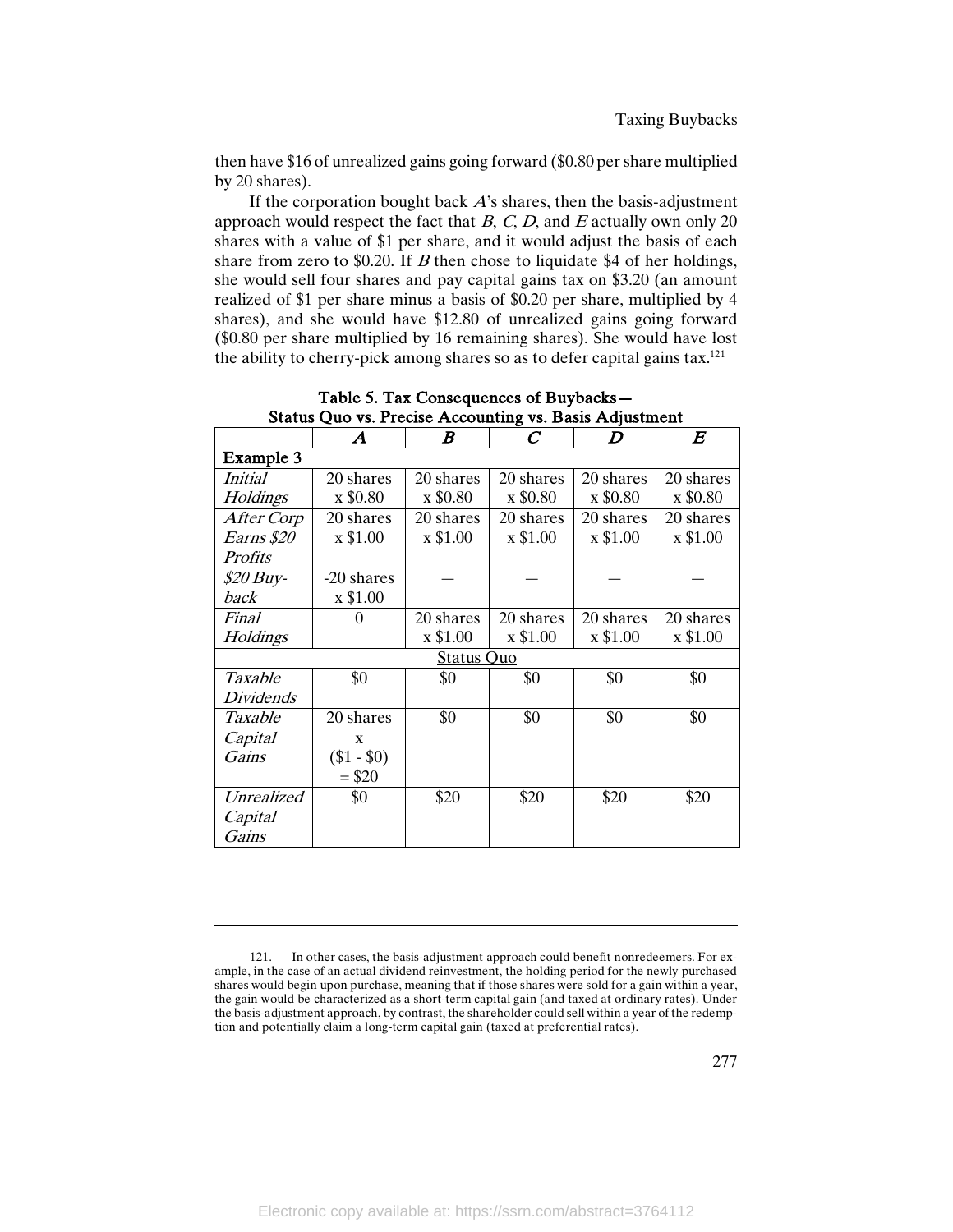then have $16 of unrealized gains going forward ($0.80 per share multiplied by 20 shares).

If the corporation bought back *A*'s shares, then the basis-adjustment approach would respect the fact that *B*, *C*, *D*, and *E* actually own only 20 shares with a value of $1 per share, and it would adjust the basis of each share from zero to $0.20. If *B* then chose to liquidate $4 of her holdings, she would sell four shares and pay capital gains tax on $3.20 (an amount realized of $1 per share minus a basis of $0.20 per share, multiplied by 4 shares), and she would have $12.80 of unrealized gains going forward ($0.80 per share multiplied by 16 remaining shares). She would have lost the ability to cherry-pick among shares so as to defer capital gains tax.[121]

**Table 5. Tax Consequences of Buybacks—Status Quo vs. Precise Accounting vs. Basis Adjustment**

| | ***A*** | ***B*** | ***C*** | ***D*** | ***E*** |
|---|---|---|---|---|---|
| **Example 3** | | | | | |
| *Initial Holdings* | 20 shares x $0.80 | 20 shares x $0.80 | 20 shares x $0.80 | 20 shares x $0.80 | 20 shares x $0.80 |
| *After Corp Earns $20 Profits* | 20 shares x $1.00 | 20 shares x $1.00 | 20 shares x $1.00 | 20 shares x $1.00 | 20 shares x $1.00 |
| *$20 Buy-back* | -20 shares x $1.00 | — | — | — | — |
| *Final Holdings* | 0 | 20 shares x $1.00 | 20 shares x $1.00 | 20 shares x $1.00 | 20 shares x $1.00 |
| Status Quo | | | | | |
| *Taxable Dividends* | $0 | $0 | $0 | $0 | $0 |
| *Taxable Capital Gains* | 20 shares x ($1 - $0) = $20 | $0 | $0 | $0 | $0 |
| *Unrealized Capital Gains* | $0 | $20 | $20 | $20 | $20 |

121. In other cases, the basis-adjustment approach could benefit nonredeemers. For example, in the case of an actual dividend reinvestment, the holding period for the newly purchased shares would begin upon purchase, meaning that if those shares were sold for a gain within a year, the gain would be characterized as a short-term capital gain (and taxed at ordinary rates). Under the basis-adjustment approach, by contrast, the shareholder could sell within a year of the redemption and potentially claim a long-term capital gain (taxed at preferential rates).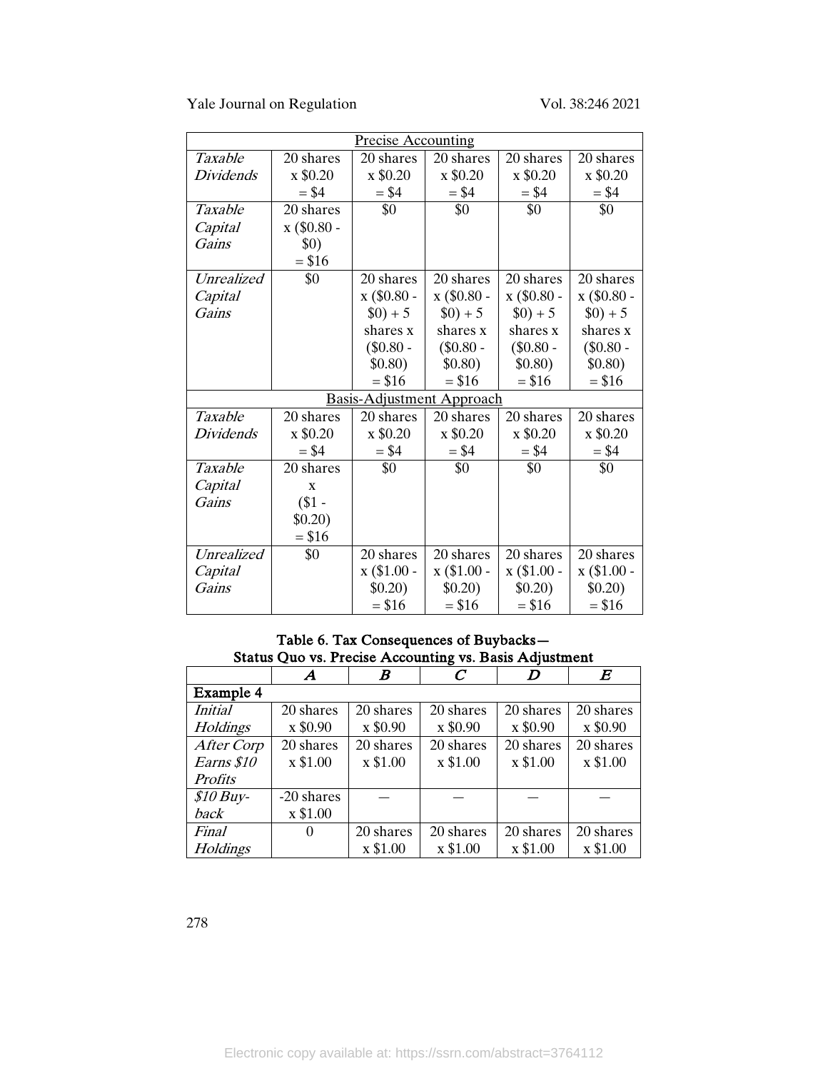| Precise Accounting | | | | | |
|---|---|---|---|---|---|
| *Taxable Dividends* | 20 shares x \$0.20 = \$4 | 20 shares x \$0.20 = \$4 | 20 shares x \$0.20 = \$4 | 20 shares x \$0.20 = \$4 | 20 shares x \$0.20 = \$4 |
| *Taxable Capital Gains* | 20 shares x (\$0.80 - \$0) = \$16 | \$0 | \$0 | \$0 | \$0 |
| *Unrealized Capital Gains* | \$0 | 20 shares x (\$0.80 - \$0) + 5 shares x (\$0.80 - \$0.80) = \$16 | 20 shares x (\$0.80 - \$0) + 5 shares x (\$0.80 - \$0.80) = \$16 | 20 shares x (\$0.80 - \$0) + 5 shares x (\$0.80 - \$0.80) = \$16 | 20 shares x (\$0.80 - \$0) + 5 shares x (\$0.80 - \$0.80) = \$16 |
| Basis-Adjustment Approach | | | | | |
| *Taxable Dividends* | 20 shares x \$0.20 = \$4 | 20 shares x \$0.20 = \$4 | 20 shares x \$0.20 = \$4 | 20 shares x \$0.20 = \$4 | 20 shares x \$0.20 = \$4 |
| *Taxable Capital Gains* | 20 shares x (\$1 - \$0.20) = \$16 | \$0 | \$0 | \$0 | \$0 |
| *Unrealized Capital Gains* | \$0 | 20 shares x (\$1.00 - \$0.20) = \$16 | 20 shares x (\$1.00 - \$0.20) = \$16 | 20 shares x (\$1.00 - \$0.20) = \$16 | 20 shares x (\$1.00 - \$0.20) = \$16 |

**Table 6. Tax Consequences of Buybacks—Status Quo vs. Precise Accounting vs. Basis Adjustment**

| | *A* | *B* | *C* | *D* | *E* |
|---|---|---|---|---|---|
| **Example 4** | | | | | |
| *Initial Holdings* | 20 shares x \$0.90 | 20 shares x \$0.90 | 20 shares x \$0.90 | 20 shares x \$0.90 | 20 shares x \$0.90 |
| *After Corp Earns \$10 Profits* | 20 shares x \$1.00 | 20 shares x \$1.00 | 20 shares x \$1.00 | 20 shares x \$1.00 | 20 shares x \$1.00 |
| *\$10 Buy-back* | -20 shares x \$1.00 | — | — | — | — |
| *Final Holdings* | 0 | 20 shares x \$1.00 | 20 shares x \$1.00 | 20 shares x \$1.00 | 20 shares x \$1.00 |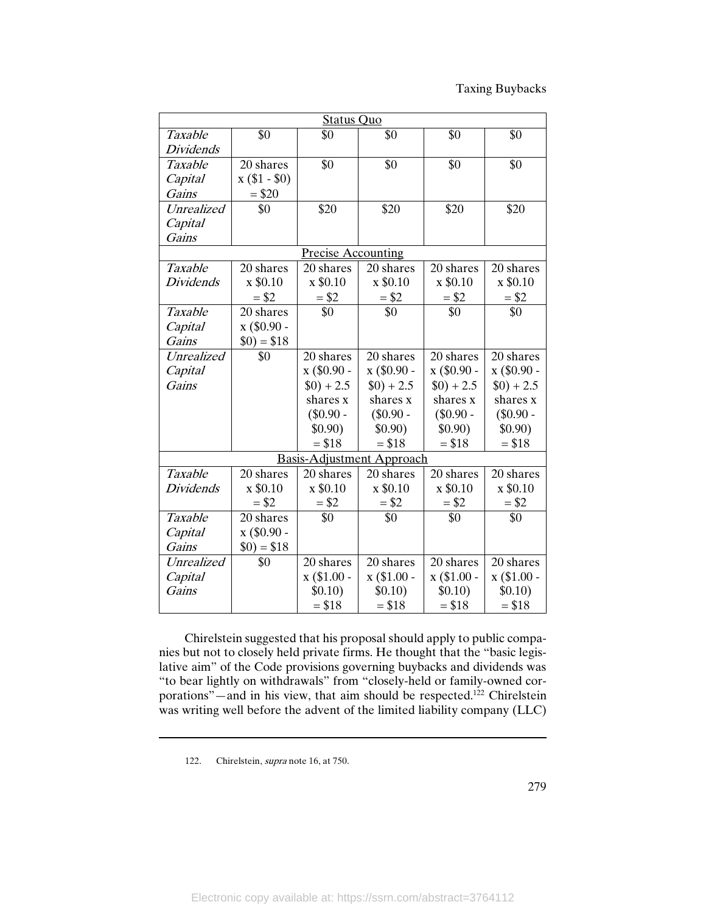| | | | | | |
|---|---|---|---|---|---|
| **Status Quo** | | | | | |
| *Taxable Dividends* | \$0 | \$0 | \$0 | \$0 | \$0 |
| *Taxable Capital Gains* | 20 shares x (\$1 - \$0) = \$20 | \$0 | \$0 | \$0 | \$0 |
| *Unrealized Capital Gains* | \$0 | \$20 | \$20 | \$20 | \$20 |
| **Precise Accounting** | | | | | |
| *Taxable Dividends* | 20 shares x \$0.10 = \$2 | 20 shares x \$0.10 = \$2 | 20 shares x \$0.10 = \$2 | 20 shares x \$0.10 = \$2 | 20 shares x \$0.10 = \$2 |
| *Taxable Capital Gains* | 20 shares x (\$0.90 - \$0) = \$18 | \$0 | \$0 | \$0 | \$0 |
| *Unrealized Capital Gains* | \$0 | 20 shares x (\$0.90 - \$0) + 2.5 shares x (\$0.90 - \$0.90) = \$18 | 20 shares x (\$0.90 - \$0) + 2.5 shares x (\$0.90 - \$0.90) = \$18 | 20 shares x (\$0.90 - \$0) + 2.5 shares x (\$0.90 - \$0.90) = \$18 | 20 shares x (\$0.90 - \$0) + 2.5 shares x (\$0.90 - \$0.90) = \$18 |
| **Basis-Adjustment Approach** | | | | | |
| *Taxable Dividends* | 20 shares x \$0.10 = \$2 | 20 shares x \$0.10 = \$2 | 20 shares x \$0.10 = \$2 | 20 shares x \$0.10 = \$2 | 20 shares x \$0.10 = \$2 |
| *Taxable Capital Gains* | 20 shares x (\$0.90 - \$0) = \$18 | \$0 | \$0 | \$0 | \$0 |
| *Unrealized Capital Gains* | \$0 | 20 shares x (\$1.00 - \$0.10) = \$18 | 20 shares x (\$1.00 - \$0.10) = \$18 | 20 shares x (\$1.00 - \$0.10) = \$18 | 20 shares x (\$1.00 - \$0.10) = \$18 |

Chirelstein suggested that his proposal should apply to public companies but not to closely held private firms. He thought that the "basic legislative aim" of the Code provisions governing buybacks and dividends was "to bear lightly on withdrawals" from "closely-held or family-owned corporations"—and in his view, that aim should be respected.[122] Chirelstein was writing well before the advent of the limited liability company (LLC)

---

122. Chirelstein, *supra* note 16, at 750.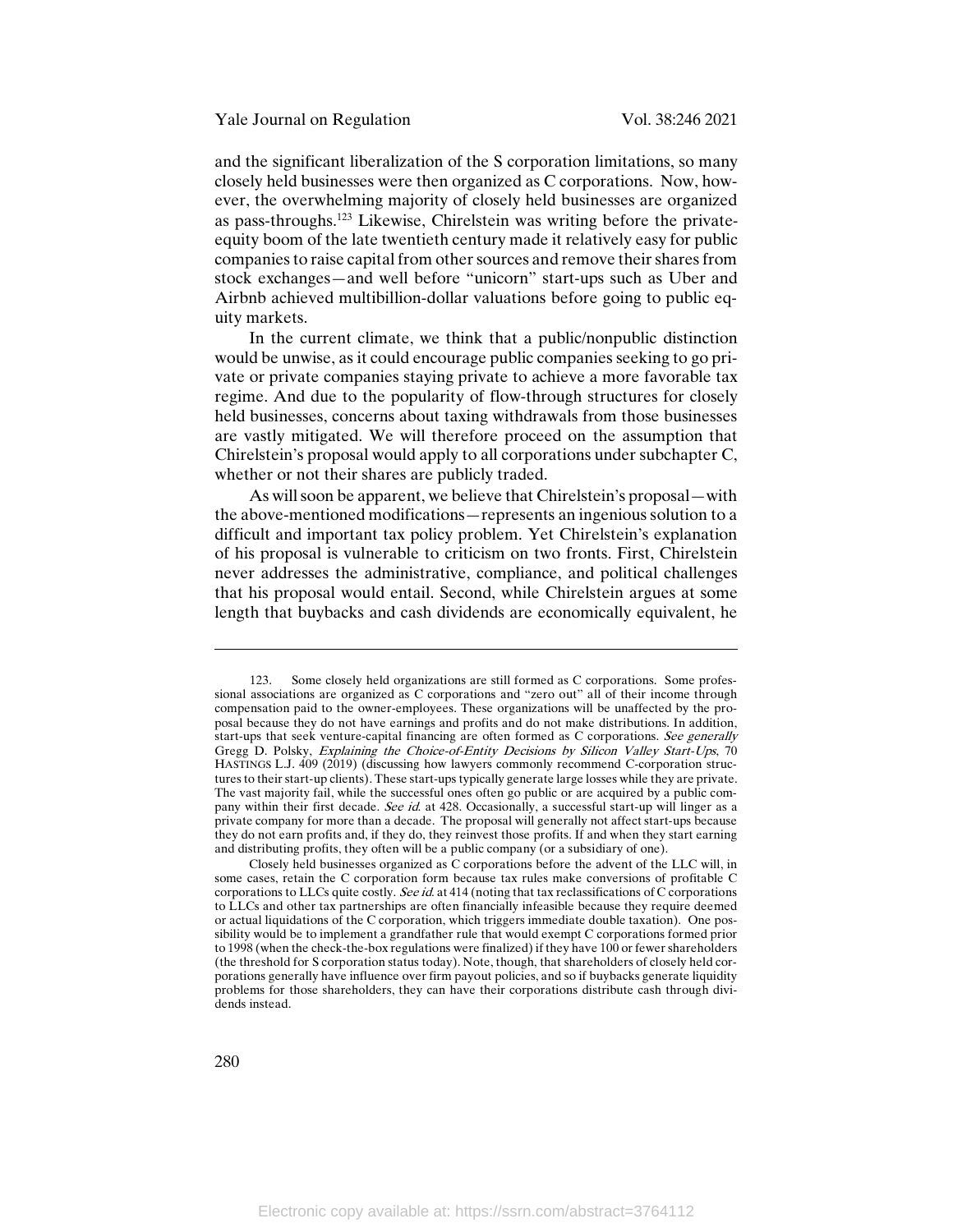and the significant liberalization of the S corporation limitations, so many closely held businesses were then organized as C corporations. Now, however, the overwhelming majority of closely held businesses are organized as pass-throughs.[123] Likewise, Chirelstein was writing before the private-equity boom of the late twentieth century made it relatively easy for public companies to raise capital from other sources and remove their shares from stock exchanges—and well before "unicorn" start-ups such as Uber and Airbnb achieved multibillion-dollar valuations before going to public equity markets.

In the current climate, we think that a public/nonpublic distinction would be unwise, as it could encourage public companies seeking to go private or private companies staying private to achieve a more favorable tax regime. And due to the popularity of flow-through structures for closely held businesses, concerns about taxing withdrawals from those businesses are vastly mitigated. We will therefore proceed on the assumption that Chirelstein's proposal would apply to all corporations under subchapter C, whether or not their shares are publicly traded.

As will soon be apparent, we believe that Chirelstein's proposal—with the above-mentioned modifications—represents an ingenious solution to a difficult and important tax policy problem. Yet Chirelstein's explanation of his proposal is vulnerable to criticism on two fronts. First, Chirelstein never addresses the administrative, compliance, and political challenges that his proposal would entail. Second, while Chirelstein argues at some length that buybacks and cash dividends are economically equivalent, he

---

123. Some closely held organizations are still formed as C corporations. Some professional associations are organized as C corporations and "zero out" all of their income through compensation paid to the owner-employees. These organizations will be unaffected by the proposal because they do not have earnings and profits and do not make distributions. In addition, start-ups that seek venture-capital financing are often formed as C corporations. *See generally* Gregg D. Polsky, *Explaining the Choice-of-Entity Decisions by Silicon Valley Start-Ups*, 70 HASTINGS L.J. 409 (2019) (discussing how lawyers commonly recommend C-corporation structures to their start-up clients). These start-ups typically generate large losses while they are private. The vast majority fail, while the successful ones often go public or are acquired by a public company within their first decade. *See id.* at 428. Occasionally, a successful start-up will linger as a private company for more than a decade. The proposal will generally not affect start-ups because they do not earn profits and, if they do, they reinvest those profits. If and when they start earning and distributing profits, they often will be a public company (or a subsidiary of one).

Closely held businesses organized as C corporations before the advent of the LLC will, in some cases, retain the C corporation form because tax rules make conversions of profitable C corporations to LLCs quite costly. *See id.* at 414 (noting that tax reclassifications of C corporations to LLCs and other tax partnerships are often financially infeasible because they require deemed or actual liquidations of the C corporation, which triggers immediate double taxation). One possibility would be to implement a grandfather rule that would exempt C corporations formed prior to 1998 (when the check-the-box regulations were finalized) if they have 100 or fewer shareholders (the threshold for S corporation status today). Note, though, that shareholders of closely held corporations generally have influence over firm payout policies, and so if buybacks generate liquidity problems for those shareholders, they can have their corporations distribute cash through dividends instead.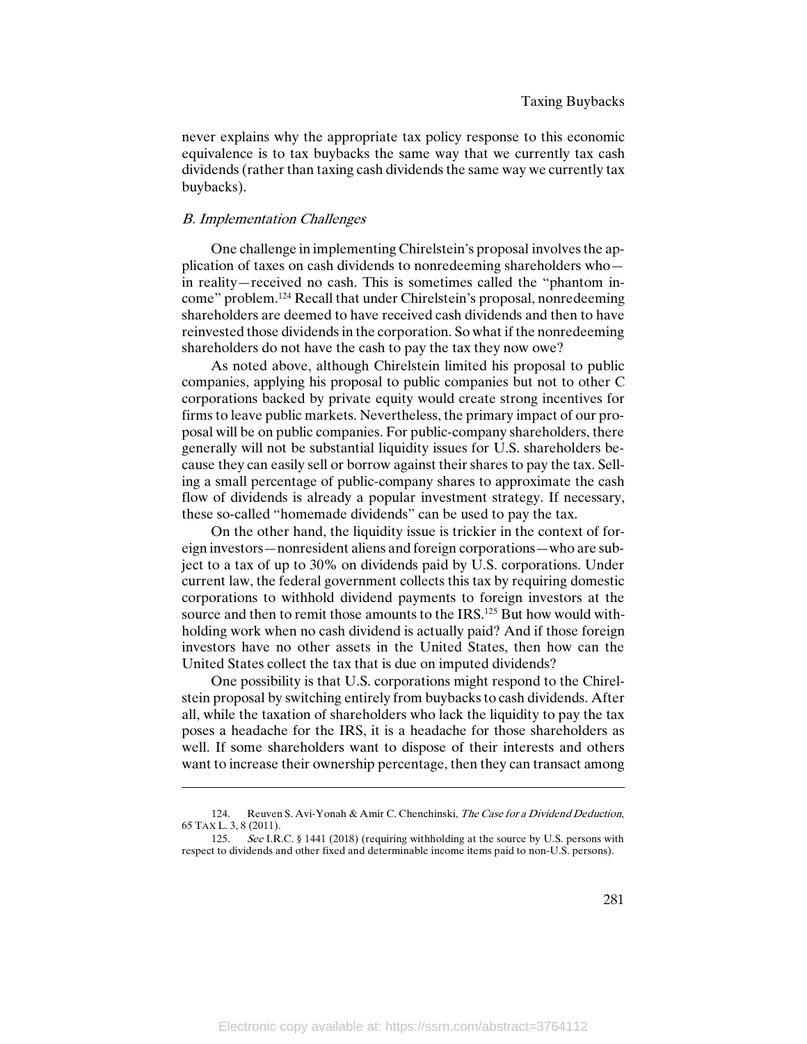never explains why the appropriate tax policy response to this economic equivalence is to tax buybacks the same way that we currently tax cash dividends (rather than taxing cash dividends the same way we currently tax buybacks).

### *B. Implementation Challenges*

One challenge in implementing Chirelstein's proposal involves the application of taxes on cash dividends to nonredeeming shareholders who—in reality—received no cash. This is sometimes called the "phantom income" problem.[124] Recall that under Chirelstein's proposal, nonredeeming shareholders are deemed to have received cash dividends and then to have reinvested those dividends in the corporation. So what if the nonredeeming shareholders do not have the cash to pay the tax they now owe?

As noted above, although Chirelstein limited his proposal to public companies, applying his proposal to public companies but not to other C corporations backed by private equity would create strong incentives for firms to leave public markets. Nevertheless, the primary impact of our proposal will be on public companies. For public-company shareholders, there generally will not be substantial liquidity issues for U.S. shareholders because they can easily sell or borrow against their shares to pay the tax. Selling a small percentage of public-company shares to approximate the cash flow of dividends is already a popular investment strategy. If necessary, these so-called "homemade dividends" can be used to pay the tax.

On the other hand, the liquidity issue is trickier in the context of foreign investors—nonresident aliens and foreign corporations—who are subject to a tax of up to 30% on dividends paid by U.S. corporations. Under current law, the federal government collects this tax by requiring domestic corporations to withhold dividend payments to foreign investors at the source and then to remit those amounts to the IRS.[125] But how would withholding work when no cash dividend is actually paid? And if those foreign investors have no other assets in the United States, then how can the United States collect the tax that is due on imputed dividends?

One possibility is that U.S. corporations might respond to the Chirelstein proposal by switching entirely from buybacks to cash dividends. After all, while the taxation of shareholders who lack the liquidity to pay the tax poses a headache for the IRS, it is a headache for those shareholders as well. If some shareholders want to dispose of their interests and others want to increase their ownership percentage, then they can transact among

---

124. Reuven S. Avi-Yonah & Amir C. Chenchinski, *The Case for a Dividend Deduction*, 65 TAX L. 3, 8 (2011).

125. *See* I.R.C. § 1441 (2018) (requiring withholding at the source by U.S. persons with respect to dividends and other fixed and determinable income items paid to non-U.S. persons).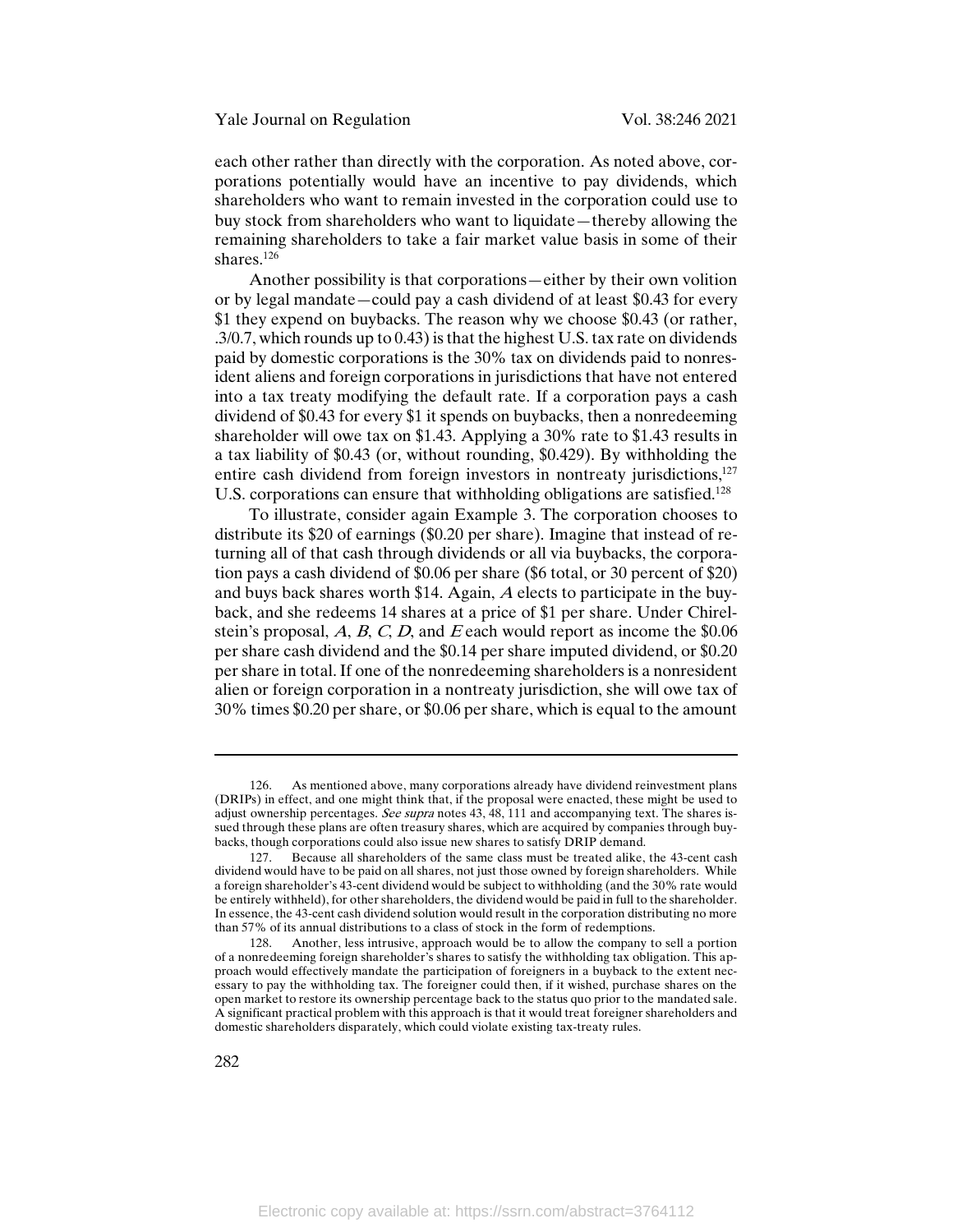each other rather than directly with the corporation. As noted above, corporations potentially would have an incentive to pay dividends, which shareholders who want to remain invested in the corporation could use to buy stock from shareholders who want to liquidate—thereby allowing the remaining shareholders to take a fair market value basis in some of their shares.[126]

Another possibility is that corporations—either by their own volition or by legal mandate—could pay a cash dividend of at least $0.43 for every $1 they expend on buybacks. The reason why we choose $0.43 (or rather, .3/0.7, which rounds up to 0.43) is that the highest U.S. tax rate on dividends paid by domestic corporations is the 30% tax on dividends paid to nonresident aliens and foreign corporations in jurisdictions that have not entered into a tax treaty modifying the default rate. If a corporation pays a cash dividend of $0.43 for every $1 it spends on buybacks, then a nonredeeming shareholder will owe tax on $1.43. Applying a 30% rate to $1.43 results in a tax liability of $0.43 (or, without rounding, $0.429). By withholding the entire cash dividend from foreign investors in nontreaty jurisdictions,[127] U.S. corporations can ensure that withholding obligations are satisfied.[128]

To illustrate, consider again Example 3. The corporation chooses to distribute its $20 of earnings ($0.20 per share). Imagine that instead of returning all of that cash through dividends or all via buybacks, the corporation pays a cash dividend of $0.06 per share ($6 total, or 30 percent of $20) and buys back shares worth $14. Again, *A* elects to participate in the buyback, and she redeems 14 shares at a price of $1 per share. Under Chirelstein's proposal, *A*, *B*, *C*, *D*, and *E* each would report as income the $0.06 per share cash dividend and the $0.14 per share imputed dividend, or $0.20 per share in total. If one of the nonredeeming shareholders is a nonresident alien or foreign corporation in a nontreaty jurisdiction, she will owe tax of 30% times $0.20 per share, or $0.06 per share, which is equal to the amount

---

126. As mentioned above, many corporations already have dividend reinvestment plans (DRIPs) in effect, and one might think that, if the proposal were enacted, these might be used to adjust ownership percentages. *See supra* notes 43, 48, 111 and accompanying text. The shares issued through these plans are often treasury shares, which are acquired by companies through buybacks, though corporations could also issue new shares to satisfy DRIP demand.

127. Because all shareholders of the same class must be treated alike, the 43-cent cash dividend would have to be paid on all shares, not just those owned by foreign shareholders. While a foreign shareholder's 43-cent dividend would be subject to withholding (and the 30% rate would be entirely withheld), for other shareholders, the dividend would be paid in full to the shareholder. In essence, the 43-cent cash dividend solution would result in the corporation distributing no more than 57% of its annual distributions to a class of stock in the form of redemptions.

128. Another, less intrusive, approach would be to allow the company to sell a portion of a nonredeeming foreign shareholder's shares to satisfy the withholding tax obligation. This approach would effectively mandate the participation of foreigners in a buyback to the extent necessary to pay the withholding tax. The foreigner could then, if it wished, purchase shares on the open market to restore its ownership percentage back to the status quo prior to the mandated sale. A significant practical problem with this approach is that it would treat foreigner shareholders and domestic shareholders disparately, which could violate existing tax-treaty rules.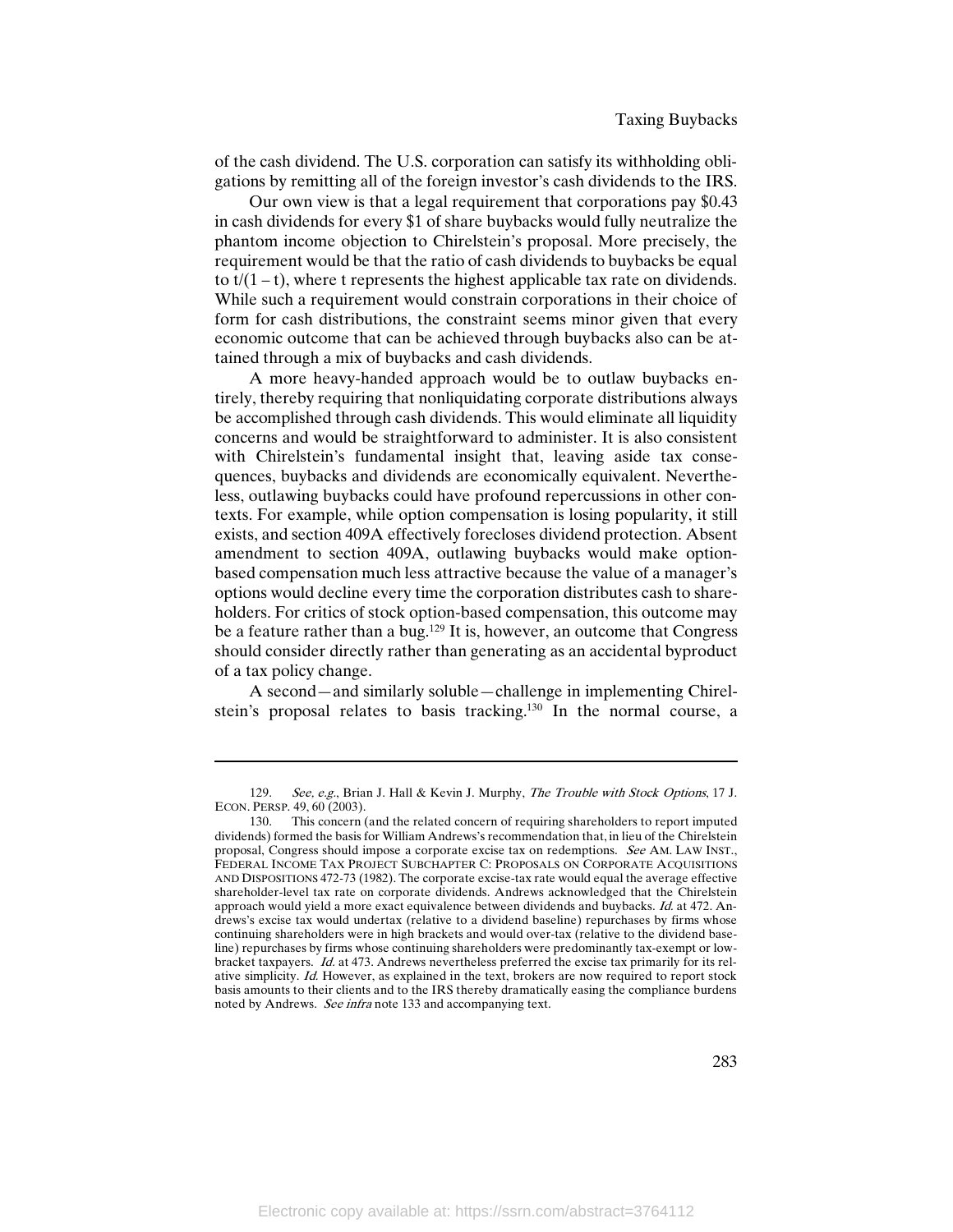of the cash dividend. The U.S. corporation can satisfy its withholding obligations by remitting all of the foreign investor's cash dividends to the IRS.

Our own view is that a legal requirement that corporations pay \$0.43 in cash dividends for every \$1 of share buybacks would fully neutralize the phantom income objection to Chirelstein's proposal. More precisely, the requirement would be that the ratio of cash dividends to buybacks be equal to $t/(1-t)$, where t represents the highest applicable tax rate on dividends. While such a requirement would constrain corporations in their choice of form for cash distributions, the constraint seems minor given that every economic outcome that can be achieved through buybacks also can be attained through a mix of buybacks and cash dividends.

A more heavy-handed approach would be to outlaw buybacks entirely, thereby requiring that nonliquidating corporate distributions always be accomplished through cash dividends. This would eliminate all liquidity concerns and would be straightforward to administer. It is also consistent with Chirelstein's fundamental insight that, leaving aside tax consequences, buybacks and dividends are economically equivalent. Nevertheless, outlawing buybacks could have profound repercussions in other contexts. For example, while option compensation is losing popularity, it still exists, and section 409A effectively forecloses dividend protection. Absent amendment to section 409A, outlawing buybacks would make option-based compensation much less attractive because the value of a manager's options would decline every time the corporation distributes cash to shareholders. For critics of stock option-based compensation, this outcome may be a feature rather than a bug.[129] It is, however, an outcome that Congress should consider directly rather than generating as an accidental byproduct of a tax policy change.

A second—and similarly soluble—challenge in implementing Chirelstein's proposal relates to basis tracking.[130] In the normal course, a

---

129. *See, e.g.*, Brian J. Hall & Kevin J. Murphy, *The Trouble with Stock Options*, 17 J. ECON. PERSP. 49, 60 (2003).

130. This concern (and the related concern of requiring shareholders to report imputed dividends) formed the basis for William Andrews's recommendation that, in lieu of the Chirelstein proposal, Congress should impose a corporate excise tax on redemptions. *See* AM. LAW INST., FEDERAL INCOME TAX PROJECT SUBCHAPTER C: PROPOSALS ON CORPORATE ACQUISITIONS AND DISPOSITIONS 472-73 (1982). The corporate excise-tax rate would equal the average effective shareholder-level tax rate on corporate dividends. Andrews acknowledged that the Chirelstein approach would yield a more exact equivalence between dividends and buybacks. *Id.* at 472. Andrews's excise tax would undertax (relative to a dividend baseline) repurchases by firms whose continuing shareholders were in high brackets and would over-tax (relative to the dividend baseline) repurchases by firms whose continuing shareholders were predominantly tax-exempt or low-bracket taxpayers. *Id.* at 473. Andrews nevertheless preferred the excise tax primarily for its relative simplicity. *Id.* However, as explained in the text, brokers are now required to report stock basis amounts to their clients and to the IRS thereby dramatically easing the compliance burdens noted by Andrews. *See infra* note 133 and accompanying text.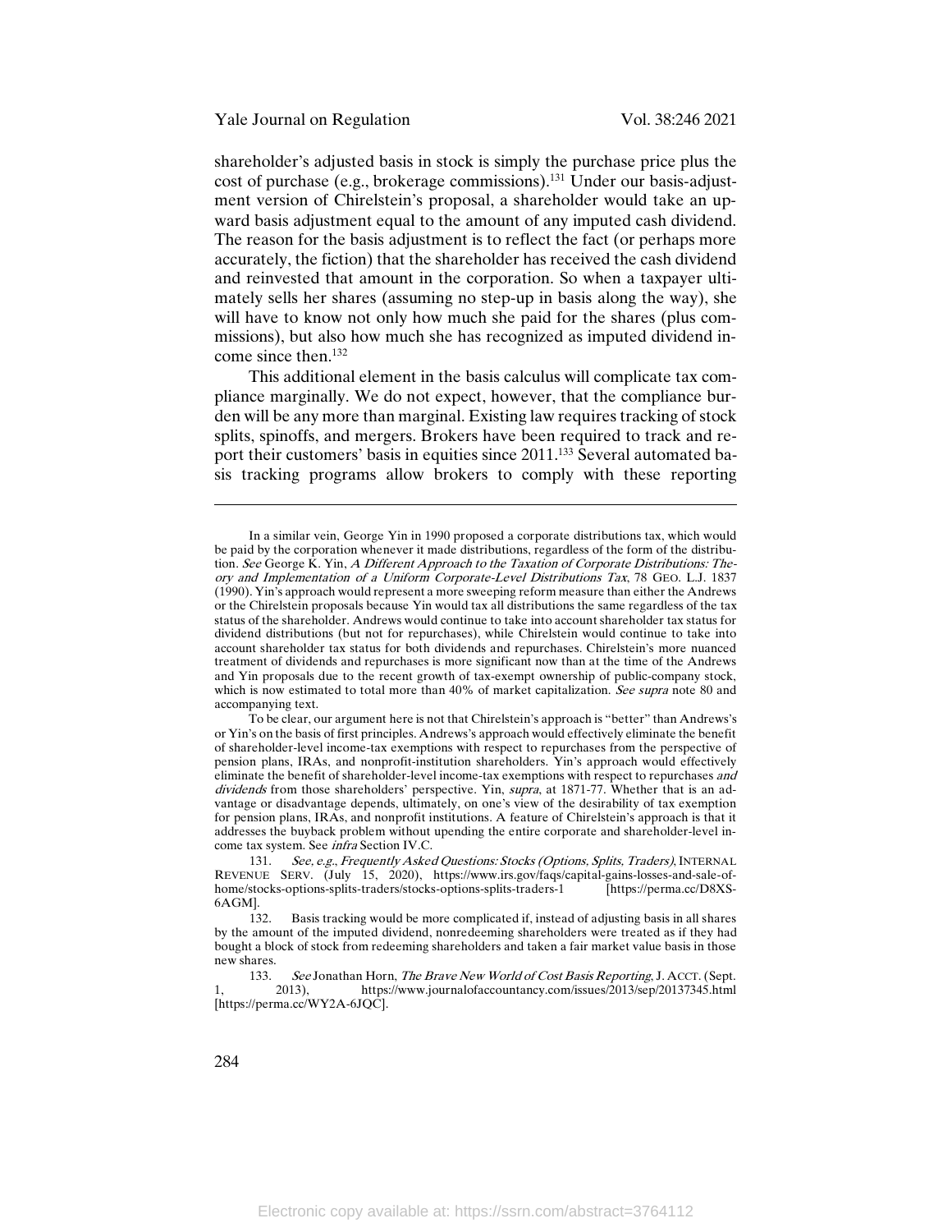shareholder's adjusted basis in stock is simply the purchase price plus the cost of purchase (e.g., brokerage commissions).[131] Under our basis-adjustment version of Chirelstein's proposal, a shareholder would take an upward basis adjustment equal to the amount of any imputed cash dividend. The reason for the basis adjustment is to reflect the fact (or perhaps more accurately, the fiction) that the shareholder has received the cash dividend and reinvested that amount in the corporation. So when a taxpayer ultimately sells her shares (assuming no step-up in basis along the way), she will have to know not only how much she paid for the shares (plus commissions), but also how much she has recognized as imputed dividend income since then.[132]

This additional element in the basis calculus will complicate tax compliance marginally. We do not expect, however, that the compliance burden will be any more than marginal. Existing law requires tracking of stock splits, spinoffs, and mergers. Brokers have been required to track and report their customers' basis in equities since 2011.[133] Several automated basis tracking programs allow brokers to comply with these reporting

---

In a similar vein, George Yin in 1990 proposed a corporate distributions tax, which would be paid by the corporation whenever it made distributions, regardless of the form of the distribution. *See* George K. Yin, *A Different Approach to the Taxation of Corporate Distributions: Theory and Implementation of a Uniform Corporate-Level Distributions Tax*, 78 GEO. L.J. 1837 (1990). Yin's approach would represent a more sweeping reform measure than either the Andrews or the Chirelstein proposals because Yin would tax all distributions the same regardless of the tax status of the shareholder. Andrews would continue to take into account shareholder tax status for dividend distributions (but not for repurchases), while Chirelstein would continue to take into account shareholder tax status for both dividends and repurchases. Chirelstein's more nuanced treatment of dividends and repurchases is more significant now than at the time of the Andrews and Yin proposals due to the recent growth of tax-exempt ownership of public-company stock, which is now estimated to total more than 40% of market capitalization. *See supra* note 80 and accompanying text.

To be clear, our argument here is not that Chirelstein's approach is "better" than Andrews's or Yin's on the basis of first principles. Andrews's approach would effectively eliminate the benefit of shareholder-level income-tax exemptions with respect to repurchases from the perspective of pension plans, IRAs, and nonprofit-institution shareholders. Yin's approach would effectively eliminate the benefit of shareholder-level income-tax exemptions with respect to repurchases *and dividends* from those shareholders' perspective. Yin, *supra*, at 1871-77. Whether that is an advantage or disadvantage depends, ultimately, on one's view of the desirability of tax exemption for pension plans, IRAs, and nonprofit institutions. A feature of Chirelstein's approach is that it addresses the buyback problem without upending the entire corporate and shareholder-level income tax system. See *infra* Section IV.C.

131. *See, e.g.*, *Frequently Asked Questions: Stocks (Options, Splits, Traders)*, INTERNAL REVENUE SERV. (July 15, 2020), https://www.irs.gov/faqs/capital-gains-losses-and-sale-of-home/stocks-options-splits-traders/stocks-options-splits-traders-1 [https://perma.cc/D8XS-6AGM].

132. Basis tracking would be more complicated if, instead of adjusting basis in all shares by the amount of the imputed dividend, nonredeeming shareholders were treated as if they had bought a block of stock from redeeming shareholders and taken a fair market value basis in those new shares.

133. *See* Jonathan Horn, *The Brave New World of Cost Basis Reporting*, J. ACCT. (Sept. 1, 2013), https://www.journalofaccountancy.com/issues/2013/sep/20137345.html [https://perma.cc/WY2A-6JQC].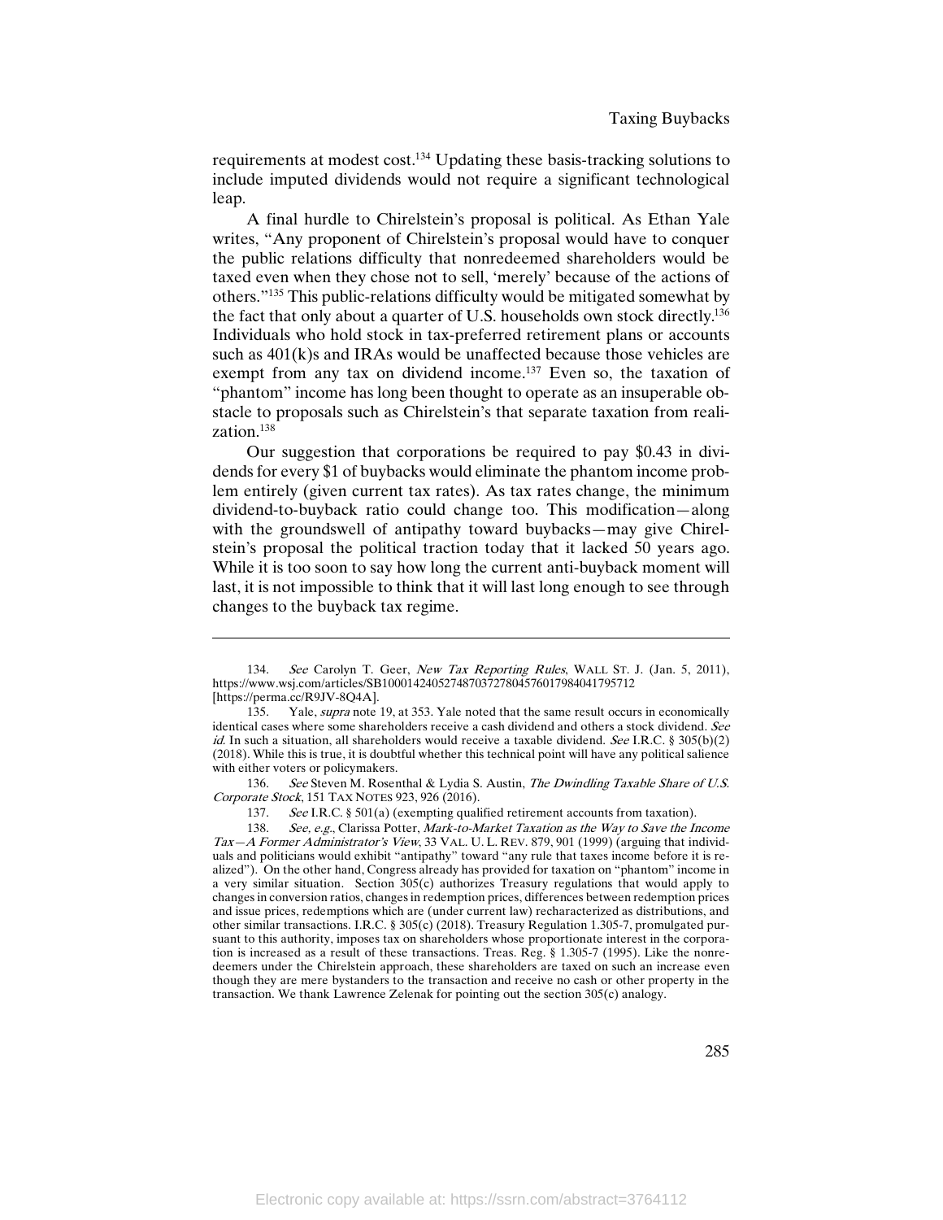requirements at modest cost.[134] Updating these basis-tracking solutions to include imputed dividends would not require a significant technological leap.

A final hurdle to Chirelstein's proposal is political. As Ethan Yale writes, "Any proponent of Chirelstein's proposal would have to conquer the public relations difficulty that nonredeemed shareholders would be taxed even when they chose not to sell, 'merely' because of the actions of others."[135] This public-relations difficulty would be mitigated somewhat by the fact that only about a quarter of U.S. households own stock directly.[136] Individuals who hold stock in tax-preferred retirement plans or accounts such as 401(k)s and IRAs would be unaffected because those vehicles are exempt from any tax on dividend income.[137] Even so, the taxation of "phantom" income has long been thought to operate as an insuperable obstacle to proposals such as Chirelstein's that separate taxation from realization.[138]

Our suggestion that corporations be required to pay \$0.43 in dividends for every \$1 of buybacks would eliminate the phantom income problem entirely (given current tax rates). As tax rates change, the minimum dividend-to-buyback ratio could change too. This modification—along with the groundswell of antipathy toward buybacks—may give Chirelstein's proposal the political traction today that it lacked 50 years ago. While it is too soon to say how long the current anti-buyback moment will last, it is not impossible to think that it will last long enough to see through changes to the buyback tax regime.

---

134. *See* Carolyn T. Geer, *New Tax Reporting Rules*, WALL ST. J. (Jan. 5, 2011), https://www.wsj.com/articles/SB10001424052748703727804576017984041795712 [https://perma.cc/R9JV-8Q4A].

135. Yale, *supra* note 19, at 353. Yale noted that the same result occurs in economically identical cases where some shareholders receive a cash dividend and others a stock dividend. *See id.* In such a situation, all shareholders would receive a taxable dividend. *See* I.R.C. § 305(b)(2) (2018). While this is true, it is doubtful whether this technical point will have any political salience with either voters or policymakers.

136. *See* Steven M. Rosenthal & Lydia S. Austin, *The Dwindling Taxable Share of U.S. Corporate Stock*, 151 TAX NOTES 923, 926 (2016).

137. *See* I.R.C. § 501(a) (exempting qualified retirement accounts from taxation).

138. *See, e.g.*, Clarissa Potter, *Mark-to-Market Taxation as the Way to Save the Income Tax—A Former Administrator's View*, 33 VAL. U. L. REV. 879, 901 (1999) (arguing that individuals and politicians would exhibit "antipathy" toward "any rule that taxes income before it is realized"). On the other hand, Congress already has provided for taxation on "phantom" income in a very similar situation. Section 305(c) authorizes Treasury regulations that would apply to changes in conversion ratios, changes in redemption prices, differences between redemption prices and issue prices, redemptions which are (under current law) recharacterized as distributions, and other similar transactions. I.R.C. § 305(c) (2018). Treasury Regulation 1.305-7, promulgated pursuant to this authority, imposes tax on shareholders whose proportionate interest in the corporation is increased as a result of these transactions. Treas. Reg. § 1.305-7 (1995). Like the nonredeemers under the Chirelstein approach, these shareholders are taxed on such an increase even though they are mere bystanders to the transaction and receive no cash or other property in the transaction. We thank Lawrence Zelenak for pointing out the section 305(c) analogy.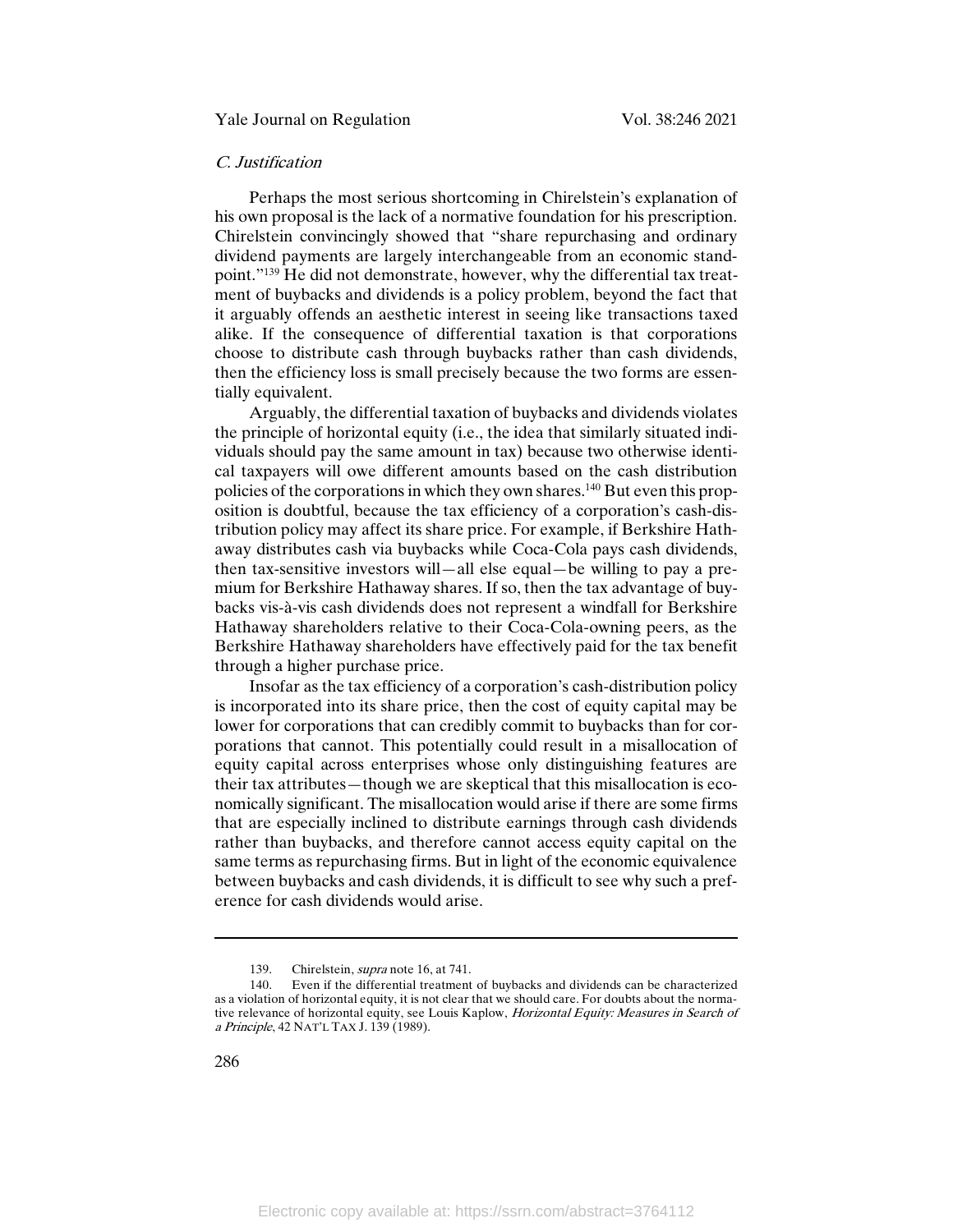### *C. Justification*

Perhaps the most serious shortcoming in Chirelstein's explanation of his own proposal is the lack of a normative foundation for his prescription. Chirelstein convincingly showed that "share repurchasing and ordinary dividend payments are largely interchangeable from an economic standpoint."[139] He did not demonstrate, however, why the differential tax treatment of buybacks and dividends is a policy problem, beyond the fact that it arguably offends an aesthetic interest in seeing like transactions taxed alike. If the consequence of differential taxation is that corporations choose to distribute cash through buybacks rather than cash dividends, then the efficiency loss is small precisely because the two forms are essentially equivalent.

Arguably, the differential taxation of buybacks and dividends violates the principle of horizontal equity (i.e., the idea that similarly situated individuals should pay the same amount in tax) because two otherwise identical taxpayers will owe different amounts based on the cash distribution policies of the corporations in which they own shares.[140] But even this proposition is doubtful, because the tax efficiency of a corporation's cash-distribution policy may affect its share price. For example, if Berkshire Hathaway distributes cash via buybacks while Coca-Cola pays cash dividends, then tax-sensitive investors will—all else equal—be willing to pay a premium for Berkshire Hathaway shares. If so, then the tax advantage of buybacks vis-à-vis cash dividends does not represent a windfall for Berkshire Hathaway shareholders relative to their Coca-Cola-owning peers, as the Berkshire Hathaway shareholders have effectively paid for the tax benefit through a higher purchase price.

Insofar as the tax efficiency of a corporation's cash-distribution policy is incorporated into its share price, then the cost of equity capital may be lower for corporations that can credibly commit to buybacks than for corporations that cannot. This potentially could result in a misallocation of equity capital across enterprises whose only distinguishing features are their tax attributes—though we are skeptical that this misallocation is economically significant. The misallocation would arise if there are some firms that are especially inclined to distribute earnings through cash dividends rather than buybacks, and therefore cannot access equity capital on the same terms as repurchasing firms. But in light of the economic equivalence between buybacks and cash dividends, it is difficult to see why such a preference for cash dividends would arise.

---

139. Chirelstein, *supra* note 16, at 741.

140. Even if the differential treatment of buybacks and dividends can be characterized as a violation of horizontal equity, it is not clear that we should care. For doubts about the normative relevance of horizontal equity, see Louis Kaplow, *Horizontal Equity: Measures in Search of a Principle*, 42 NAT'L TAX J. 139 (1989).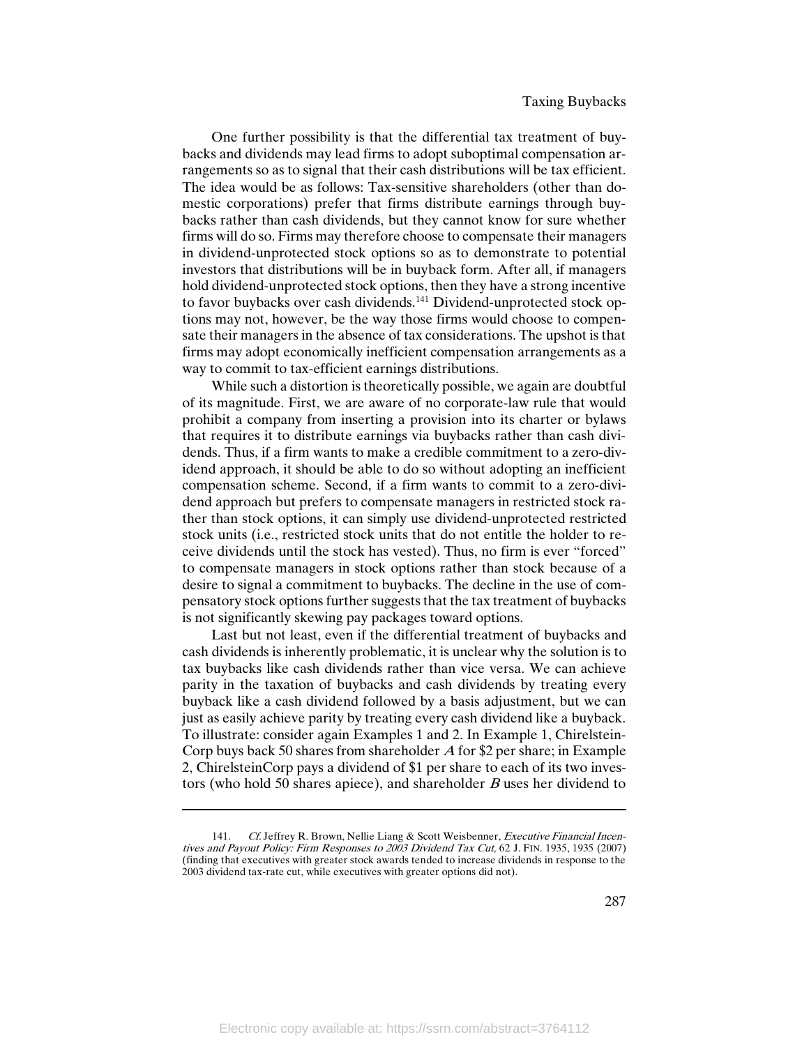One further possibility is that the differential tax treatment of buybacks and dividends may lead firms to adopt suboptimal compensation arrangements so as to signal that their cash distributions will be tax efficient. The idea would be as follows: Tax-sensitive shareholders (other than domestic corporations) prefer that firms distribute earnings through buybacks rather than cash dividends, but they cannot know for sure whether firms will do so. Firms may therefore choose to compensate their managers in dividend-unprotected stock options so as to demonstrate to potential investors that distributions will be in buyback form. After all, if managers hold dividend-unprotected stock options, then they have a strong incentive to favor buybacks over cash dividends.[141] Dividend-unprotected stock options may not, however, be the way those firms would choose to compensate their managers in the absence of tax considerations. The upshot is that firms may adopt economically inefficient compensation arrangements as a way to commit to tax-efficient earnings distributions.

While such a distortion is theoretically possible, we again are doubtful of its magnitude. First, we are aware of no corporate-law rule that would prohibit a company from inserting a provision into its charter or bylaws that requires it to distribute earnings via buybacks rather than cash dividends. Thus, if a firm wants to make a credible commitment to a zero-dividend approach, it should be able to do so without adopting an inefficient compensation scheme. Second, if a firm wants to commit to a zero-dividend approach but prefers to compensate managers in restricted stock rather than stock options, it can simply use dividend-unprotected restricted stock units (i.e., restricted stock units that do not entitle the holder to receive dividends until the stock has vested). Thus, no firm is ever "forced" to compensate managers in stock options rather than stock because of a desire to signal a commitment to buybacks. The decline in the use of compensatory stock options further suggests that the tax treatment of buybacks is not significantly skewing pay packages toward options.

Last but not least, even if the differential treatment of buybacks and cash dividends is inherently problematic, it is unclear why the solution is to tax buybacks like cash dividends rather than vice versa. We can achieve parity in the taxation of buybacks and cash dividends by treating every buyback like a cash dividend followed by a basis adjustment, but we can just as easily achieve parity by treating every cash dividend like a buyback. To illustrate: consider again Examples 1 and 2. In Example 1, ChirelsteinCorp buys back 50 shares from shareholder *A* for \$2 per share; in Example 2, ChirelsteinCorp pays a dividend of \$1 per share to each of its two investors (who hold 50 shares apiece), and shareholder *B* uses her dividend to

---

141. *Cf.* Jeffrey R. Brown, Nellie Liang & Scott Weisbenner, *Executive Financial Incentives and Payout Policy: Firm Responses to 2003 Dividend Tax Cut*, 62 J. FIN. 1935, 1935 (2007) (finding that executives with greater stock awards tended to increase dividends in response to the 2003 dividend tax-rate cut, while executives with greater options did not).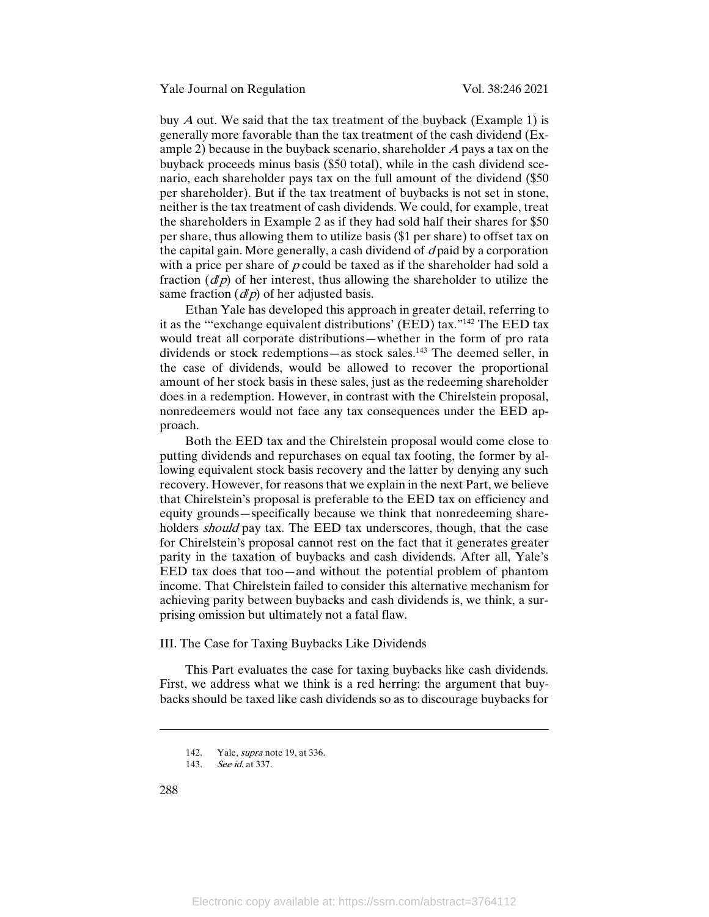buy $A$ out. We said that the tax treatment of the buyback (Example 1) is generally more favorable than the tax treatment of the cash dividend (Example 2) because in the buyback scenario, shareholder $A$ pays a tax on the buyback proceeds minus basis ($50 total), while in the cash dividend scenario, each shareholder pays tax on the full amount of the dividend ($50 per shareholder). But if the tax treatment of buybacks is not set in stone, neither is the tax treatment of cash dividends. We could, for example, treat the shareholders in Example 2 as if they had sold half their shares for $50 per share, thus allowing them to utilize basis ($1 per share) to offset tax on the capital gain. More generally, a cash dividend of $d$ paid by a corporation with a price per share of $p$ could be taxed as if the shareholder had sold a fraction ($d/p$) of her interest, thus allowing the shareholder to utilize the same fraction ($d/p$) of her adjusted basis.

Ethan Yale has developed this approach in greater detail, referring to it as the "'exchange equivalent distributions' (EED) tax."[142] The EED tax would treat all corporate distributions—whether in the form of pro rata dividends or stock redemptions—as stock sales.[143] The deemed seller, in the case of dividends, would be allowed to recover the proportional amount of her stock basis in these sales, just as the redeeming shareholder does in a redemption. However, in contrast with the Chirelstein proposal, nonredeemers would not face any tax consequences under the EED approach.

Both the EED tax and the Chirelstein proposal would come close to putting dividends and repurchases on equal tax footing, the former by allowing equivalent stock basis recovery and the latter by denying any such recovery. However, for reasons that we explain in the next Part, we believe that Chirelstein's proposal is preferable to the EED tax on efficiency and equity grounds—specifically because we think that nonredeeming shareholders *should* pay tax. The EED tax underscores, though, that the case for Chirelstein's proposal cannot rest on the fact that it generates greater parity in the taxation of buybacks and cash dividends. After all, Yale's EED tax does that too—and without the potential problem of phantom income. That Chirelstein failed to consider this alternative mechanism for achieving parity between buybacks and cash dividends is, we think, a surprising omission but ultimately not a fatal flaw.

## III. The Case for Taxing Buybacks Like Dividends

This Part evaluates the case for taxing buybacks like cash dividends. First, we address what we think is a red herring: the argument that buybacks should be taxed like cash dividends so as to discourage buybacks for

---

142. Yale, *supra* note 19, at 336.

143. *See id.* at 337.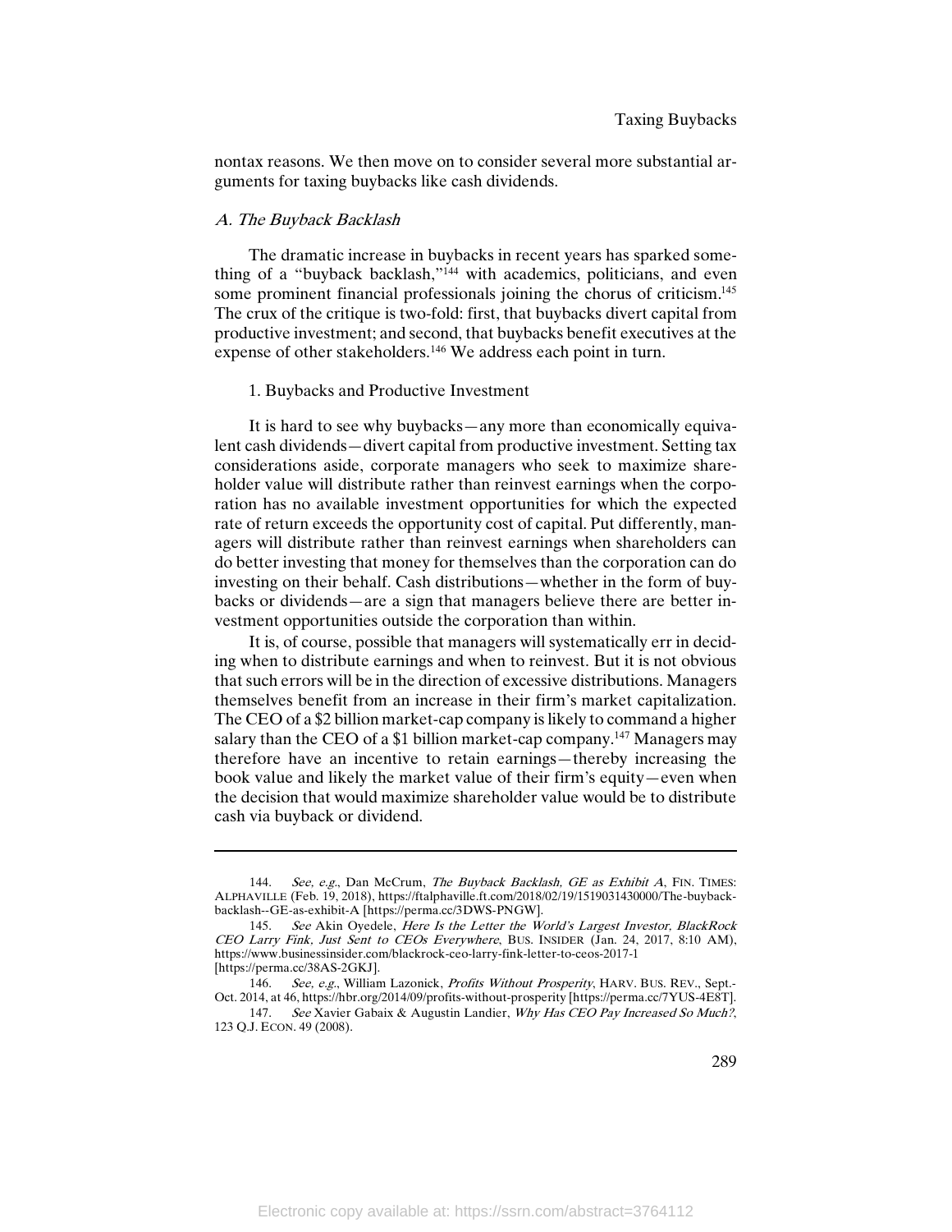nontax reasons. We then move on to consider several more substantial arguments for taxing buybacks like cash dividends.

### *A. The Buyback Backlash*

The dramatic increase in buybacks in recent years has sparked something of a "buyback backlash,"[144] with academics, politicians, and even some prominent financial professionals joining the chorus of criticism.[145] The crux of the critique is two-fold: first, that buybacks divert capital from productive investment; and second, that buybacks benefit executives at the expense of other stakeholders.[146] We address each point in turn.

#### 1. Buybacks and Productive Investment

It is hard to see why buybacks—any more than economically equivalent cash dividends—divert capital from productive investment. Setting tax considerations aside, corporate managers who seek to maximize shareholder value will distribute rather than reinvest earnings when the corporation has no available investment opportunities for which the expected rate of return exceeds the opportunity cost of capital. Put differently, managers will distribute rather than reinvest earnings when shareholders can do better investing that money for themselves than the corporation can do investing on their behalf. Cash distributions—whether in the form of buybacks or dividends—are a sign that managers believe there are better investment opportunities outside the corporation than within.

It is, of course, possible that managers will systematically err in deciding when to distribute earnings and when to reinvest. But it is not obvious that such errors will be in the direction of excessive distributions. Managers themselves benefit from an increase in their firm's market capitalization. The CEO of a $2 billion market-cap company is likely to command a higher salary than the CEO of a $1 billion market-cap company.[147] Managers may therefore have an incentive to retain earnings—thereby increasing the book value and likely the market value of their firm's equity—even when the decision that would maximize shareholder value would be to distribute cash via buyback or dividend.

---

144. *See, e.g.*, Dan McCrum, *The Buyback Backlash, GE as Exhibit A*, FIN. TIMES: ALPHAVILLE (Feb. 19, 2018), https://ftalphaville.ft.com/2018/02/19/1519031430000/The-buyback-backlash--GE-as-exhibit-A [https://perma.cc/3DWS-PNGW].

145. *See* Akin Oyedele, *Here Is the Letter the World's Largest Investor, BlackRock CEO Larry Fink, Just Sent to CEOs Everywhere*, BUS. INSIDER (Jan. 24, 2017, 8:10 AM), https://www.businessinsider.com/blackrock-ceo-larry-fink-letter-to-ceos-2017-1 [https://perma.cc/38AS-2GKJ].

146. *See, e.g.*, William Lazonick, *Profits Without Prosperity*, HARV. BUS. REV., Sept.-Oct. 2014, at 46, https://hbr.org/2014/09/profits-without-prosperity [https://perma.cc/7YUS-4E8T].

147. *See* Xavier Gabaix & Augustin Landier, *Why Has CEO Pay Increased So Much?*, 123 Q.J. ECON. 49 (2008).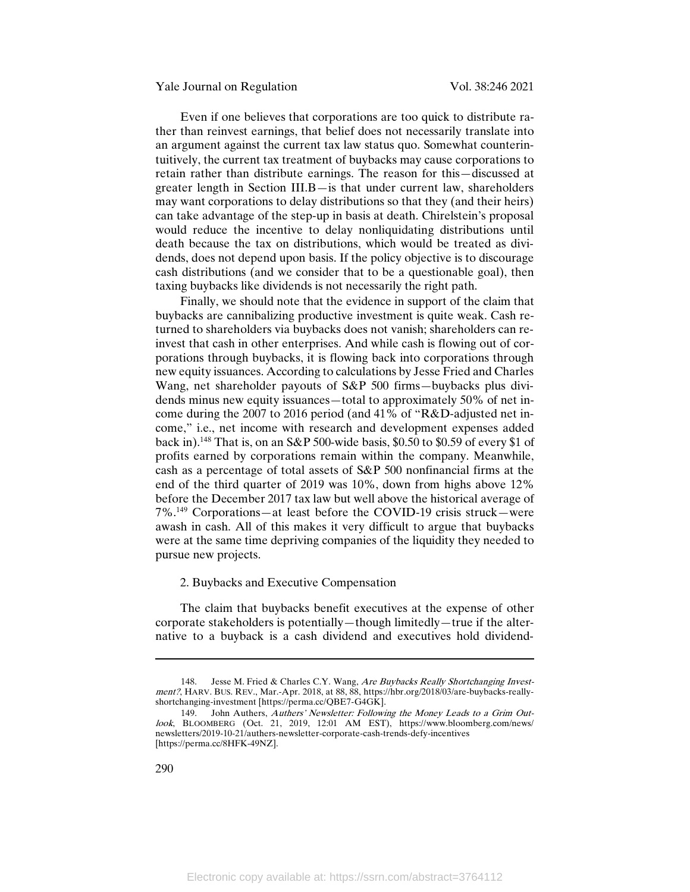Even if one believes that corporations are too quick to distribute rather than reinvest earnings, that belief does not necessarily translate into an argument against the current tax law status quo. Somewhat counterintuitively, the current tax treatment of buybacks may cause corporations to retain rather than distribute earnings. The reason for this—discussed at greater length in Section III.B—is that under current law, shareholders may want corporations to delay distributions so that they (and their heirs) can take advantage of the step-up in basis at death. Chirelstein's proposal would reduce the incentive to delay nonliquidating distributions until death because the tax on distributions, which would be treated as dividends, does not depend upon basis. If the policy objective is to discourage cash distributions (and we consider that to be a questionable goal), then taxing buybacks like dividends is not necessarily the right path.

Finally, we should note that the evidence in support of the claim that buybacks are cannibalizing productive investment is quite weak. Cash returned to shareholders via buybacks does not vanish; shareholders can reinvest that cash in other enterprises. And while cash is flowing out of corporations through buybacks, it is flowing back into corporations through new equity issuances. According to calculations by Jesse Fried and Charles Wang, net shareholder payouts of S&P 500 firms—buybacks plus dividends minus new equity issuances—total to approximately 50% of net income during the 2007 to 2016 period (and 41% of "R&D-adjusted net income," i.e., net income with research and development expenses added back in).[148] That is, on an S&P 500-wide basis, \$0.50 to \$0.59 of every \$1 of profits earned by corporations remain within the company. Meanwhile, cash as a percentage of total assets of S&P 500 nonfinancial firms at the end of the third quarter of 2019 was 10%, down from highs above 12% before the December 2017 tax law but well above the historical average of 7%.[149] Corporations—at least before the COVID-19 crisis struck—were awash in cash. All of this makes it very difficult to argue that buybacks were at the same time depriving companies of the liquidity they needed to pursue new projects.

2. Buybacks and Executive Compensation

The claim that buybacks benefit executives at the expense of other corporate stakeholders is potentially—though limitedly—true if the alternative to a buyback is a cash dividend and executives hold dividend-

---

148. Jesse M. Fried & Charles C.Y. Wang, *Are Buybacks Really Shortchanging Investment?*, HARV. BUS. REV., Mar.-Apr. 2018, at 88, 88, https://hbr.org/2018/03/are-buybacks-really-shortchanging-investment [https://perma.cc/QBE7-G4GK].

149. John Authers, *Authers' Newsletter: Following the Money Leads to a Grim Outlook*, BLOOMBERG (Oct. 21, 2019, 12:01 AM EST), https://www.bloomberg.com/news/newsletters/2019-10-21/authers-newsletter-corporate-cash-trends-defy-incentives [https://perma.cc/8HFK-49NZ].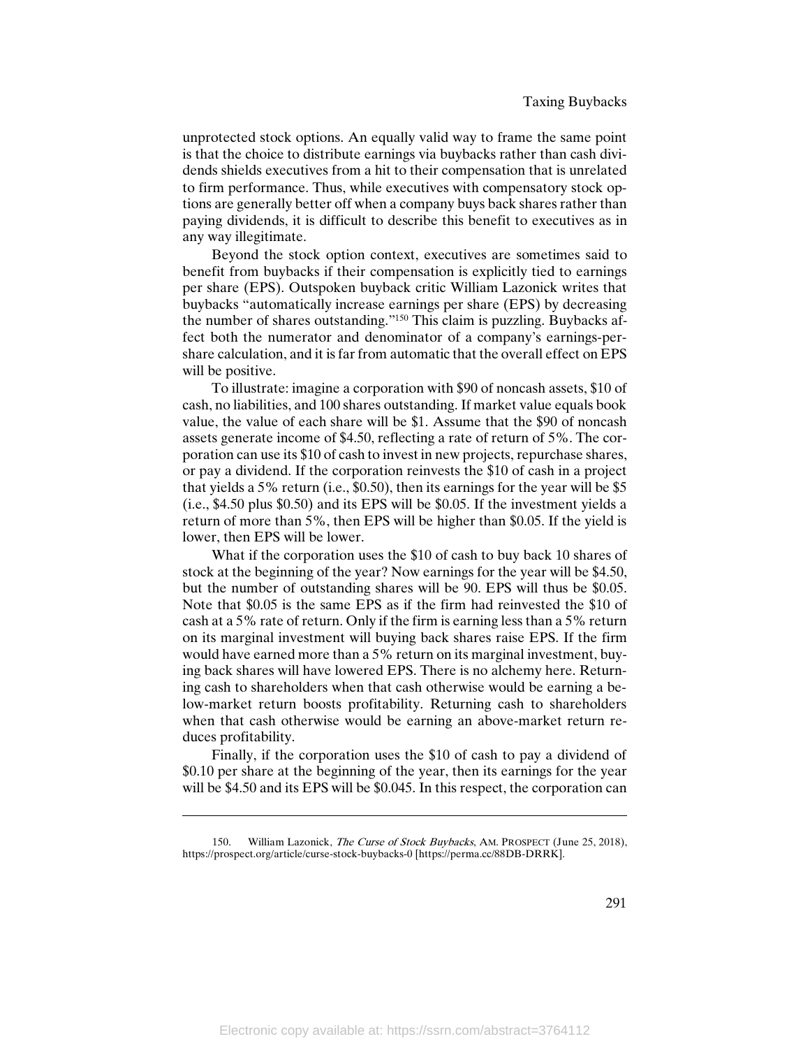unprotected stock options. An equally valid way to frame the same point is that the choice to distribute earnings via buybacks rather than cash dividends shields executives from a hit to their compensation that is unrelated to firm performance. Thus, while executives with compensatory stock options are generally better off when a company buys back shares rather than paying dividends, it is difficult to describe this benefit to executives as in any way illegitimate.

Beyond the stock option context, executives are sometimes said to benefit from buybacks if their compensation is explicitly tied to earnings per share (EPS). Outspoken buyback critic William Lazonick writes that buybacks "automatically increase earnings per share (EPS) by decreasing the number of shares outstanding."[150] This claim is puzzling. Buybacks affect both the numerator and denominator of a company's earnings-per-share calculation, and it is far from automatic that the overall effect on EPS will be positive.

To illustrate: imagine a corporation with $90 of noncash assets, $10 of cash, no liabilities, and 100 shares outstanding. If market value equals book value, the value of each share will be $1. Assume that the $90 of noncash assets generate income of $4.50, reflecting a rate of return of 5%. The corporation can use its $10 of cash to invest in new projects, repurchase shares, or pay a dividend. If the corporation reinvests the $10 of cash in a project that yields a 5% return (i.e., $0.50), then its earnings for the year will be $5 (i.e., $4.50 plus $0.50) and its EPS will be $0.05. If the investment yields a return of more than 5%, then EPS will be higher than $0.05. If the yield is lower, then EPS will be lower.

What if the corporation uses the $10 of cash to buy back 10 shares of stock at the beginning of the year? Now earnings for the year will be $4.50, but the number of outstanding shares will be 90. EPS will thus be $0.05. Note that $0.05 is the same EPS as if the firm had reinvested the $10 of cash at a 5% rate of return. Only if the firm is earning less than a 5% return on its marginal investment will buying back shares raise EPS. If the firm would have earned more than a 5% return on its marginal investment, buying back shares will have lowered EPS. There is no alchemy here. Returning cash to shareholders when that cash otherwise would be earning a below-market return boosts profitability. Returning cash to shareholders when that cash otherwise would be earning an above-market return reduces profitability.

Finally, if the corporation uses the $10 of cash to pay a dividend of $0.10 per share at the beginning of the year, then its earnings for the year will be $4.50 and its EPS will be $0.045. In this respect, the corporation can

---

150. William Lazonick, *The Curse of Stock Buybacks*, AM. PROSPECT (June 25, 2018), https://prospect.org/article/curse-stock-buybacks-0 [https://perma.cc/88DB-DRRK].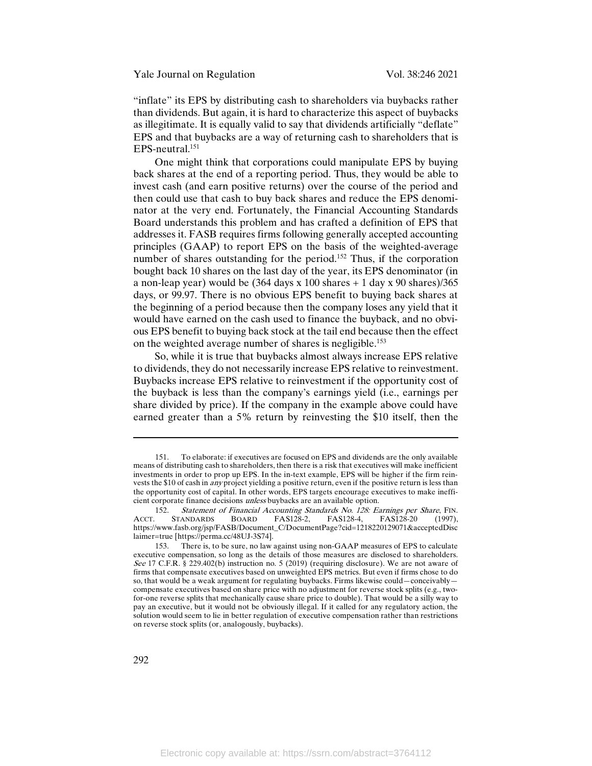"inflate" its EPS by distributing cash to shareholders via buybacks rather than dividends. But again, it is hard to characterize this aspect of buybacks as illegitimate. It is equally valid to say that dividends artificially "deflate" EPS and that buybacks are a way of returning cash to shareholders that is EPS-neutral.[151]

One might think that corporations could manipulate EPS by buying back shares at the end of a reporting period. Thus, they would be able to invest cash (and earn positive returns) over the course of the period and then could use that cash to buy back shares and reduce the EPS denominator at the very end. Fortunately, the Financial Accounting Standards Board understands this problem and has crafted a definition of EPS that addresses it. FASB requires firms following generally accepted accounting principles (GAAP) to report EPS on the basis of the weighted-average number of shares outstanding for the period.[152] Thus, if the corporation bought back 10 shares on the last day of the year, its EPS denominator (in a non-leap year) would be (364 days x 100 shares + 1 day x 90 shares)/365 days, or 99.97. There is no obvious EPS benefit to buying back shares at the beginning of a period because then the company loses any yield that it would have earned on the cash used to finance the buyback, and no obvious EPS benefit to buying back stock at the tail end because then the effect on the weighted average number of shares is negligible.[153]

So, while it is true that buybacks almost always increase EPS relative to dividends, they do not necessarily increase EPS relative to reinvestment. Buybacks increase EPS relative to reinvestment if the opportunity cost of the buyback is less than the company's earnings yield (i.e., earnings per share divided by price). If the company in the example above could have earned greater than a 5% return by reinvesting the $10 itself, then the

---

151. To elaborate: if executives are focused on EPS and dividends are the only available means of distributing cash to shareholders, then there is a risk that executives will make inefficient investments in order to prop up EPS. In the in-text example, EPS will be higher if the firm reinvests the $10 of cash in *any* project yielding a positive return, even if the positive return is less than the opportunity cost of capital. In other words, EPS targets encourage executives to make inefficient corporate finance decisions *unless* buybacks are an available option.

152. *Statement of Financial Accounting Standards No. 128: Earnings per Share*, FIN. ACCT. STANDARDS BOARD FAS128-2, FAS128-4, FAS128-20 (1997), https://www.fasb.org/jsp/FASB/Document_C/DocumentPage?cid=1218220129071&acceptedDisclaimer=true [https://perma.cc/48UJ-3S74].

153. There is, to be sure, no law against using non-GAAP measures of EPS to calculate executive compensation, so long as the details of those measures are disclosed to shareholders. *See* 17 C.F.R. § 229.402(b) instruction no. 5 (2019) (requiring disclosure). We are not aware of firms that compensate executives based on unweighted EPS metrics. But even if firms chose to do so, that would be a weak argument for regulating buybacks. Firms likewise could—conceivably—compensate executives based on share price with no adjustment for reverse stock splits (e.g., two-for-one reverse splits that mechanically cause share price to double). That would be a silly way to pay an executive, but it would not be obviously illegal. If it called for any regulatory action, the solution would seem to lie in better regulation of executive compensation rather than restrictions on reverse stock splits (or, analogously, buybacks).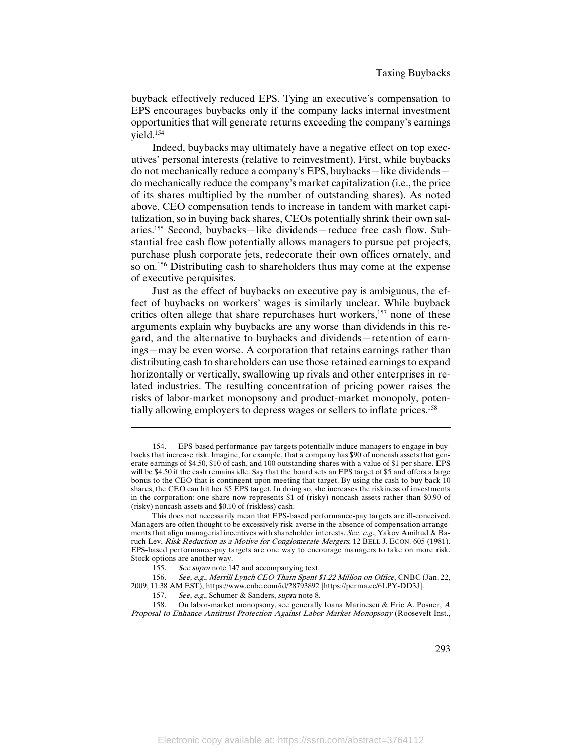buyback effectively reduced EPS. Tying an executive's compensation to EPS encourages buybacks only if the company lacks internal investment opportunities that will generate returns exceeding the company's earnings yield.[154]

Indeed, buybacks may ultimately have a negative effect on top executives' personal interests (relative to reinvestment). First, while buybacks do not mechanically reduce a company's EPS, buybacks—like dividends—do mechanically reduce the company's market capitalization (i.e., the price of its shares multiplied by the number of outstanding shares). As noted above, CEO compensation tends to increase in tandem with market capitalization, so in buying back shares, CEOs potentially shrink their own salaries.[155] Second, buybacks—like dividends—reduce free cash flow. Substantial free cash flow potentially allows managers to pursue pet projects, purchase plush corporate jets, redecorate their own offices ornately, and so on.[156] Distributing cash to shareholders thus may come at the expense of executive perquisites.

Just as the effect of buybacks on executive pay is ambiguous, the effect of buybacks on workers' wages is similarly unclear. While buyback critics often allege that share repurchases hurt workers,[157] none of these arguments explain why buybacks are any worse than dividends in this regard, and the alternative to buybacks and dividends—retention of earnings—may be even worse. A corporation that retains earnings rather than distributing cash to shareholders can use those retained earnings to expand horizontally or vertically, swallowing up rivals and other enterprises in related industries. The resulting concentration of pricing power raises the risks of labor-market monopsony and product-market monopoly, potentially allowing employers to depress wages or sellers to inflate prices.[158]

---

154. EPS-based performance-pay targets potentially induce managers to engage in buybacks that increase risk. Imagine, for example, that a company has $90 of noncash assets that generate earnings of $4.50, $10 of cash, and 100 outstanding shares with a value of $1 per share. EPS will be $4.50 if the cash remains idle. Say that the board sets an EPS target of $5 and offers a large bonus to the CEO that is contingent upon meeting that target. By using the cash to buy back 10 shares, the CEO can hit her $5 EPS target. In doing so, she increases the riskiness of investments in the corporation: one share now represents $1 of (risky) noncash assets rather than $0.90 of (risky) noncash assets and $0.10 of (riskless) cash.

This does not necessarily mean that EPS-based performance-pay targets are ill-conceived. Managers are often thought to be excessively risk-averse in the absence of compensation arrangements that align managerial incentives with shareholder interests. *See, e.g.*, Yakov Amihud & Baruch Lev, *Risk Reduction as a Motive for Conglomerate Mergers*, 12 BELL J. ECON. 605 (1981). EPS-based performance-pay targets are one way to encourage managers to take on more risk. Stock options are another way.

155. *See supra* note 147 and accompanying text.

156. *See, e.g.*, *Merrill Lynch CEO Thain Spent $1.22 Million on Office*, CNBC (Jan. 22, 2009, 11:38 AM EST), https://www.cnbc.com/id/28793892 [https://perma.cc/6LPY-DD3J].

157. *See, e.g.*, Schumer & Sanders, *supra* note 8.

158. On labor-market monopsony, see generally Ioana Marinescu & Eric A. Posner, *A Proposal to Enhance Antitrust Protection Against Labor Market Monopsony* (Roosevelt Inst.,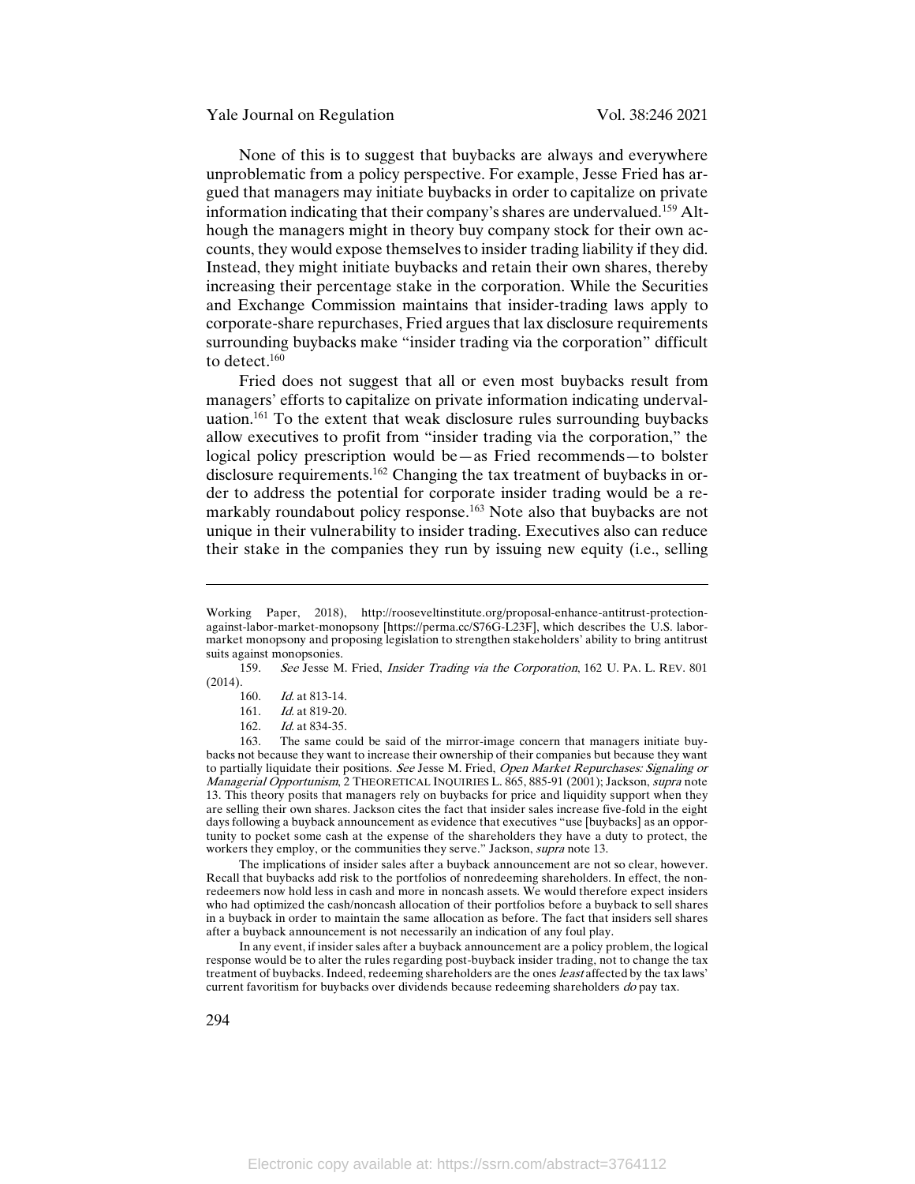None of this is to suggest that buybacks are always and everywhere unproblematic from a policy perspective. For example, Jesse Fried has argued that managers may initiate buybacks in order to capitalize on private information indicating that their company's shares are undervalued.[159] Although the managers might in theory buy company stock for their own accounts, they would expose themselves to insider trading liability if they did. Instead, they might initiate buybacks and retain their own shares, thereby increasing their percentage stake in the corporation. While the Securities and Exchange Commission maintains that insider-trading laws apply to corporate-share repurchases, Fried argues that lax disclosure requirements surrounding buybacks make "insider trading via the corporation" difficult to detect.[160]

Fried does not suggest that all or even most buybacks result from managers' efforts to capitalize on private information indicating undervaluation.[161] To the extent that weak disclosure rules surrounding buybacks allow executives to profit from "insider trading via the corporation," the logical policy prescription would be—as Fried recommends—to bolster disclosure requirements.[162] Changing the tax treatment of buybacks in order to address the potential for corporate insider trading would be a remarkably roundabout policy response.[163] Note also that buybacks are not unique in their vulnerability to insider trading. Executives also can reduce their stake in the companies they run by issuing new equity (i.e., selling

---

Working Paper, 2018), http://rooseveltinstitute.org/proposal-enhance-antitrust-protection-against-labor-market-monopsony [https://perma.cc/S76G-L23F], which describes the U.S. labor-market monopsony and proposing legislation to strengthen stakeholders' ability to bring antitrust suits against monopsonies.

159. *See* Jesse M. Fried, *Insider Trading via the Corporation*, 162 U. PA. L. REV. 801 (2014).

160. *Id.* at 813-14.

161. *Id.* at 819-20.

162. *Id.* at 834-35.

163. The same could be said of the mirror-image concern that managers initiate buybacks not because they want to increase their ownership of their companies but because they want to partially liquidate their positions. *See* Jesse M. Fried, *Open Market Repurchases: Signaling or Managerial Opportunism*, 2 THEORETICAL INQUIRIES L. 865, 885-91 (2001); Jackson, *supra* note 13. This theory posits that managers rely on buybacks for price and liquidity support when they are selling their own shares. Jackson cites the fact that insider sales increase five-fold in the eight days following a buyback announcement as evidence that executives "use [buybacks] as an opportunity to pocket some cash at the expense of the shareholders they have a duty to protect, the workers they employ, or the communities they serve." Jackson, *supra* note 13.

The implications of insider sales after a buyback announcement are not so clear, however. Recall that buybacks add risk to the portfolios of nonredeeming shareholders. In effect, the nonredeemers now hold less in cash and more in noncash assets. We would therefore expect insiders who had optimized the cash/noncash allocation of their portfolios before a buyback to sell shares in a buyback in order to maintain the same allocation as before. The fact that insiders sell shares after a buyback announcement is not necessarily an indication of any foul play.

In any event, if insider sales after a buyback announcement are a policy problem, the logical response would be to alter the rules regarding post-buyback insider trading, not to change the tax treatment of buybacks. Indeed, redeeming shareholders are the ones *least* affected by the tax laws' current favoritism for buybacks over dividends because redeeming shareholders *do* pay tax.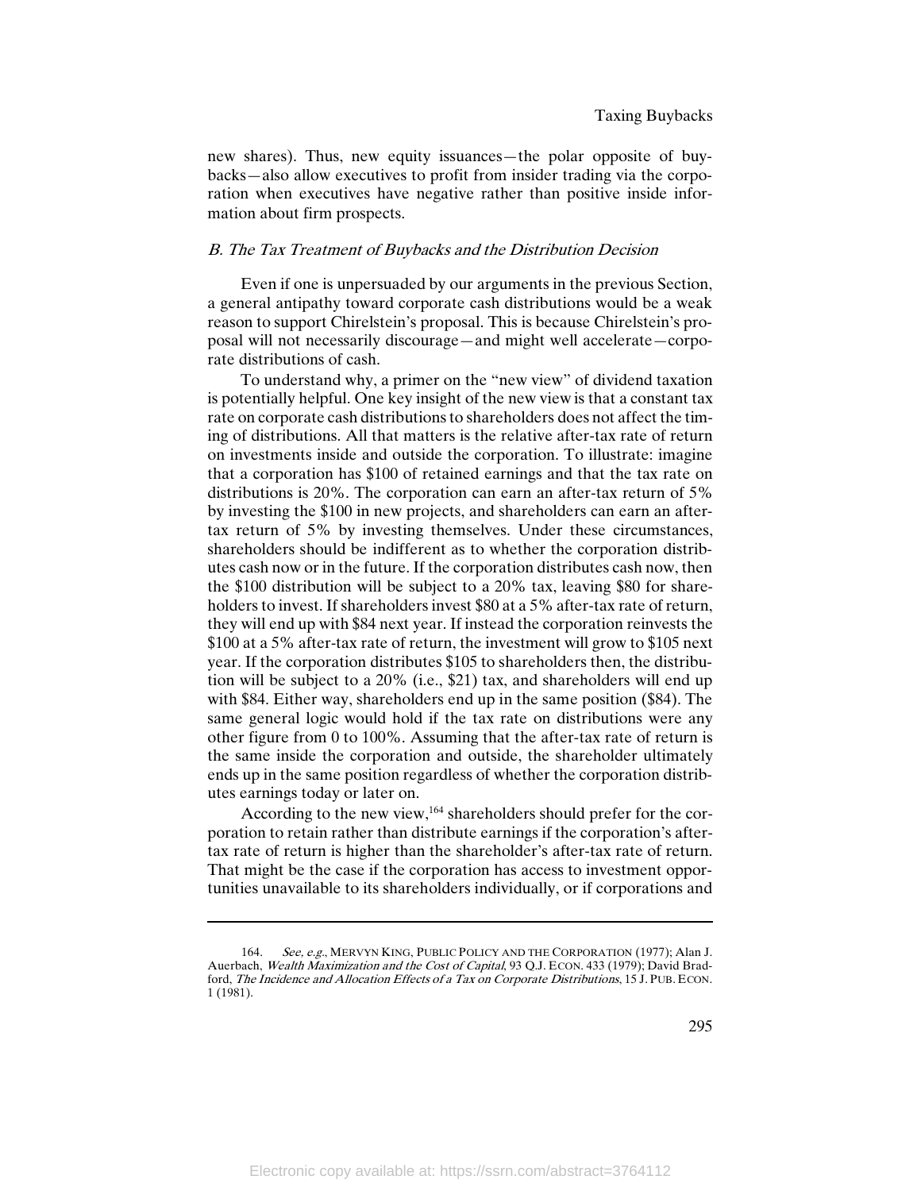new shares). Thus, new equity issuances—the polar opposite of buybacks—also allow executives to profit from insider trading via the corporation when executives have negative rather than positive inside information about firm prospects.

### *B. The Tax Treatment of Buybacks and the Distribution Decision*

Even if one is unpersuaded by our arguments in the previous Section, a general antipathy toward corporate cash distributions would be a weak reason to support Chirelstein's proposal. This is because Chirelstein's proposal will not necessarily discourage—and might well accelerate—corporate distributions of cash.

To understand why, a primer on the "new view" of dividend taxation is potentially helpful. One key insight of the new view is that a constant tax rate on corporate cash distributions to shareholders does not affect the timing of distributions. All that matters is the relative after-tax rate of return on investments inside and outside the corporation. To illustrate: imagine that a corporation has $100 of retained earnings and that the tax rate on distributions is 20%. The corporation can earn an after-tax return of 5% by investing the $100 in new projects, and shareholders can earn an after-tax return of 5% by investing themselves. Under these circumstances, shareholders should be indifferent as to whether the corporation distributes cash now or in the future. If the corporation distributes cash now, then the $100 distribution will be subject to a 20% tax, leaving $80 for shareholders to invest. If shareholders invest $80 at a 5% after-tax rate of return, they will end up with $84 next year. If instead the corporation reinvests the $100 at a 5% after-tax rate of return, the investment will grow to $105 next year. If the corporation distributes $105 to shareholders then, the distribution will be subject to a 20% (i.e., $21) tax, and shareholders will end up with $84. Either way, shareholders end up in the same position ($84). The same general logic would hold if the tax rate on distributions were any other figure from 0 to 100%. Assuming that the after-tax rate of return is the same inside the corporation and outside, the shareholder ultimately ends up in the same position regardless of whether the corporation distributes earnings today or later on.

According to the new view,[164] shareholders should prefer for the corporation to retain rather than distribute earnings if the corporation's after-tax rate of return is higher than the shareholder's after-tax rate of return. That might be the case if the corporation has access to investment opportunities unavailable to its shareholders individually, or if corporations and

---

164. *See, e.g.*, MERVYN KING, PUBLIC POLICY AND THE CORPORATION (1977); Alan J. Auerbach, *Wealth Maximization and the Cost of Capital*, 93 Q.J. ECON. 433 (1979); David Bradford, *The Incidence and Allocation Effects of a Tax on Corporate Distributions*, 15 J. PUB. ECON. 1 (1981).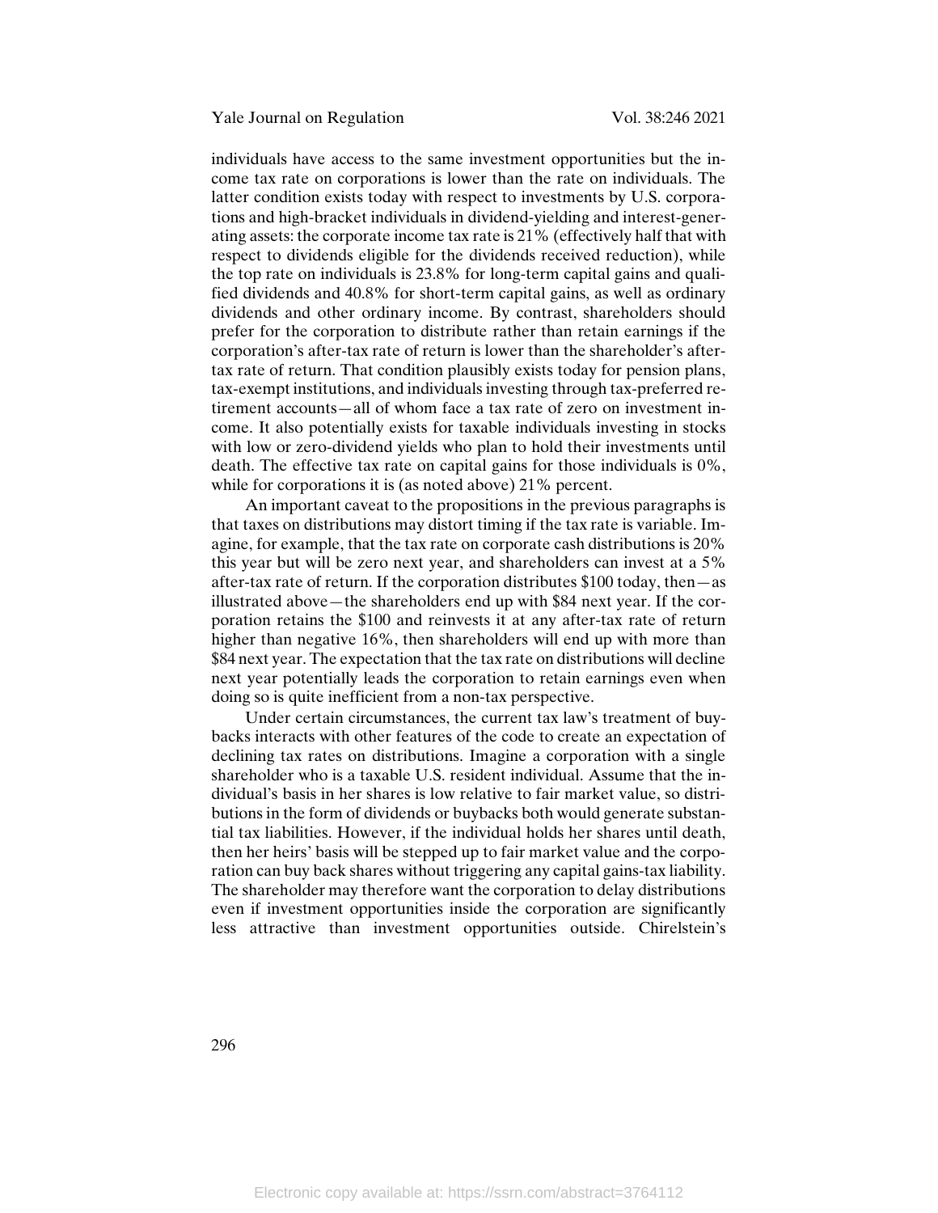individuals have access to the same investment opportunities but the income tax rate on corporations is lower than the rate on individuals. The latter condition exists today with respect to investments by U.S. corporations and high-bracket individuals in dividend-yielding and interest-generating assets: the corporate income tax rate is 21% (effectively half that with respect to dividends eligible for the dividends received reduction), while the top rate on individuals is 23.8% for long-term capital gains and qualified dividends and 40.8% for short-term capital gains, as well as ordinary dividends and other ordinary income. By contrast, shareholders should prefer for the corporation to distribute rather than retain earnings if the corporation's after-tax rate of return is lower than the shareholder's after-tax rate of return. That condition plausibly exists today for pension plans, tax-exempt institutions, and individuals investing through tax-preferred retirement accounts—all of whom face a tax rate of zero on investment income. It also potentially exists for taxable individuals investing in stocks with low or zero-dividend yields who plan to hold their investments until death. The effective tax rate on capital gains for those individuals is 0%, while for corporations it is (as noted above) 21% percent.

An important caveat to the propositions in the previous paragraphs is that taxes on distributions may distort timing if the tax rate is variable. Imagine, for example, that the tax rate on corporate cash distributions is 20% this year but will be zero next year, and shareholders can invest at a 5% after-tax rate of return. If the corporation distributes $100 today, then—as illustrated above—the shareholders end up with $84 next year. If the corporation retains the $100 and reinvests it at any after-tax rate of return higher than negative 16%, then shareholders will end up with more than $84 next year. The expectation that the tax rate on distributions will decline next year potentially leads the corporation to retain earnings even when doing so is quite inefficient from a non-tax perspective.

Under certain circumstances, the current tax law's treatment of buybacks interacts with other features of the code to create an expectation of declining tax rates on distributions. Imagine a corporation with a single shareholder who is a taxable U.S. resident individual. Assume that the individual's basis in her shares is low relative to fair market value, so distributions in the form of dividends or buybacks both would generate substantial tax liabilities. However, if the individual holds her shares until death, then her heirs' basis will be stepped up to fair market value and the corporation can buy back shares without triggering any capital gains-tax liability. The shareholder may therefore want the corporation to delay distributions even if investment opportunities inside the corporation are significantly less attractive than investment opportunities outside. Chirelstein's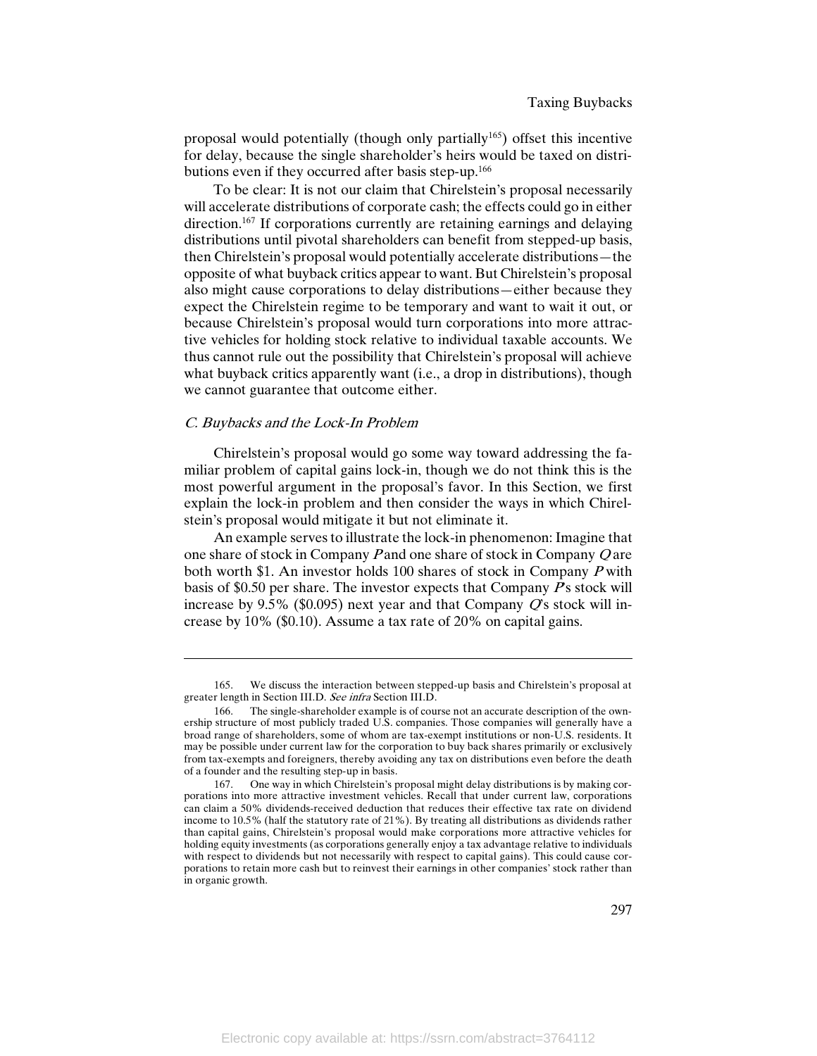proposal would potentially (though only partially[165]) offset this incentive for delay, because the single shareholder's heirs would be taxed on distributions even if they occurred after basis step-up.[166]

To be clear: It is not our claim that Chirelstein's proposal necessarily will accelerate distributions of corporate cash; the effects could go in either direction.[167] If corporations currently are retaining earnings and delaying distributions until pivotal shareholders can benefit from stepped-up basis, then Chirelstein's proposal would potentially accelerate distributions—the opposite of what buyback critics appear to want. But Chirelstein's proposal also might cause corporations to delay distributions—either because they expect the Chirelstein regime to be temporary and want to wait it out, or because Chirelstein's proposal would turn corporations into more attractive vehicles for holding stock relative to individual taxable accounts. We thus cannot rule out the possibility that Chirelstein's proposal will achieve what buyback critics apparently want (i.e., a drop in distributions), though we cannot guarantee that outcome either.

### *C. Buybacks and the Lock-In Problem*

Chirelstein's proposal would go some way toward addressing the familiar problem of capital gains lock-in, though we do not think this is the most powerful argument in the proposal's favor. In this Section, we first explain the lock-in problem and then consider the ways in which Chirelstein's proposal would mitigate it but not eliminate it.

An example serves to illustrate the lock-in phenomenon: Imagine that one share of stock in Company *P* and one share of stock in Company *Q* are both worth $1. An investor holds 100 shares of stock in Company *P* with basis of $0.50 per share. The investor expects that Company *P*'s stock will increase by 9.5% ($0.095) next year and that Company *Q*'s stock will increase by 10% ($0.10). Assume a tax rate of 20% on capital gains.

---

165. We discuss the interaction between stepped-up basis and Chirelstein's proposal at greater length in Section III.D. *See infra* Section III.D.

166. The single-shareholder example is of course not an accurate description of the ownership structure of most publicly traded U.S. companies. Those companies will generally have a broad range of shareholders, some of whom are tax-exempt institutions or non-U.S. residents. It may be possible under current law for the corporation to buy back shares primarily or exclusively from tax-exempts and foreigners, thereby avoiding any tax on distributions even before the death of a founder and the resulting step-up in basis.

167. One way in which Chirelstein's proposal might delay distributions is by making corporations into more attractive investment vehicles. Recall that under current law, corporations can claim a 50% dividends-received deduction that reduces their effective tax rate on dividend income to 10.5% (half the statutory rate of 21%). By treating all distributions as dividends rather than capital gains, Chirelstein's proposal would make corporations more attractive vehicles for holding equity investments (as corporations generally enjoy a tax advantage relative to individuals with respect to dividends but not necessarily with respect to capital gains). This could cause corporations to retain more cash but to reinvest their earnings in other companies' stock rather than in organic growth.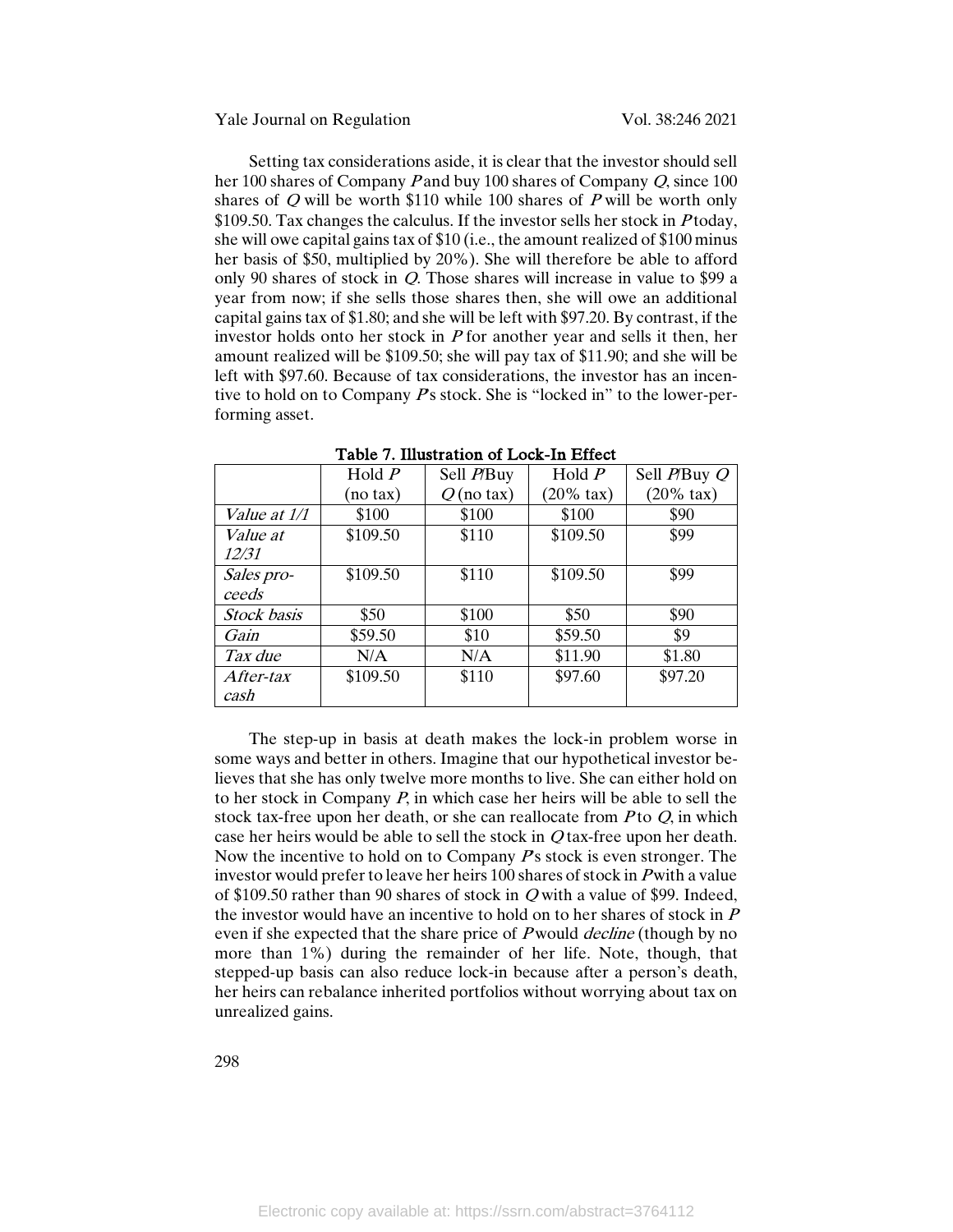Setting tax considerations aside, it is clear that the investor should sell her 100 shares of Company *P* and buy 100 shares of Company *Q*, since 100 shares of *Q* will be worth $110 while 100 shares of *P* will be worth only $109.50. Tax changes the calculus. If the investor sells her stock in *P* today, she will owe capital gains tax of $10 (i.e., the amount realized of $100 minus her basis of $50, multiplied by 20%). She will therefore be able to afford only 90 shares of stock in *Q*. Those shares will increase in value to $99 a year from now; if she sells those shares then, she will owe an additional capital gains tax of $1.80; and she will be left with $97.20. By contrast, if the investor holds onto her stock in *P* for another year and sells it then, her amount realized will be $109.50; she will pay tax of $11.90; and she will be left with $97.60. Because of tax considerations, the investor has an incentive to hold on to Company *P*'s stock. She is "locked in" to the lower-performing asset.

**Table 7. Illustration of Lock-In Effect**

| | Hold *P* (no tax) | Sell *P*/Buy *Q* (no tax) | Hold *P* (20% tax) | Sell *P*/Buy *Q* (20% tax) |
|---|---|---|---|---|
| *Value at 1/1* | $100 | $100 | $100 | $90 |
| *Value at 12/31* | $109.50 | $110 | $109.50 | $99 |
| *Sales proceeds* | $109.50 | $110 | $109.50 | $99 |
| *Stock basis* | $50 | $100 | $50 | $90 |
| *Gain* | $59.50 | $10 | $59.50 | $9 |
| *Tax due* | N/A | N/A | $11.90 | $1.80 |
| *After-tax cash* | $109.50 | $110 | $97.60 | $97.20 |

The step-up in basis at death makes the lock-in problem worse in some ways and better in others. Imagine that our hypothetical investor believes that she has only twelve more months to live. She can either hold on to her stock in Company *P*, in which case her heirs will be able to sell the stock tax-free upon her death, or she can reallocate from *P* to *Q*, in which case her heirs would be able to sell the stock in *Q* tax-free upon her death. Now the incentive to hold on to Company *P*'s stock is even stronger. The investor would prefer to leave her heirs 100 shares of stock in *P* with a value of $109.50 rather than 90 shares of stock in *Q* with a value of $99. Indeed, the investor would have an incentive to hold on to her shares of stock in *P* even if she expected that the share price of *P* would *decline* (though by no more than 1%) during the remainder of her life. Note, though, that stepped-up basis can also reduce lock-in because after a person's death, her heirs can rebalance inherited portfolios without worrying about tax on unrealized gains.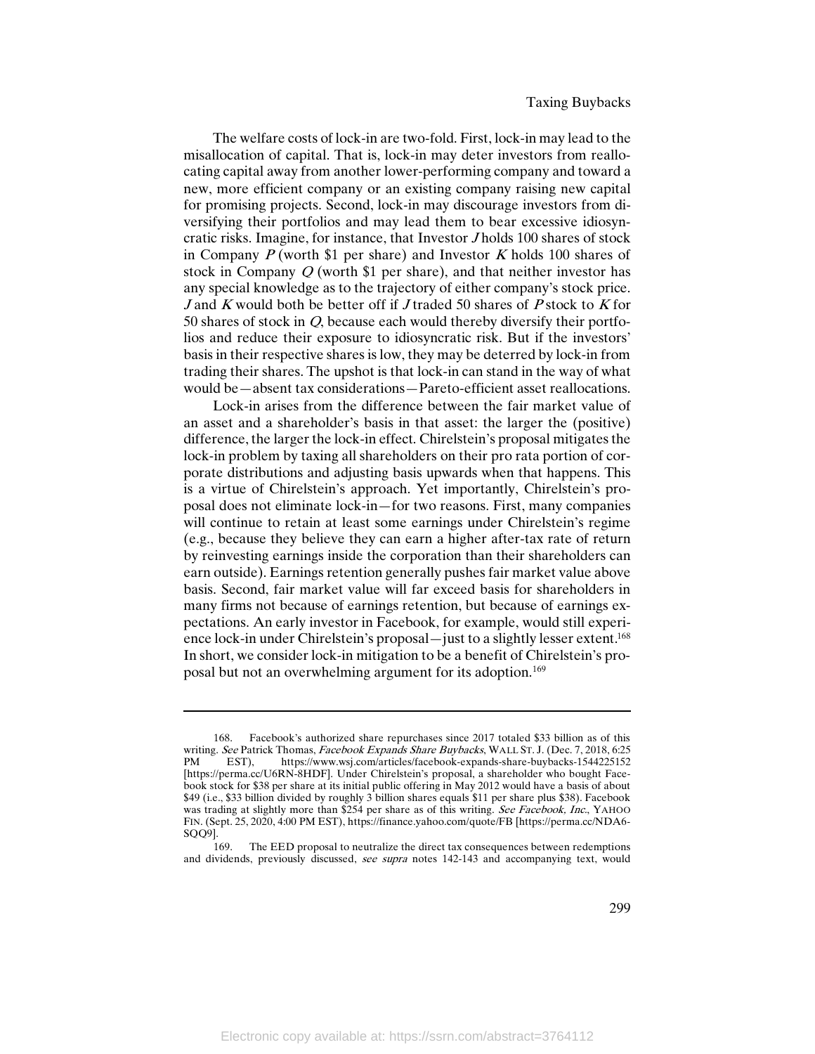The welfare costs of lock-in are two-fold. First, lock-in may lead to the misallocation of capital. That is, lock-in may deter investors from reallocating capital away from another lower-performing company and toward a new, more efficient company or an existing company raising new capital for promising projects. Second, lock-in may discourage investors from diversifying their portfolios and may lead them to bear excessive idiosyncratic risks. Imagine, for instance, that Investor *J* holds 100 shares of stock in Company *P* (worth $1 per share) and Investor *K* holds 100 shares of stock in Company *Q* (worth $1 per share), and that neither investor has any special knowledge as to the trajectory of either company's stock price. *J* and *K* would both be better off if *J* traded 50 shares of *P* stock to *K* for 50 shares of stock in *Q*, because each would thereby diversify their portfolios and reduce their exposure to idiosyncratic risk. But if the investors' basis in their respective shares is low, they may be deterred by lock-in from trading their shares. The upshot is that lock-in can stand in the way of what would be—absent tax considerations—Pareto-efficient asset reallocations.

Lock-in arises from the difference between the fair market value of an asset and a shareholder's basis in that asset: the larger the (positive) difference, the larger the lock-in effect. Chirelstein's proposal mitigates the lock-in problem by taxing all shareholders on their pro rata portion of corporate distributions and adjusting basis upwards when that happens. This is a virtue of Chirelstein's approach. Yet importantly, Chirelstein's proposal does not eliminate lock-in—for two reasons. First, many companies will continue to retain at least some earnings under Chirelstein's regime (e.g., because they believe they can earn a higher after-tax rate of return by reinvesting earnings inside the corporation than their shareholders can earn outside). Earnings retention generally pushes fair market value above basis. Second, fair market value will far exceed basis for shareholders in many firms not because of earnings retention, but because of earnings expectations. An early investor in Facebook, for example, would still experience lock-in under Chirelstein's proposal—just to a slightly lesser extent.[168] In short, we consider lock-in mitigation to be a benefit of Chirelstein's proposal but not an overwhelming argument for its adoption.[169]

---

168. Facebook's authorized share repurchases since 2017 totaled $33 billion as of this writing. *See* Patrick Thomas, *Facebook Expands Share Buybacks*, WALL ST. J. (Dec. 7, 2018, 6:25 PM EST), https://www.wsj.com/articles/facebook-expands-share-buybacks-1544225152 [https://perma.cc/U6RN-8HDF]. Under Chirelstein's proposal, a shareholder who bought Facebook stock for $38 per share at its initial public offering in May 2012 would have a basis of about $49 (i.e., $33 billion divided by roughly 3 billion shares equals $11 per share plus $38). Facebook was trading at slightly more than $254 per share as of this writing. *See Facebook, Inc.*, YAHOO FIN. (Sept. 25, 2020, 4:00 PM EST), https://finance.yahoo.com/quote/FB [https://perma.cc/NDA6-SQQ9].

169. The EED proposal to neutralize the direct tax consequences between redemptions and dividends, previously discussed, *see supra* notes 142-143 and accompanying text, would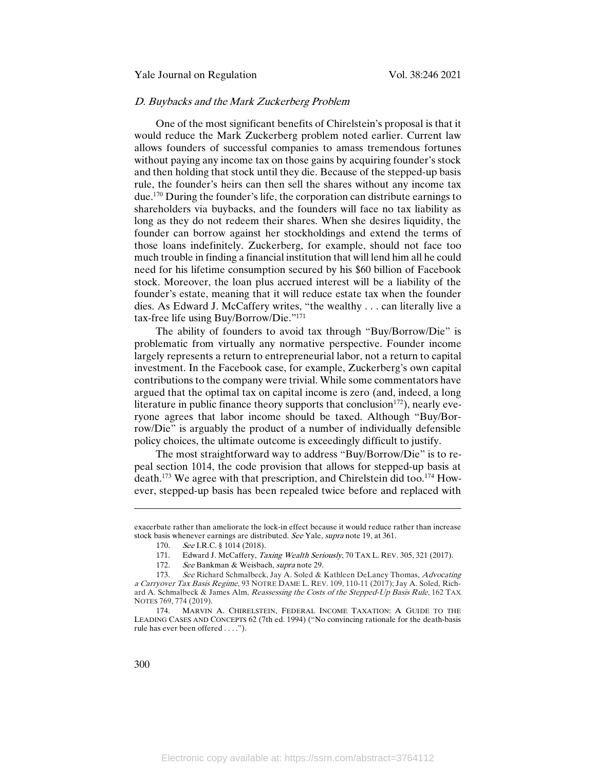### *D. Buybacks and the Mark Zuckerberg Problem*

One of the most significant benefits of Chirelstein's proposal is that it would reduce the Mark Zuckerberg problem noted earlier. Current law allows founders of successful companies to amass tremendous fortunes without paying any income tax on those gains by acquiring founder's stock and then holding that stock until they die. Because of the stepped-up basis rule, the founder's heirs can then sell the shares without any income tax due.[170] During the founder's life, the corporation can distribute earnings to shareholders via buybacks, and the founders will face no tax liability as long as they do not redeem their shares. When she desires liquidity, the founder can borrow against her stockholdings and extend the terms of those loans indefinitely. Zuckerberg, for example, should not face too much trouble in finding a financial institution that will lend him all he could need for his lifetime consumption secured by his $60 billion of Facebook stock. Moreover, the loan plus accrued interest will be a liability of the founder's estate, meaning that it will reduce estate tax when the founder dies. As Edward J. McCaffery writes, "the wealthy . . . can literally live a tax-free life using Buy/Borrow/Die."[171]

The ability of founders to avoid tax through "Buy/Borrow/Die" is problematic from virtually any normative perspective. Founder income largely represents a return to entrepreneurial labor, not a return to capital investment. In the Facebook case, for example, Zuckerberg's own capital contributions to the company were trivial. While some commentators have argued that the optimal tax on capital income is zero (and, indeed, a long literature in public finance theory supports that conclusion[172]), nearly everyone agrees that labor income should be taxed. Although "Buy/Borrow/Die" is arguably the product of a number of individually defensible policy choices, the ultimate outcome is exceedingly difficult to justify.

The most straightforward way to address "Buy/Borrow/Die" is to repeal section 1014, the code provision that allows for stepped-up basis at death.[173] We agree with that prescription, and Chirelstein did too.[174] However, stepped-up basis has been repealed twice before and replaced with

---

exacerbate rather than ameliorate the lock-in effect because it would reduce rather than increase stock basis whenever earnings are distributed. *See* Yale, *supra* note 19, at 361.

170. *See* I.R.C. § 1014 (2018).

171. Edward J. McCaffery, *Taxing Wealth Seriously*, 70 TAX L. REV. 305, 321 (2017).

172. *See* Bankman & Weisbach, *supra* note 29.

173. *See* Richard Schmalbeck, Jay A. Soled & Kathleen DeLaney Thomas, *Advocating a Carryover Tax Basis Regime*, 93 NOTRE DAME L. REV. 109, 110-11 (2017); Jay A. Soled, Richard A. Schmalbeck & James Alm, *Reassessing the Costs of the Stepped-Up Basis Rule*, 162 TAX NOTES 769, 774 (2019).

174. MARVIN A. CHIRELSTEIN, FEDERAL INCOME TAXATION: A GUIDE TO THE LEADING CASES AND CONCEPTS 62 (7th ed. 1994) ("No convincing rationale for the death-basis rule has ever been offered . . . .").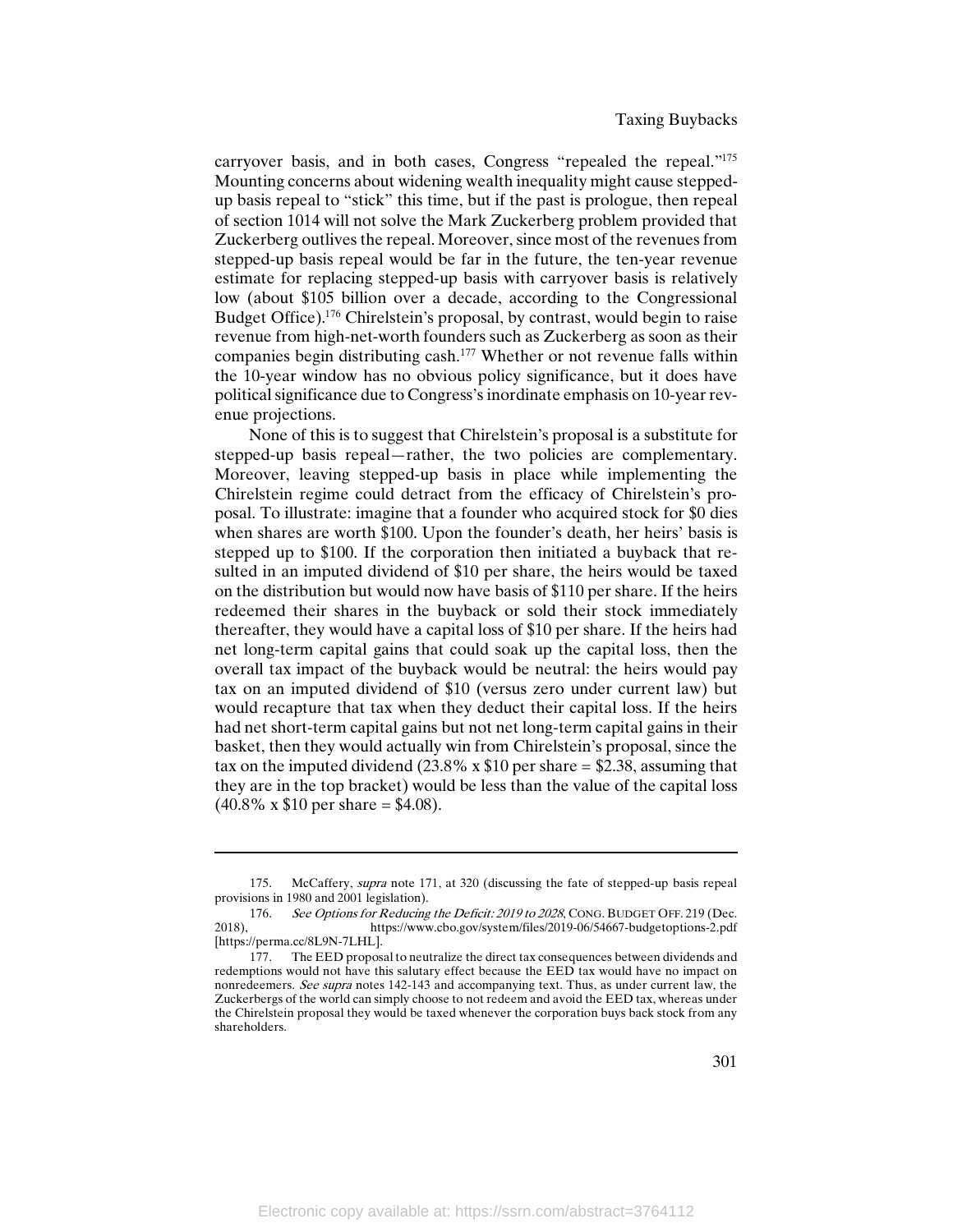carryover basis, and in both cases, Congress "repealed the repeal."[175] Mounting concerns about widening wealth inequality might cause stepped-up basis repeal to "stick" this time, but if the past is prologue, then repeal of section 1014 will not solve the Mark Zuckerberg problem provided that Zuckerberg outlives the repeal. Moreover, since most of the revenues from stepped-up basis repeal would be far in the future, the ten-year revenue estimate for replacing stepped-up basis with carryover basis is relatively low (about $105 billion over a decade, according to the Congressional Budget Office).[176] Chirelstein's proposal, by contrast, would begin to raise revenue from high-net-worth founders such as Zuckerberg as soon as their companies begin distributing cash.[177] Whether or not revenue falls within the 10-year window has no obvious policy significance, but it does have political significance due to Congress's inordinate emphasis on 10-year revenue projections.

None of this is to suggest that Chirelstein's proposal is a substitute for stepped-up basis repeal—rather, the two policies are complementary. Moreover, leaving stepped-up basis in place while implementing the Chirelstein regime could detract from the efficacy of Chirelstein's proposal. To illustrate: imagine that a founder who acquired stock for $0 dies when shares are worth $100. Upon the founder's death, her heirs' basis is stepped up to $100. If the corporation then initiated a buyback that resulted in an imputed dividend of $10 per share, the heirs would be taxed on the distribution but would now have basis of $110 per share. If the heirs redeemed their shares in the buyback or sold their stock immediately thereafter, they would have a capital loss of $10 per share. If the heirs had net long-term capital gains that could soak up the capital loss, then the overall tax impact of the buyback would be neutral: the heirs would pay tax on an imputed dividend of $10 (versus zero under current law) but would recapture that tax when they deduct their capital loss. If the heirs had net short-term capital gains but not net long-term capital gains in their basket, then they would actually win from Chirelstein's proposal, since the tax on the imputed dividend (23.8% x $10 per share = $2.38, assuming that they are in the top bracket) would be less than the value of the capital loss (40.8% x $10 per share = $4.08).

---

175. McCaffery, *supra* note 171, at 320 (discussing the fate of stepped-up basis repeal provisions in 1980 and 2001 legislation).

176. *See Options for Reducing the Deficit: 2019 to 2028*, CONG. BUDGET OFF. 219 (Dec. 2018), https://www.cbo.gov/system/files/2019-06/54667-budgetoptions-2.pdf [https://perma.cc/8L9N-7LHL].

177. The EED proposal to neutralize the direct tax consequences between dividends and redemptions would not have this salutary effect because the EED tax would have no impact on nonredeemers. *See supra* notes 142-143 and accompanying text. Thus, as under current law, the Zuckerbergs of the world can simply choose to not redeem and avoid the EED tax, whereas under the Chirelstein proposal they would be taxed whenever the corporation buys back stock from any shareholders.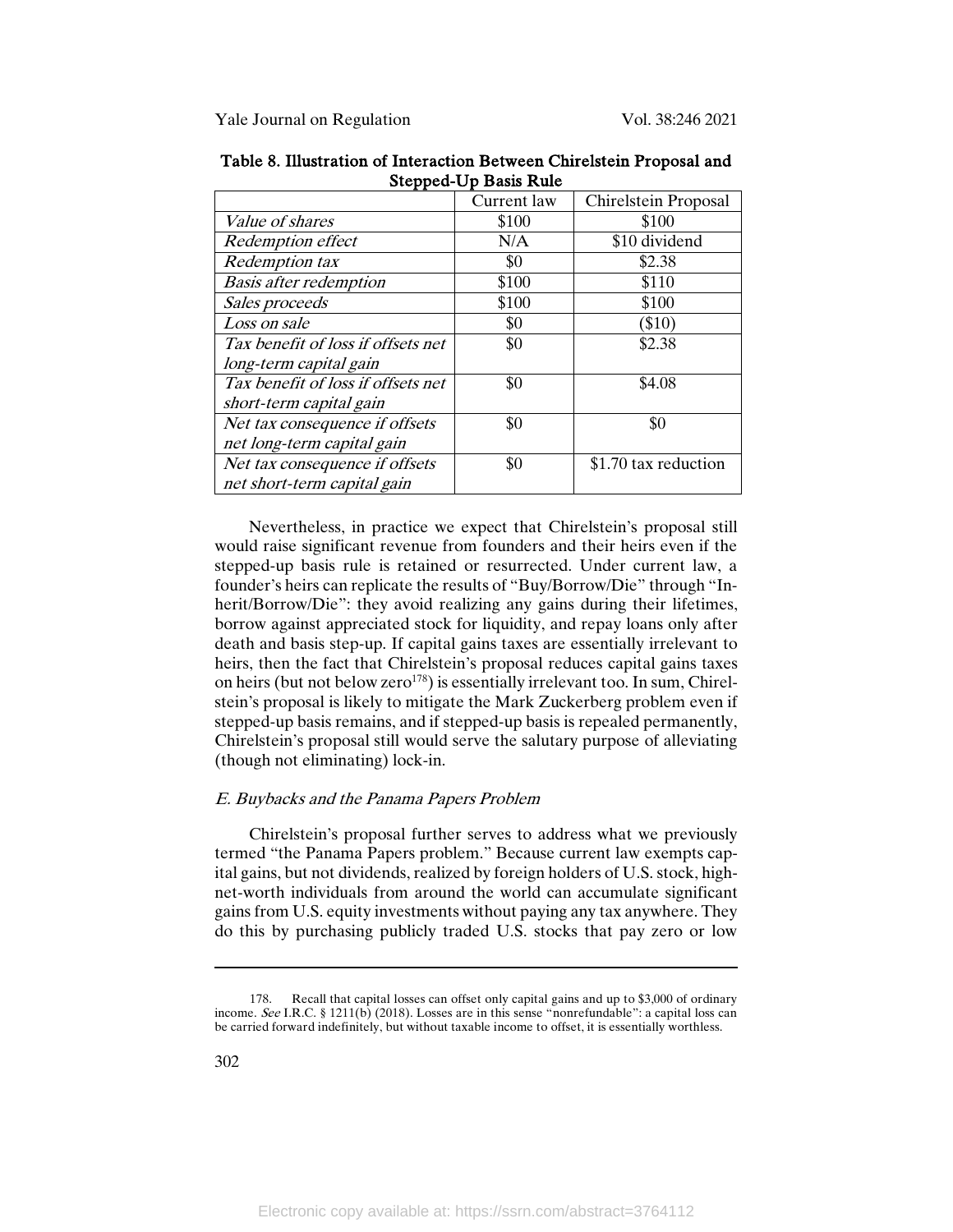**Table 8. Illustration of Interaction Between Chirelstein Proposal and Stepped-Up Basis Rule**

| | Current law | Chirelstein Proposal |
|---|---|---|
| *Value of shares* | \$100 | \$100 |
| *Redemption effect* | N/A | \$10 dividend |
| *Redemption tax* | \$0 | \$2.38 |
| *Basis after redemption* | \$100 | \$110 |
| *Sales proceeds* | \$100 | \$100 |
| *Loss on sale* | \$0 | (\$10) |
| *Tax benefit of loss if offsets net long-term capital gain* | \$0 | \$2.38 |
| *Tax benefit of loss if offsets net short-term capital gain* | \$0 | \$4.08 |
| *Net tax consequence if offsets net long-term capital gain* | \$0 | \$0 |
| *Net tax consequence if offsets net short-term capital gain* | \$0 | \$1.70 tax reduction |

Nevertheless, in practice we expect that Chirelstein's proposal still would raise significant revenue from founders and their heirs even if the stepped-up basis rule is retained or resurrected. Under current law, a founder's heirs can replicate the results of "Buy/Borrow/Die" through "Inherit/Borrow/Die": they avoid realizing any gains during their lifetimes, borrow against appreciated stock for liquidity, and repay loans only after death and basis step-up. If capital gains taxes are essentially irrelevant to heirs, then the fact that Chirelstein's proposal reduces capital gains taxes on heirs (but not below zero[178]) is essentially irrelevant too. In sum, Chirelstein's proposal is likely to mitigate the Mark Zuckerberg problem even if stepped-up basis remains, and if stepped-up basis is repealed permanently, Chirelstein's proposal still would serve the salutary purpose of alleviating (though not eliminating) lock-in.

### *E. Buybacks and the Panama Papers Problem*

Chirelstein's proposal further serves to address what we previously termed "the Panama Papers problem." Because current law exempts capital gains, but not dividends, realized by foreign holders of U.S. stock, high-net-worth individuals from around the world can accumulate significant gains from U.S. equity investments without paying any tax anywhere. They do this by purchasing publicly traded U.S. stocks that pay zero or low

---

178. Recall that capital losses can offset only capital gains and up to \$3,000 of ordinary income. *See* I.R.C. § 1211(b) (2018). Losses are in this sense "nonrefundable": a capital loss can be carried forward indefinitely, but without taxable income to offset, it is essentially worthless.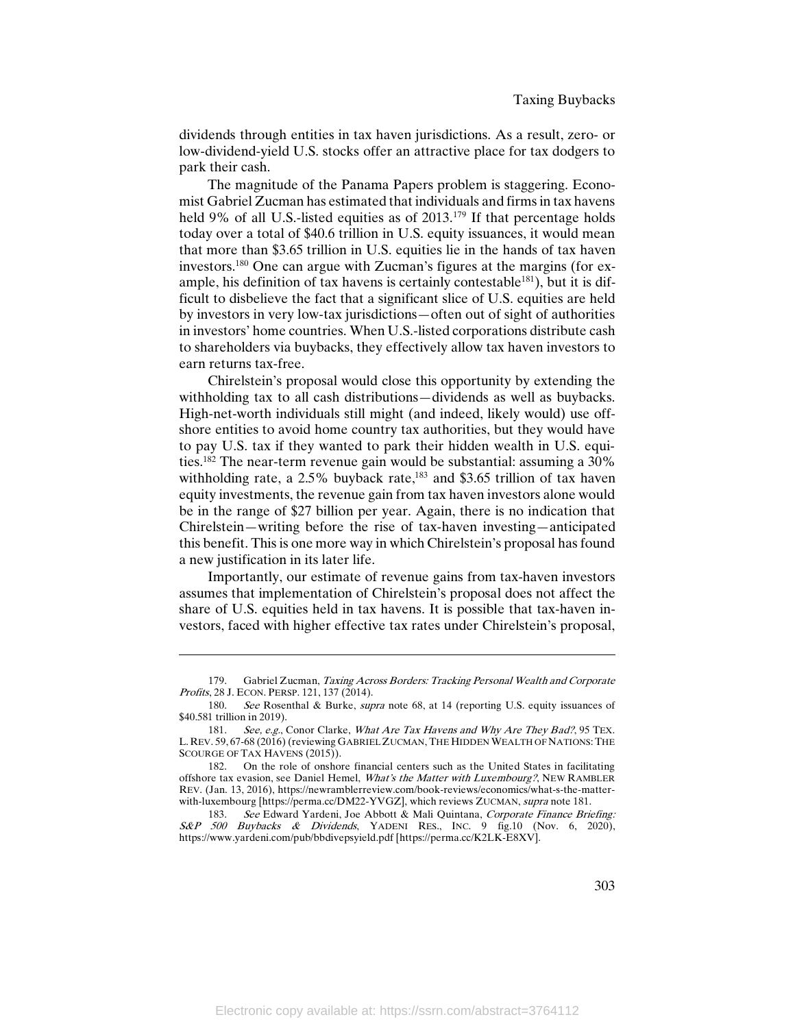dividends through entities in tax haven jurisdictions. As a result, zero- or low-dividend-yield U.S. stocks offer an attractive place for tax dodgers to park their cash.

The magnitude of the Panama Papers problem is staggering. Economist Gabriel Zucman has estimated that individuals and firms in tax havens held 9% of all U.S.-listed equities as of 2013.[179] If that percentage holds today over a total of $40.6 trillion in U.S. equity issuances, it would mean that more than $3.65 trillion in U.S. equities lie in the hands of tax haven investors.[180] One can argue with Zucman's figures at the margins (for example, his definition of tax havens is certainly contestable[181]), but it is difficult to disbelieve the fact that a significant slice of U.S. equities are held by investors in very low-tax jurisdictions—often out of sight of authorities in investors' home countries. When U.S.-listed corporations distribute cash to shareholders via buybacks, they effectively allow tax haven investors to earn returns tax-free.

Chirelstein's proposal would close this opportunity by extending the withholding tax to all cash distributions—dividends as well as buybacks. High-net-worth individuals still might (and indeed, likely would) use offshore entities to avoid home country tax authorities, but they would have to pay U.S. tax if they wanted to park their hidden wealth in U.S. equities.[182] The near-term revenue gain would be substantial: assuming a 30% withholding rate, a 2.5% buyback rate,[183] and $3.65 trillion of tax haven equity investments, the revenue gain from tax haven investors alone would be in the range of $27 billion per year. Again, there is no indication that Chirelstein—writing before the rise of tax-haven investing—anticipated this benefit. This is one more way in which Chirelstein's proposal has found a new justification in its later life.

Importantly, our estimate of revenue gains from tax-haven investors assumes that implementation of Chirelstein's proposal does not affect the share of U.S. equities held in tax havens. It is possible that tax-haven investors, faced with higher effective tax rates under Chirelstein's proposal,

---

179. Gabriel Zucman, *Taxing Across Borders: Tracking Personal Wealth and Corporate Profits*, 28 J. ECON. PERSP. 121, 137 (2014).

180. *See* Rosenthal & Burke, *supra* note 68, at 14 (reporting U.S. equity issuances of $40.581 trillion in 2019).

181. *See, e.g.*, Conor Clarke, *What Are Tax Havens and Why Are They Bad?*, 95 TEX. L. REV. 59, 67-68 (2016) (reviewing GABRIEL ZUCMAN, THE HIDDEN WEALTH OF NATIONS: THE SCOURGE OF TAX HAVENS (2015)).

182. On the role of onshore financial centers such as the United States in facilitating offshore tax evasion, see Daniel Hemel, *What's the Matter with Luxembourg?*, NEW RAMBLER REV. (Jan. 13, 2016), https://newramblerreview.com/book-reviews/economics/what-s-the-matter-with-luxembourg [https://perma.cc/DM22-YVGZ], which reviews ZUCMAN, *supra* note 181.

183. *See* Edward Yardeni, Joe Abbott & Mali Quintana, *Corporate Finance Briefing: S&P 500 Buybacks & Dividends*, YADENI RES., INC. 9 fig.10 (Nov. 6, 2020), https://www.yardeni.com/pub/bbdivepsyield.pdf [https://perma.cc/K2LK-E8XV].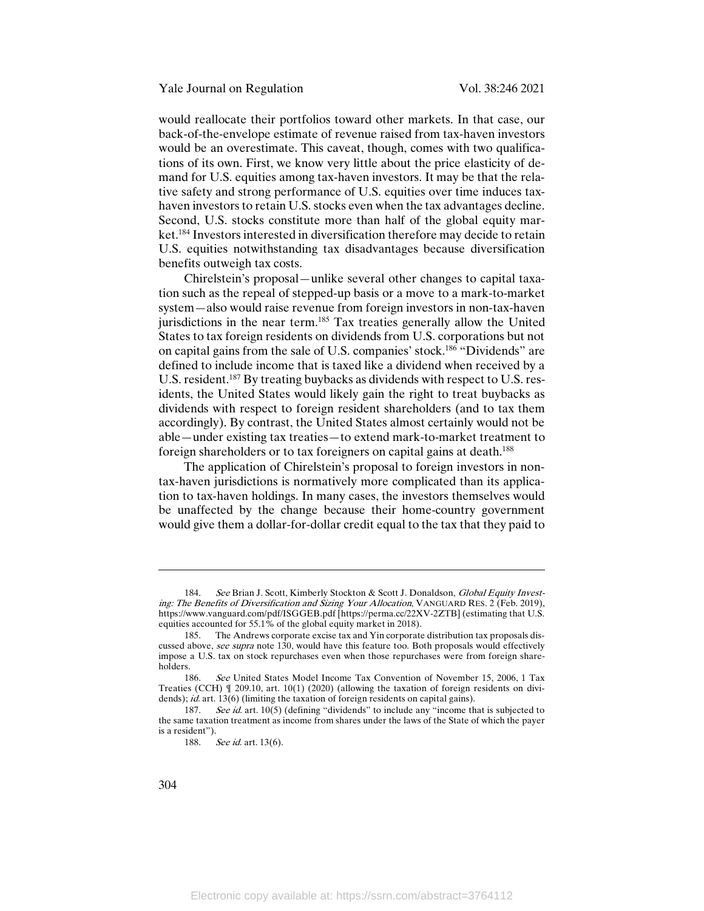would reallocate their portfolios toward other markets. In that case, our back-of-the-envelope estimate of revenue raised from tax-haven investors would be an overestimate. This caveat, though, comes with two qualifications of its own. First, we know very little about the price elasticity of demand for U.S. equities among tax-haven investors. It may be that the relative safety and strong performance of U.S. equities over time induces tax-haven investors to retain U.S. stocks even when the tax advantages decline. Second, U.S. stocks constitute more than half of the global equity market.[184] Investors interested in diversification therefore may decide to retain U.S. equities notwithstanding tax disadvantages because diversification benefits outweigh tax costs.

Chirelstein's proposal—unlike several other changes to capital taxation such as the repeal of stepped-up basis or a move to a mark-to-market system—also would raise revenue from foreign investors in non-tax-haven jurisdictions in the near term.[185] Tax treaties generally allow the United States to tax foreign residents on dividends from U.S. corporations but not on capital gains from the sale of U.S. companies' stock.[186] "Dividends" are defined to include income that is taxed like a dividend when received by a U.S. resident.[187] By treating buybacks as dividends with respect to U.S. residents, the United States would likely gain the right to treat buybacks as dividends with respect to foreign resident shareholders (and to tax them accordingly). By contrast, the United States almost certainly would not be able—under existing tax treaties—to extend mark-to-market treatment to foreign shareholders or to tax foreigners on capital gains at death.[188]

The application of Chirelstein's proposal to foreign investors in non-tax-haven jurisdictions is normatively more complicated than its application to tax-haven holdings. In many cases, the investors themselves would be unaffected by the change because their home-country government would give them a dollar-for-dollar credit equal to the tax that they paid to

---

184. *See* Brian J. Scott, Kimberly Stockton & Scott J. Donaldson, *Global Equity Investing: The Benefits of Diversification and Sizing Your Allocation*, VANGUARD RES. 2 (Feb. 2019), https://www.vanguard.com/pdf/ISGGEB.pdf [https://perma.cc/22XV-2ZTB] (estimating that U.S. equities accounted for 55.1% of the global equity market in 2018).

185. The Andrews corporate excise tax and Yin corporate distribution tax proposals discussed above, *see supra* note 130, would have this feature too. Both proposals would effectively impose a U.S. tax on stock repurchases even when those repurchases were from foreign shareholders.

186. *See* United States Model Income Tax Convention of November 15, 2006, 1 Tax Treaties (CCH) ¶ 209.10, art. 10(1) (2020) (allowing the taxation of foreign residents on dividends); *id.* art. 13(6) (limiting the taxation of foreign residents on capital gains).

187. *See id.* art. 10(5) (defining "dividends" to include any "income that is subjected to the same taxation treatment as income from shares under the laws of the State of which the payer is a resident").

188. *See id.* art. 13(6).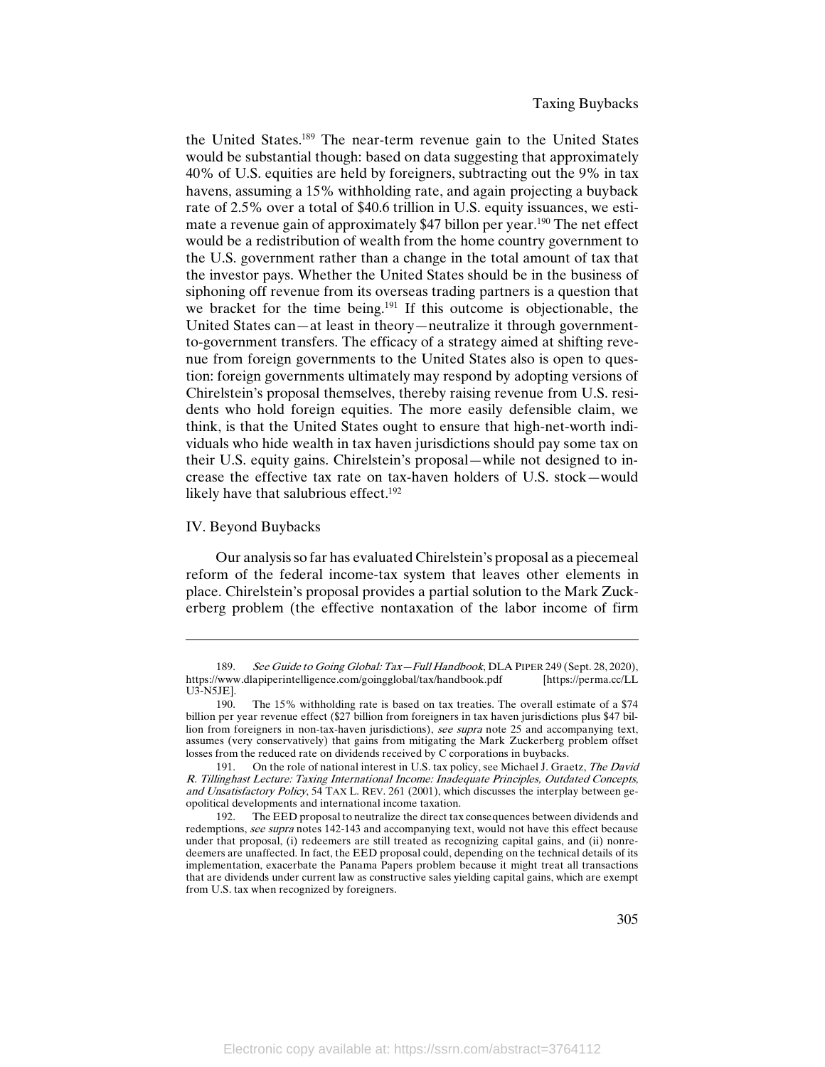the United States.[189] The near-term revenue gain to the United States would be substantial though: based on data suggesting that approximately 40% of U.S. equities are held by foreigners, subtracting out the 9% in tax havens, assuming a 15% withholding rate, and again projecting a buyback rate of 2.5% over a total of $40.6 trillion in U.S. equity issuances, we estimate a revenue gain of approximately $47 billon per year.[190] The net effect would be a redistribution of wealth from the home country government to the U.S. government rather than a change in the total amount of tax that the investor pays. Whether the United States should be in the business of siphoning off revenue from its overseas trading partners is a question that we bracket for the time being.[191] If this outcome is objectionable, the United States can—at least in theory—neutralize it through government-to-government transfers. The efficacy of a strategy aimed at shifting revenue from foreign governments to the United States also is open to question: foreign governments ultimately may respond by adopting versions of Chirelstein's proposal themselves, thereby raising revenue from U.S. residents who hold foreign equities. The more easily defensible claim, we think, is that the United States ought to ensure that high-net-worth individuals who hide wealth in tax haven jurisdictions should pay some tax on their U.S. equity gains. Chirelstein's proposal—while not designed to increase the effective tax rate on tax-haven holders of U.S. stock—would likely have that salubrious effect.[192]

## IV. Beyond Buybacks

Our analysis so far has evaluated Chirelstein's proposal as a piecemeal reform of the federal income-tax system that leaves other elements in place. Chirelstein's proposal provides a partial solution to the Mark Zuckerberg problem (the effective nontaxation of the labor income of firm

---

189. *See Guide to Going Global: Tax—Full Handbook*, DLA PIPER 249 (Sept. 28, 2020), https://www.dlapiperintelligence.com/goingglobal/tax/handbook.pdf [https://perma.cc/LLU3-N5JE].

190. The 15% withholding rate is based on tax treaties. The overall estimate of a $74 billion per year revenue effect ($27 billion from foreigners in tax haven jurisdictions plus $47 billion from foreigners in non-tax-haven jurisdictions), *see supra* note 25 and accompanying text, assumes (very conservatively) that gains from mitigating the Mark Zuckerberg problem offset losses from the reduced rate on dividends received by C corporations in buybacks.

191. On the role of national interest in U.S. tax policy, see Michael J. Graetz, *The David R. Tillinghast Lecture: Taxing International Income: Inadequate Principles, Outdated Concepts, and Unsatisfactory Policy*, 54 TAX L. REV. 261 (2001), which discusses the interplay between geopolitical developments and international income taxation.

192. The EED proposal to neutralize the direct tax consequences between dividends and redemptions, *see supra* notes 142-143 and accompanying text, would not have this effect because under that proposal, (i) redeemers are still treated as recognizing capital gains, and (ii) nonredeemers are unaffected. In fact, the EED proposal could, depending on the technical details of its implementation, exacerbate the Panama Papers problem because it might treat all transactions that are dividends under current law as constructive sales yielding capital gains, which are exempt from U.S. tax when recognized by foreigners.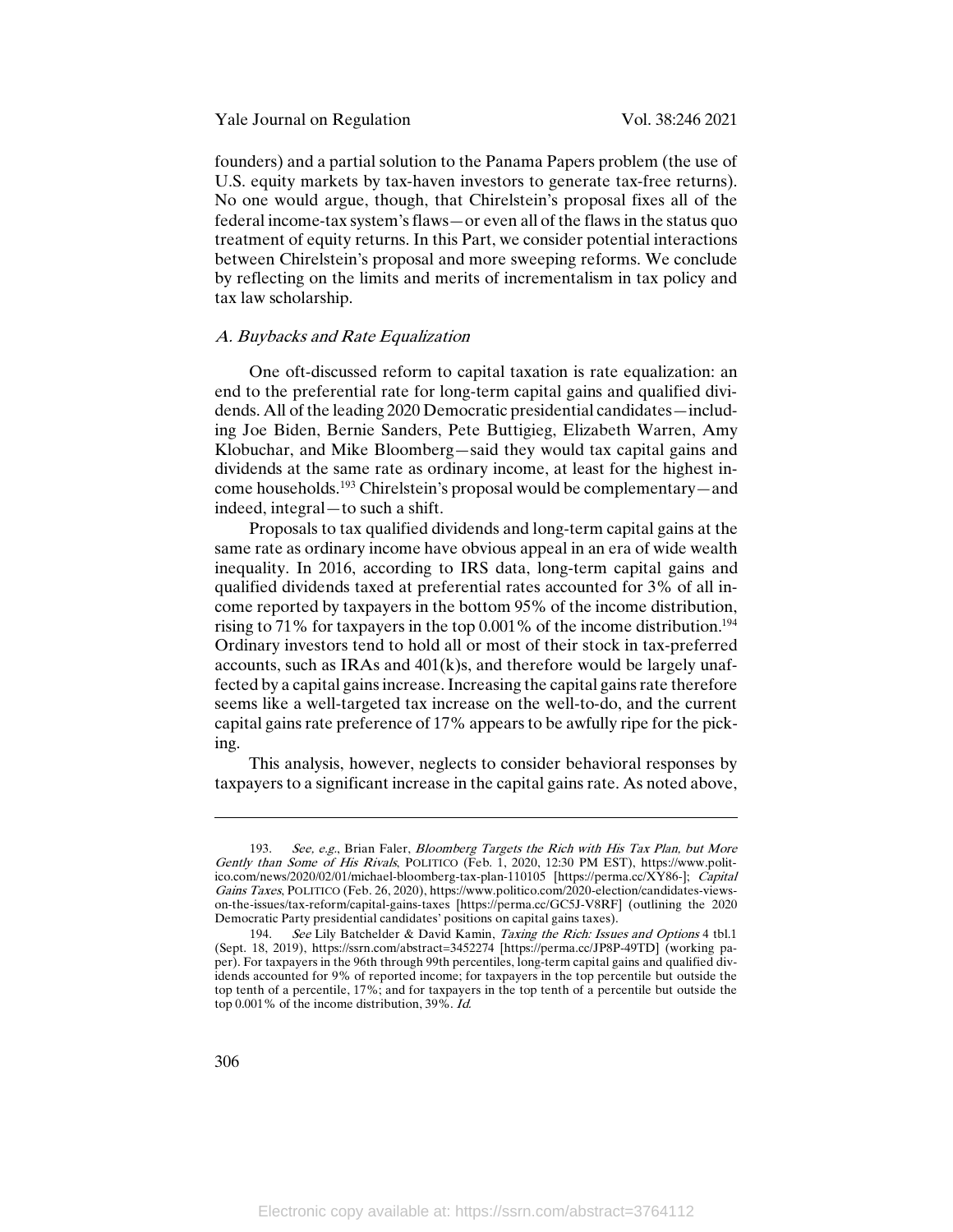founders) and a partial solution to the Panama Papers problem (the use of U.S. equity markets by tax-haven investors to generate tax-free returns). No one would argue, though, that Chirelstein's proposal fixes all of the federal income-tax system's flaws—or even all of the flaws in the status quo treatment of equity returns. In this Part, we consider potential interactions between Chirelstein's proposal and more sweeping reforms. We conclude by reflecting on the limits and merits of incrementalism in tax policy and tax law scholarship.

### *A. Buybacks and Rate Equalization*

One oft-discussed reform to capital taxation is rate equalization: an end to the preferential rate for long-term capital gains and qualified dividends. All of the leading 2020 Democratic presidential candidates—including Joe Biden, Bernie Sanders, Pete Buttigieg, Elizabeth Warren, Amy Klobuchar, and Mike Bloomberg—said they would tax capital gains and dividends at the same rate as ordinary income, at least for the highest income households.[193] Chirelstein's proposal would be complementary—and indeed, integral—to such a shift.

Proposals to tax qualified dividends and long-term capital gains at the same rate as ordinary income have obvious appeal in an era of wide wealth inequality. In 2016, according to IRS data, long-term capital gains and qualified dividends taxed at preferential rates accounted for 3% of all income reported by taxpayers in the bottom 95% of the income distribution, rising to 71% for taxpayers in the top 0.001% of the income distribution.[194] Ordinary investors tend to hold all or most of their stock in tax-preferred accounts, such as IRAs and 401(k)s, and therefore would be largely unaffected by a capital gains increase. Increasing the capital gains rate therefore seems like a well-targeted tax increase on the well-to-do, and the current capital gains rate preference of 17% appears to be awfully ripe for the picking.

This analysis, however, neglects to consider behavioral responses by taxpayers to a significant increase in the capital gains rate. As noted above,

---

193. *See, e.g.*, Brian Faler, *Bloomberg Targets the Rich with His Tax Plan, but More Gently than Some of His Rivals*, POLITICO (Feb. 1, 2020, 12:30 PM EST), https://www.politico.com/news/2020/02/01/michael-bloomberg-tax-plan-110105 [https://perma.cc/XY86-]; *Capital Gains Taxes*, POLITICO (Feb. 26, 2020), https://www.politico.com/2020-election/candidates-views-on-the-issues/tax-reform/capital-gains-taxes [https://perma.cc/GC5J-V8RF] (outlining the 2020 Democratic Party presidential candidates' positions on capital gains taxes).

194. *See* Lily Batchelder & David Kamin, *Taxing the Rich: Issues and Options* 4 tbl.1 (Sept. 18, 2019), https://ssrn.com/abstract=3452274 [https://perma.cc/JP8P-49TD] (working paper). For taxpayers in the 96th through 99th percentiles, long-term capital gains and qualified dividends accounted for 9% of reported income; for taxpayers in the top percentile but outside the top tenth of a percentile, 17%; and for taxpayers in the top tenth of a percentile but outside the top 0.001% of the income distribution, 39%. *Id.*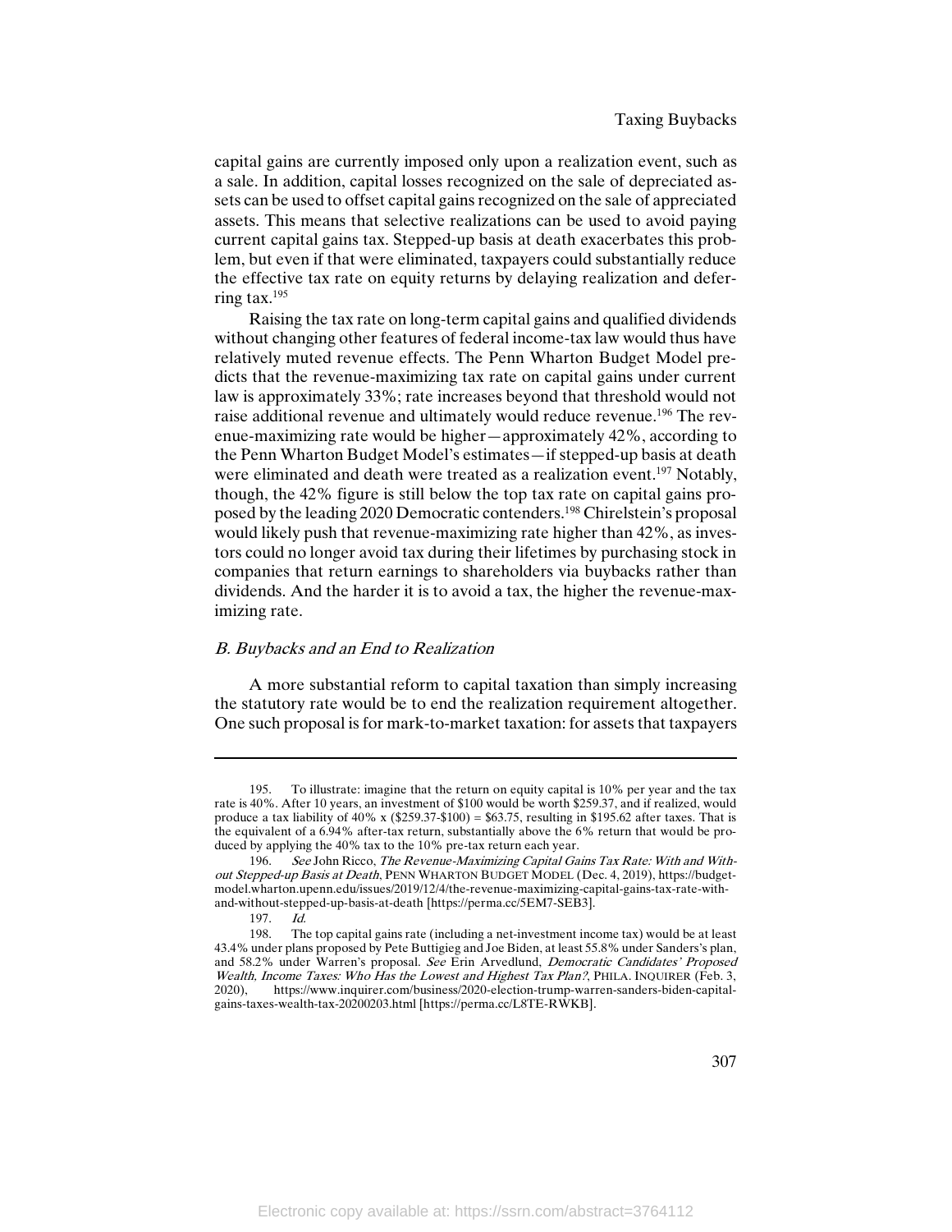capital gains are currently imposed only upon a realization event, such as a sale. In addition, capital losses recognized on the sale of depreciated assets can be used to offset capital gains recognized on the sale of appreciated assets. This means that selective realizations can be used to avoid paying current capital gains tax. Stepped-up basis at death exacerbates this problem, but even if that were eliminated, taxpayers could substantially reduce the effective tax rate on equity returns by delaying realization and deferring tax.[195]

Raising the tax rate on long-term capital gains and qualified dividends without changing other features of federal income-tax law would thus have relatively muted revenue effects. The Penn Wharton Budget Model predicts that the revenue-maximizing tax rate on capital gains under current law is approximately 33%; rate increases beyond that threshold would not raise additional revenue and ultimately would reduce revenue.[196] The revenue-maximizing rate would be higher—approximately 42%, according to the Penn Wharton Budget Model's estimates—if stepped-up basis at death were eliminated and death were treated as a realization event.[197] Notably, though, the 42% figure is still below the top tax rate on capital gains proposed by the leading 2020 Democratic contenders.[198] Chirelstein's proposal would likely push that revenue-maximizing rate higher than 42%, as investors could no longer avoid tax during their lifetimes by purchasing stock in companies that return earnings to shareholders via buybacks rather than dividends. And the harder it is to avoid a tax, the higher the revenue-maximizing rate.

### *B. Buybacks and an End to Realization*

A more substantial reform to capital taxation than simply increasing the statutory rate would be to end the realization requirement altogether. One such proposal is for mark-to-market taxation: for assets that taxpayers

---

195. To illustrate: imagine that the return on equity capital is 10% per year and the tax rate is 40%. After 10 years, an investment of $100 would be worth $259.37, and if realized, would produce a tax liability of 40% x ($259.37-$100) = $63.75, resulting in $195.62 after taxes. That is the equivalent of a 6.94% after-tax return, substantially above the 6% return that would be produced by applying the 40% tax to the 10% pre-tax return each year.

196. *See* John Ricco, *The Revenue-Maximizing Capital Gains Tax Rate: With and Without Stepped-up Basis at Death*, PENN WHARTON BUDGET MODEL (Dec. 4, 2019), https://budgetmodel.wharton.upenn.edu/issues/2019/12/4/the-revenue-maximizing-capital-gains-tax-rate-with-and-without-stepped-up-basis-at-death [https://perma.cc/5EM7-SEB3].

197. *Id.*

198. The top capital gains rate (including a net-investment income tax) would be at least 43.4% under plans proposed by Pete Buttigieg and Joe Biden, at least 55.8% under Sanders's plan, and 58.2% under Warren's proposal. *See* Erin Arvedlund, *Democratic Candidates' Proposed Wealth, Income Taxes: Who Has the Lowest and Highest Tax Plan?*, PHILA. INQUIRER (Feb. 3, 2020), https://www.inquirer.com/business/2020-election-trump-warren-sanders-biden-capital-gains-taxes-wealth-tax-20200203.html [https://perma.cc/L8TE-RWKB].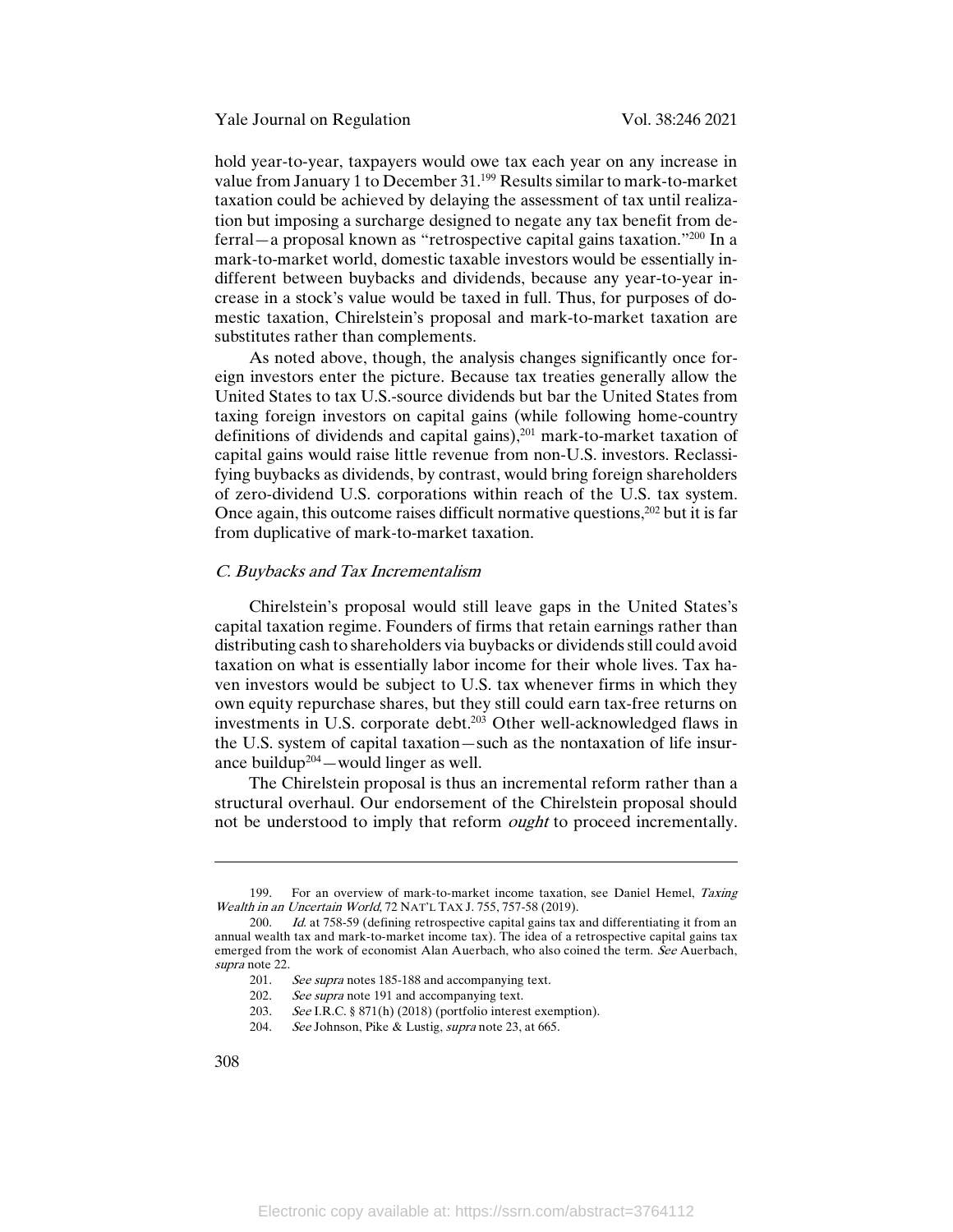hold year-to-year, taxpayers would owe tax each year on any increase in value from January 1 to December 31.[199] Results similar to mark-to-market taxation could be achieved by delaying the assessment of tax until realization but imposing a surcharge designed to negate any tax benefit from deferral—a proposal known as "retrospective capital gains taxation."[200] In a mark-to-market world, domestic taxable investors would be essentially indifferent between buybacks and dividends, because any year-to-year increase in a stock's value would be taxed in full. Thus, for purposes of domestic taxation, Chirelstein's proposal and mark-to-market taxation are substitutes rather than complements.

As noted above, though, the analysis changes significantly once foreign investors enter the picture. Because tax treaties generally allow the United States to tax U.S.-source dividends but bar the United States from taxing foreign investors on capital gains (while following home-country definitions of dividends and capital gains),[201] mark-to-market taxation of capital gains would raise little revenue from non-U.S. investors. Reclassifying buybacks as dividends, by contrast, would bring foreign shareholders of zero-dividend U.S. corporations within reach of the U.S. tax system. Once again, this outcome raises difficult normative questions,[202] but it is far from duplicative of mark-to-market taxation.

### *C. Buybacks and Tax Incrementalism*

Chirelstein's proposal would still leave gaps in the United States's capital taxation regime. Founders of firms that retain earnings rather than distributing cash to shareholders via buybacks or dividends still could avoid taxation on what is essentially labor income for their whole lives. Tax haven investors would be subject to U.S. tax whenever firms in which they own equity repurchase shares, but they still could earn tax-free returns on investments in U.S. corporate debt.[203] Other well-acknowledged flaws in the U.S. system of capital taxation—such as the nontaxation of life insurance buildup[204]—would linger as well.

The Chirelstein proposal is thus an incremental reform rather than a structural overhaul. Our endorsement of the Chirelstein proposal should not be understood to imply that reform *ought* to proceed incrementally.

---

199. For an overview of mark-to-market income taxation, see Daniel Hemel, *Taxing Wealth in an Uncertain World*, 72 NAT'L TAX J. 755, 757-58 (2019).

200. *Id.* at 758-59 (defining retrospective capital gains tax and differentiating it from an annual wealth tax and mark-to-market income tax). The idea of a retrospective capital gains tax emerged from the work of economist Alan Auerbach, who also coined the term. *See* Auerbach, *supra* note 22.

201. *See supra* notes 185-188 and accompanying text.

202. *See supra* note 191 and accompanying text.

203. *See* I.R.C. § 871(h) (2018) (portfolio interest exemption).

204. *See* Johnson, Pike & Lustig, *supra* note 23, at 665.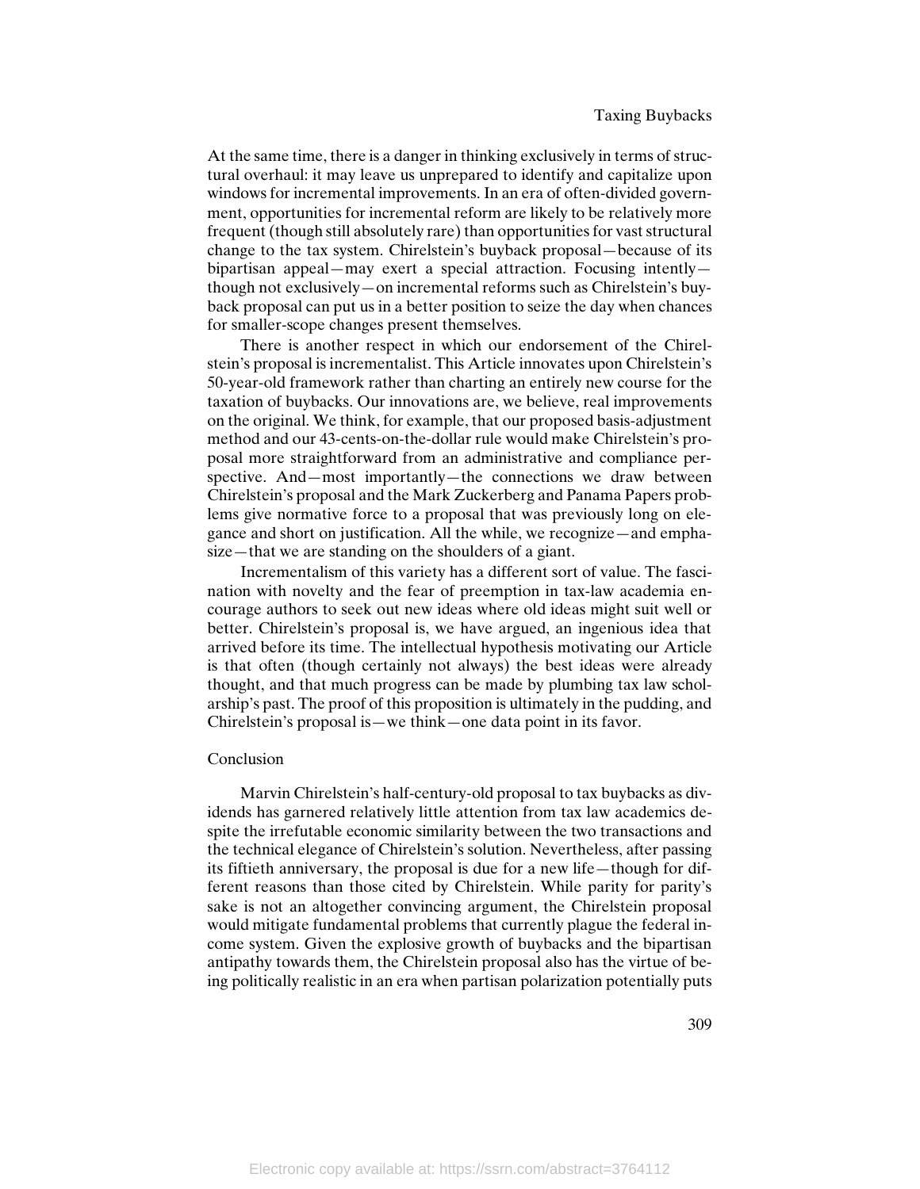At the same time, there is a danger in thinking exclusively in terms of structural overhaul: it may leave us unprepared to identify and capitalize upon windows for incremental improvements. In an era of often-divided government, opportunities for incremental reform are likely to be relatively more frequent (though still absolutely rare) than opportunities for vast structural change to the tax system. Chirelstein's buyback proposal—because of its bipartisan appeal—may exert a special attraction. Focusing intently—though not exclusively—on incremental reforms such as Chirelstein's buyback proposal can put us in a better position to seize the day when chances for smaller-scope changes present themselves.

There is another respect in which our endorsement of the Chirelstein's proposal is incrementalist. This Article innovates upon Chirelstein's 50-year-old framework rather than charting an entirely new course for the taxation of buybacks. Our innovations are, we believe, real improvements on the original. We think, for example, that our proposed basis-adjustment method and our 43-cents-on-the-dollar rule would make Chirelstein's proposal more straightforward from an administrative and compliance perspective. And—most importantly—the connections we draw between Chirelstein's proposal and the Mark Zuckerberg and Panama Papers problems give normative force to a proposal that was previously long on elegance and short on justification. All the while, we recognize—and emphasize—that we are standing on the shoulders of a giant.

Incrementalism of this variety has a different sort of value. The fascination with novelty and the fear of preemption in tax-law academia encourage authors to seek out new ideas where old ideas might suit well or better. Chirelstein's proposal is, we have argued, an ingenious idea that arrived before its time. The intellectual hypothesis motivating our Article is that often (though certainly not always) the best ideas were already thought, and that much progress can be made by plumbing tax law scholarship's past. The proof of this proposition is ultimately in the pudding, and Chirelstein's proposal is—we think—one data point in its favor.

## Conclusion

Marvin Chirelstein's half-century-old proposal to tax buybacks as dividends has garnered relatively little attention from tax law academics despite the irrefutable economic similarity between the two transactions and the technical elegance of Chirelstein's solution. Nevertheless, after passing its fiftieth anniversary, the proposal is due for a new life—though for different reasons than those cited by Chirelstein. While parity for parity's sake is not an altogether convincing argument, the Chirelstein proposal would mitigate fundamental problems that currently plague the federal income system. Given the explosive growth of buybacks and the bipartisan antipathy towards them, the Chirelstein proposal also has the virtue of being politically realistic in an era when partisan polarization potentially puts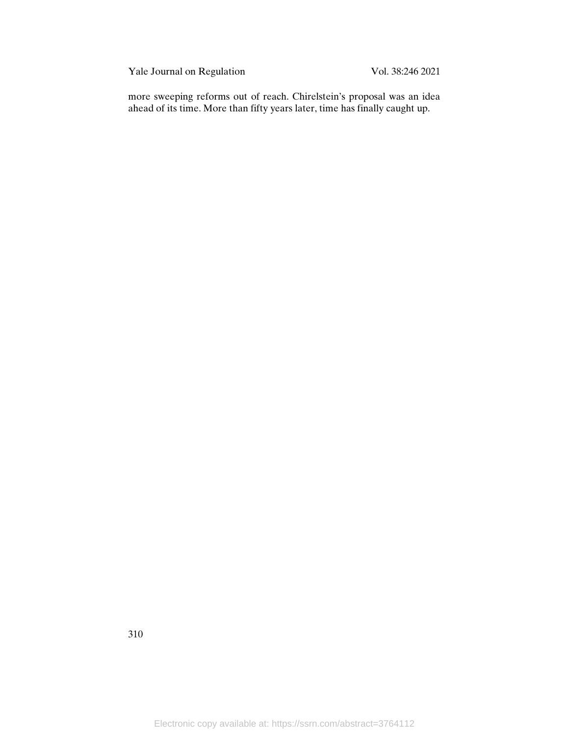more sweeping reforms out of reach. Chirelstein's proposal was an idea ahead of its time. More than fifty years later, time has finally caught up.